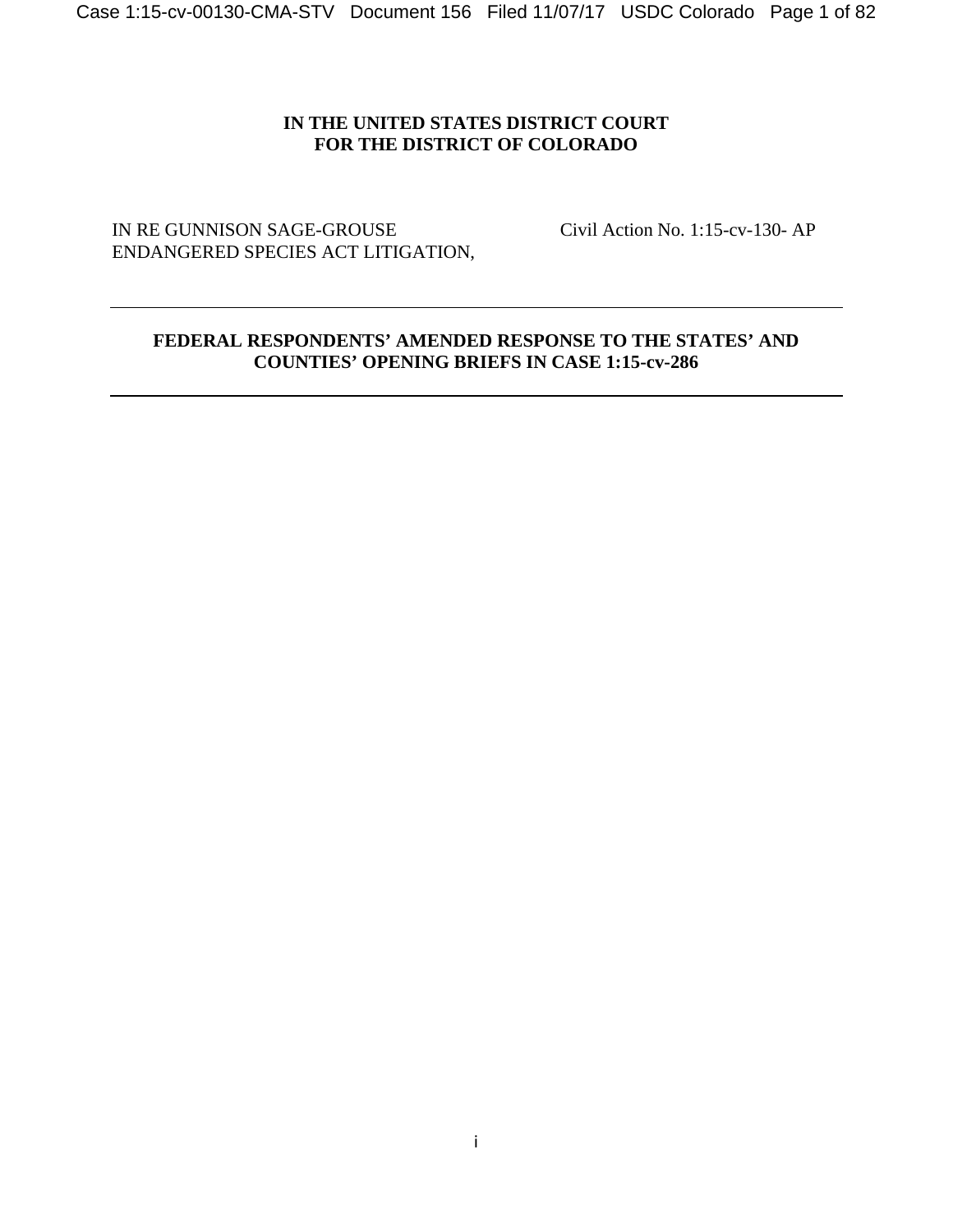**IN THE UNITED STATES DISTRICT COURT**
**FOR THE DISTRICT OF COLORADO**

IN RE GUNNISON SAGE-GROUSE ENDANGERED SPECIES ACT LITIGATION,

Civil Action No. 1:15-cv-130- AP

---

**FEDERAL RESPONDENTS' AMENDED RESPONSE TO THE STATES' AND COUNTIES' OPENING BRIEFS IN CASE 1:15-cv-286**

---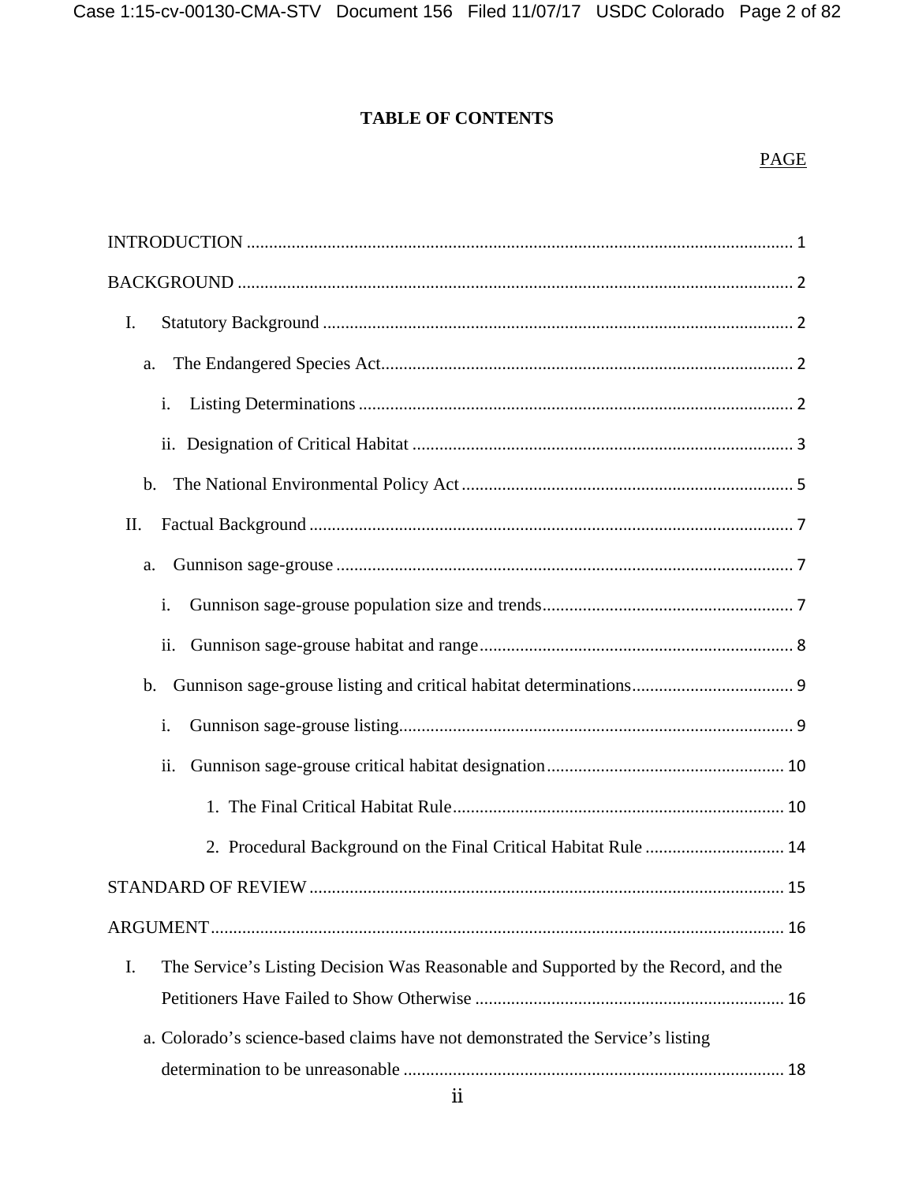## TABLE OF CONTENTS

PAGE

INTRODUCTION ........................................................................................................................ 1

BACKGROUND .......................................................................................................................... 2

I. Statutory Background ......................................................................................................... 2

a. The Endangered Species Act ............................................................................................ 2

i. Listing Determinations .................................................................................................. 2

ii. Designation of Critical Habitat ..................................................................................... 3

b. The National Environmental Policy Act .......................................................................... 5

II. Factual Background ............................................................................................................ 7

a. Gunnison sage-grouse ...................................................................................................... 7

i. Gunnison sage-grouse population size and trends ........................................................ 7

ii. Gunnison sage-grouse habitat and range ...................................................................... 8

b. Gunnison sage-grouse listing and critical habitat determinations .................................... 9

i. Gunnison sage-grouse listing ......................................................................................... 9

ii. Gunnison sage-grouse critical habitat designation ..................................................... 10

1. The Final Critical Habitat Rule .......................................................................... 10

2. Procedural Background on the Final Critical Habitat Rule ............................... 14

STANDARD OF REVIEW ........................................................................................................ 15

ARGUMENT .............................................................................................................................. 16

I. The Service's Listing Decision Was Reasonable and Supported by the Record, and the Petitioners Have Failed to Show Otherwise ..................................................................... 16

a. Colorado's science-based claims have not demonstrated the Service's listing determination to be unreasonable ..................................................................................... 18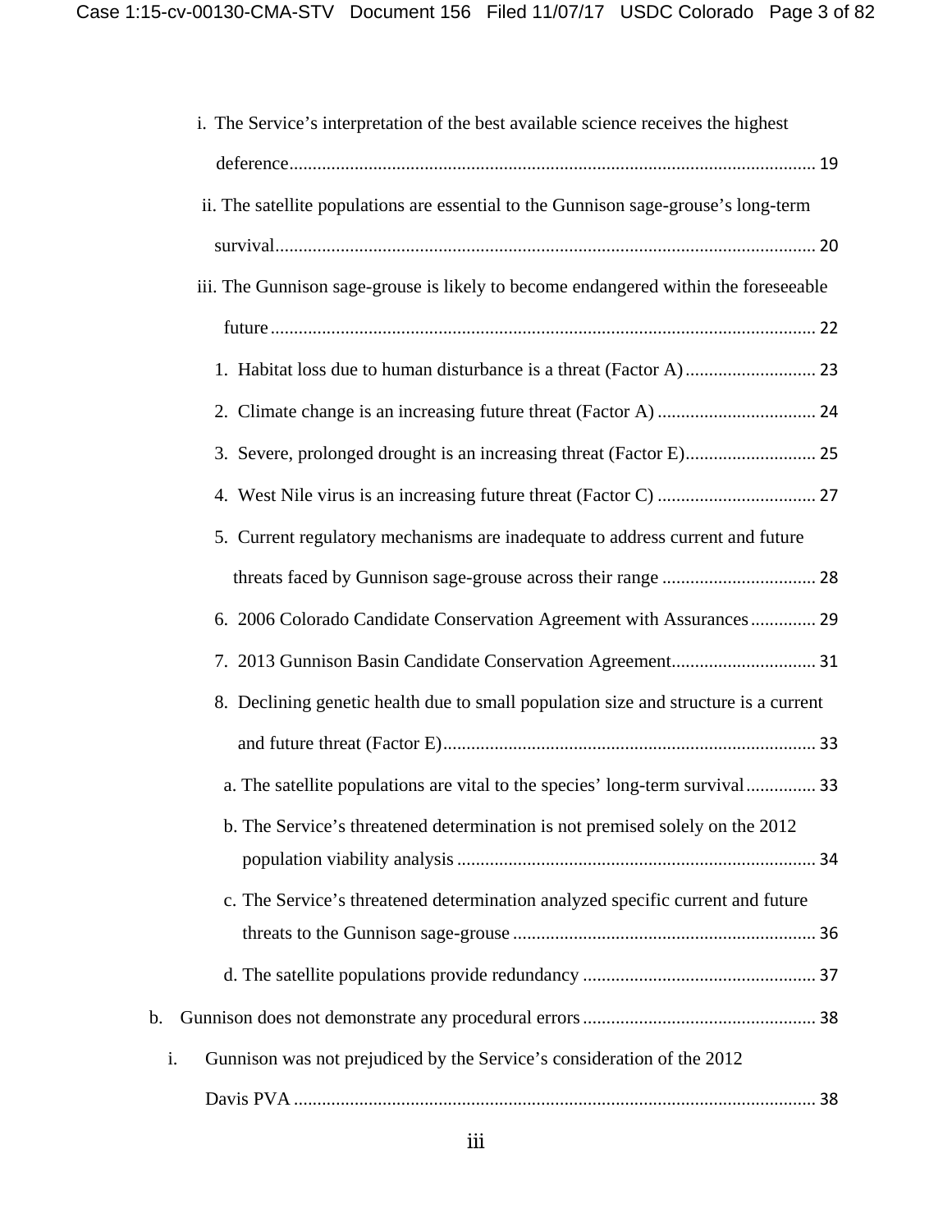i. The Service's interpretation of the best available science receives the highest deference ........ 19

ii. The satellite populations are essential to the Gunnison sage-grouse's long-term survival ........ 20

iii. The Gunnison sage-grouse is likely to become endangered within the foreseeable future ........ 22

1. Habitat loss due to human disturbance is a threat (Factor A) ........ 23
2. Climate change is an increasing future threat (Factor A) ........ 24
3. Severe, prolonged drought is an increasing threat (Factor E) ........ 25
4. West Nile virus is an increasing future threat (Factor C) ........ 27
5. Current regulatory mechanisms are inadequate to address current and future threats faced by Gunnison sage-grouse across their range ........ 28
6. 2006 Colorado Candidate Conservation Agreement with Assurances ........ 29
7. 2013 Gunnison Basin Candidate Conservation Agreement ........ 31
8. Declining genetic health due to small population size and structure is a current and future threat (Factor E) ........ 33

a. The satellite populations are vital to the species' long-term survival ........ 33

b. The Service's threatened determination is not premised solely on the 2012 population viability analysis ........ 34

c. The Service's threatened determination analyzed specific current and future threats to the Gunnison sage-grouse ........ 36

d. The satellite populations provide redundancy ........ 37

b. Gunnison does not demonstrate any procedural errors ........ 38

i. Gunnison was not prejudiced by the Service's consideration of the 2012 Davis PVA ........ 38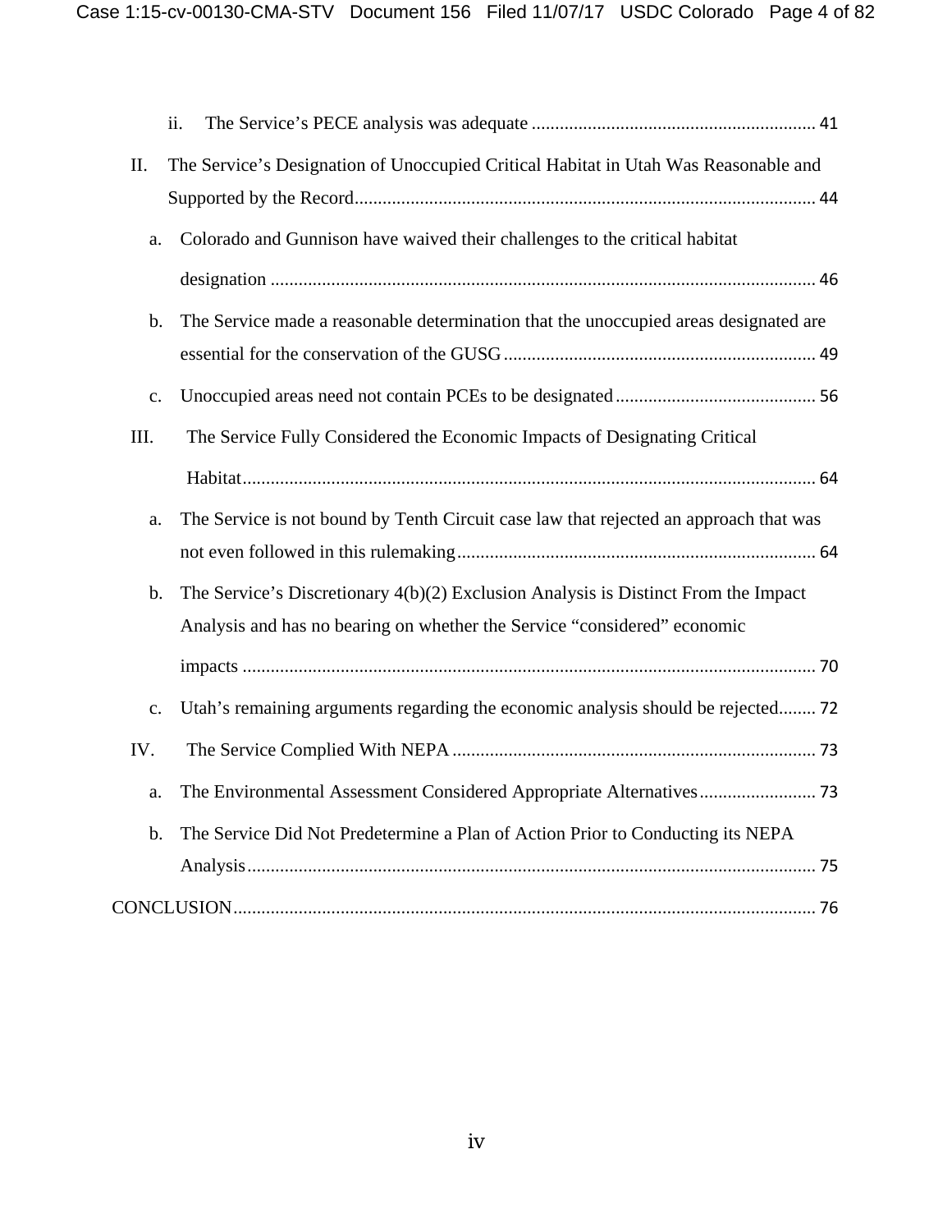ii. The Service's PECE analysis was adequate ............................................................ 41

II. The Service's Designation of Unoccupied Critical Habitat in Utah Was Reasonable and Supported by the Record.................................................................................................. 44

a. Colorado and Gunnison have waived their challenges to the critical habitat designation ..................................................................................................................... 46

b. The Service made a reasonable determination that the unoccupied areas designated are essential for the conservation of the GUSG .................................................................. 49

c. Unoccupied areas need not contain PCEs to be designated ........................................... 56

III. The Service Fully Considered the Economic Impacts of Designating Critical Habitat.......................................................................................................................... 64

a. The Service is not bound by Tenth Circuit case law that rejected an approach that was not even followed in this rulemaking ............................................................................ 64

b. The Service's Discretionary 4(b)(2) Exclusion Analysis is Distinct From the Impact Analysis and has no bearing on whether the Service "considered" economic impacts .......................................................................................................................... 70

c. Utah's remaining arguments regarding the economic analysis should be rejected........ 72

IV. The Service Complied With NEPA ............................................................................. 73

a. The Environmental Assessment Considered Appropriate Alternatives......................... 73

b. The Service Did Not Predetermine a Plan of Action Prior to Conducting its NEPA Analysis......................................................................................................................... 75

CONCLUSION............................................................................................................................ 76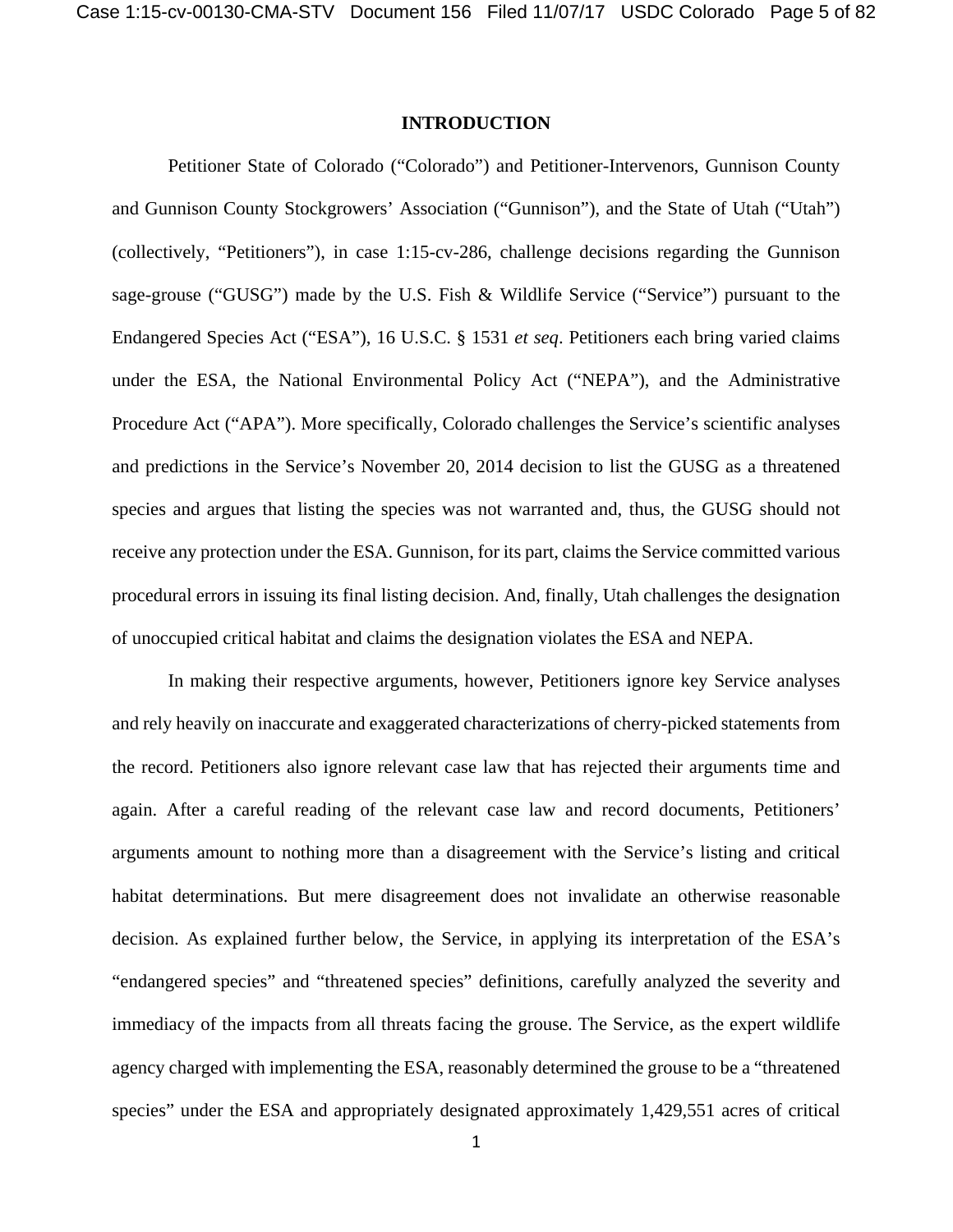## INTRODUCTION

Petitioner State of Colorado ("Colorado") and Petitioner-Intervenors, Gunnison County and Gunnison County Stockgrowers' Association ("Gunnison"), and the State of Utah ("Utah") (collectively, "Petitioners"), in case 1:15-cv-286, challenge decisions regarding the Gunnison sage-grouse ("GUSG") made by the U.S. Fish & Wildlife Service ("Service") pursuant to the Endangered Species Act ("ESA"), 16 U.S.C. § 1531 *et seq*. Petitioners each bring varied claims under the ESA, the National Environmental Policy Act ("NEPA"), and the Administrative Procedure Act ("APA"). More specifically, Colorado challenges the Service's scientific analyses and predictions in the Service's November 20, 2014 decision to list the GUSG as a threatened species and argues that listing the species was not warranted and, thus, the GUSG should not receive any protection under the ESA. Gunnison, for its part, claims the Service committed various procedural errors in issuing its final listing decision. And, finally, Utah challenges the designation of unoccupied critical habitat and claims the designation violates the ESA and NEPA.

In making their respective arguments, however, Petitioners ignore key Service analyses and rely heavily on inaccurate and exaggerated characterizations of cherry-picked statements from the record. Petitioners also ignore relevant case law that has rejected their arguments time and again. After a careful reading of the relevant case law and record documents, Petitioners' arguments amount to nothing more than a disagreement with the Service's listing and critical habitat determinations. But mere disagreement does not invalidate an otherwise reasonable decision. As explained further below, the Service, in applying its interpretation of the ESA's "endangered species" and "threatened species" definitions, carefully analyzed the severity and immediacy of the impacts from all threats facing the grouse. The Service, as the expert wildlife agency charged with implementing the ESA, reasonably determined the grouse to be a "threatened species" under the ESA and appropriately designated approximately 1,429,551 acres of critical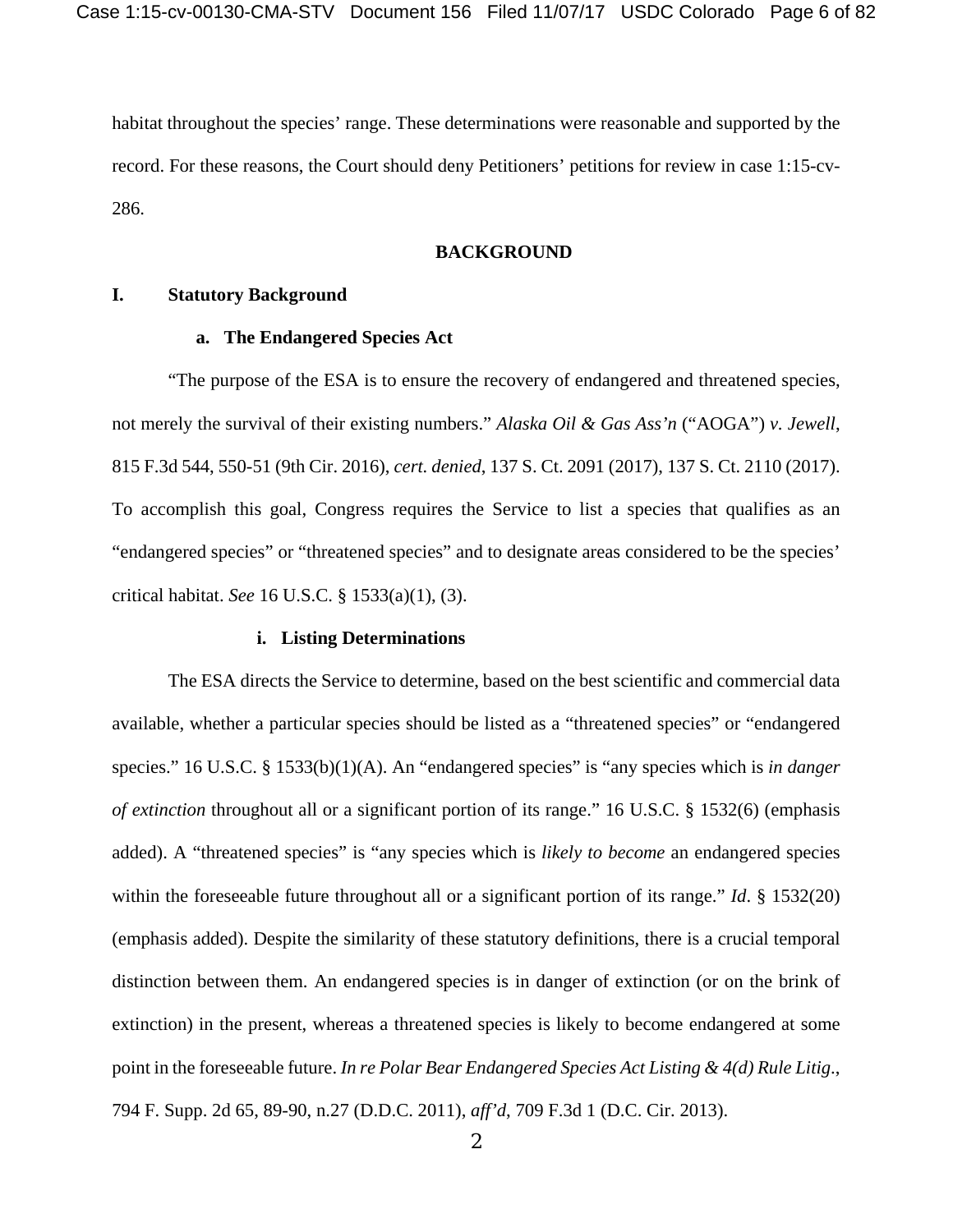habitat throughout the species' range. These determinations were reasonable and supported by the record. For these reasons, the Court should deny Petitioners' petitions for review in case 1:15-cv-286.

## BACKGROUND

### I. Statutory Background

#### a. The Endangered Species Act

"The purpose of the ESA is to ensure the recovery of endangered and threatened species, not merely the survival of their existing numbers." *Alaska Oil & Gas Ass'n* ("AOGA") *v. Jewell*, 815 F.3d 544, 550-51 (9th Cir. 2016), *cert. denied*, 137 S. Ct. 2091 (2017), 137 S. Ct. 2110 (2017). To accomplish this goal, Congress requires the Service to list a species that qualifies as an "endangered species" or "threatened species" and to designate areas considered to be the species' critical habitat. *See* 16 U.S.C. § 1533(a)(1), (3).

##### i. Listing Determinations

The ESA directs the Service to determine, based on the best scientific and commercial data available, whether a particular species should be listed as a "threatened species" or "endangered species." 16 U.S.C. § 1533(b)(1)(A). An "endangered species" is "any species which is *in danger of extinction* throughout all or a significant portion of its range." 16 U.S.C. § 1532(6) (emphasis added). A "threatened species" is "any species which is *likely to become* an endangered species within the foreseeable future throughout all or a significant portion of its range." *Id*. § 1532(20) (emphasis added). Despite the similarity of these statutory definitions, there is a crucial temporal distinction between them. An endangered species is in danger of extinction (or on the brink of extinction) in the present, whereas a threatened species is likely to become endangered at some point in the foreseeable future. *In re Polar Bear Endangered Species Act Listing & 4(d) Rule Litig*., 794 F. Supp. 2d 65, 89-90, n.27 (D.D.C. 2011), *aff'd*, 709 F.3d 1 (D.C. Cir. 2013).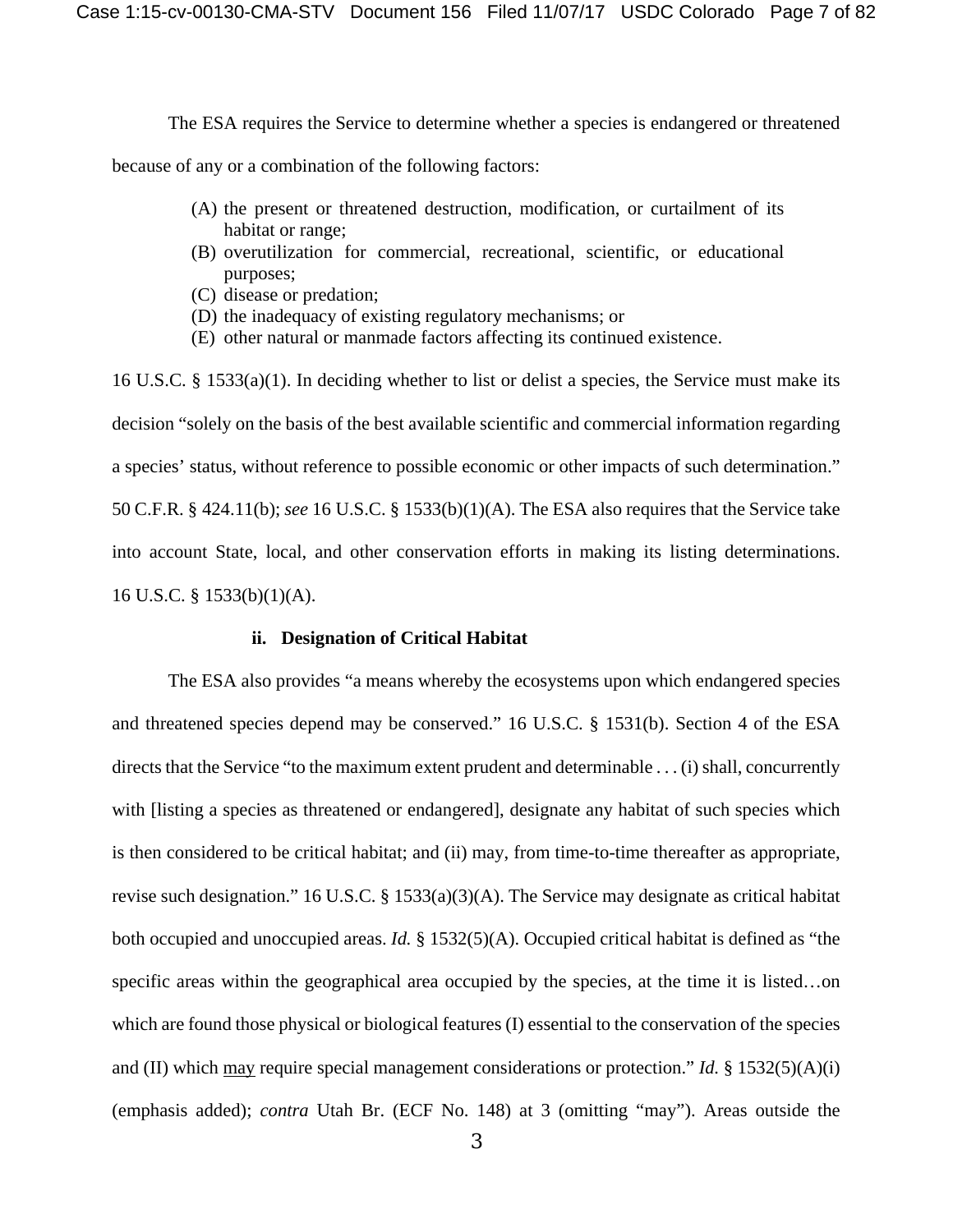The ESA requires the Service to determine whether a species is endangered or threatened because of any or a combination of the following factors:

> (A) the present or threatened destruction, modification, or curtailment of its habitat or range;
> (B) overutilization for commercial, recreational, scientific, or educational purposes;
> (C) disease or predation;
> (D) the inadequacy of existing regulatory mechanisms; or
> (E) other natural or manmade factors affecting its continued existence.

16 U.S.C. § 1533(a)(1). In deciding whether to list or delist a species, the Service must make its decision "solely on the basis of the best available scientific and commercial information regarding a species' status, without reference to possible economic or other impacts of such determination." 50 C.F.R. § 424.11(b); *see* 16 U.S.C. § 1533(b)(1)(A). The ESA also requires that the Service take into account State, local, and other conservation efforts in making its listing determinations. 16 U.S.C. § 1533(b)(1)(A).

**ii. Designation of Critical Habitat**

The ESA also provides "a means whereby the ecosystems upon which endangered species and threatened species depend may be conserved." 16 U.S.C. § 1531(b). Section 4 of the ESA directs that the Service "to the maximum extent prudent and determinable . . . (i) shall, concurrently with [listing a species as threatened or endangered], designate any habitat of such species which is then considered to be critical habitat; and (ii) may, from time-to-time thereafter as appropriate, revise such designation." 16 U.S.C. § 1533(a)(3)(A). The Service may designate as critical habitat both occupied and unoccupied areas. *Id.* § 1532(5)(A). Occupied critical habitat is defined as "the specific areas within the geographical area occupied by the species, at the time it is listed…on which are found those physical or biological features (I) essential to the conservation of the species and (II) which may require special management considerations or protection." *Id.* § 1532(5)(A)(i) (emphasis added); *contra* Utah Br. (ECF No. 148) at 3 (omitting "may"). Areas outside the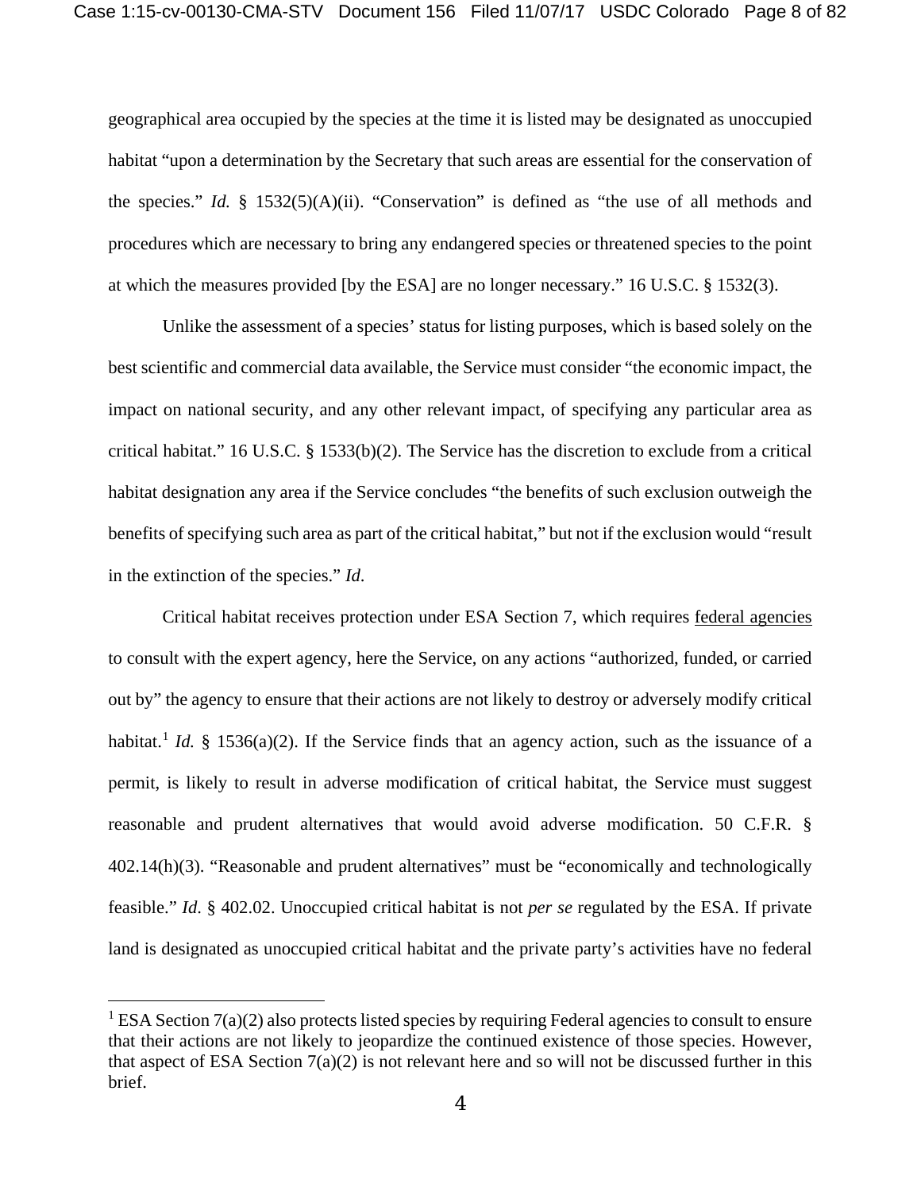geographical area occupied by the species at the time it is listed may be designated as unoccupied habitat "upon a determination by the Secretary that such areas are essential for the conservation of the species." *Id.* § 1532(5)(A)(ii). "Conservation" is defined as "the use of all methods and procedures which are necessary to bring any endangered species or threatened species to the point at which the measures provided [by the ESA] are no longer necessary." 16 U.S.C. § 1532(3).

Unlike the assessment of a species' status for listing purposes, which is based solely on the best scientific and commercial data available, the Service must consider "the economic impact, the impact on national security, and any other relevant impact, of specifying any particular area as critical habitat." 16 U.S.C. § 1533(b)(2). The Service has the discretion to exclude from a critical habitat designation any area if the Service concludes "the benefits of such exclusion outweigh the benefits of specifying such area as part of the critical habitat," but not if the exclusion would "result in the extinction of the species." *Id*.

Critical habitat receives protection under ESA Section 7, which requires <u>federal agencies</u> to consult with the expert agency, here the Service, on any actions "authorized, funded, or carried out by" the agency to ensure that their actions are not likely to destroy or adversely modify critical habitat.[1] *Id.* § 1536(a)(2). If the Service finds that an agency action, such as the issuance of a permit, is likely to result in adverse modification of critical habitat, the Service must suggest reasonable and prudent alternatives that would avoid adverse modification. 50 C.F.R. § 402.14(h)(3). "Reasonable and prudent alternatives" must be "economically and technologically feasible." *Id*. § 402.02. Unoccupied critical habitat is not *per se* regulated by the ESA. If private land is designated as unoccupied critical habitat and the private party's activities have no federal

[1] ESA Section 7(a)(2) also protects listed species by requiring Federal agencies to consult to ensure that their actions are not likely to jeopardize the continued existence of those species. However, that aspect of ESA Section 7(a)(2) is not relevant here and so will not be discussed further in this brief.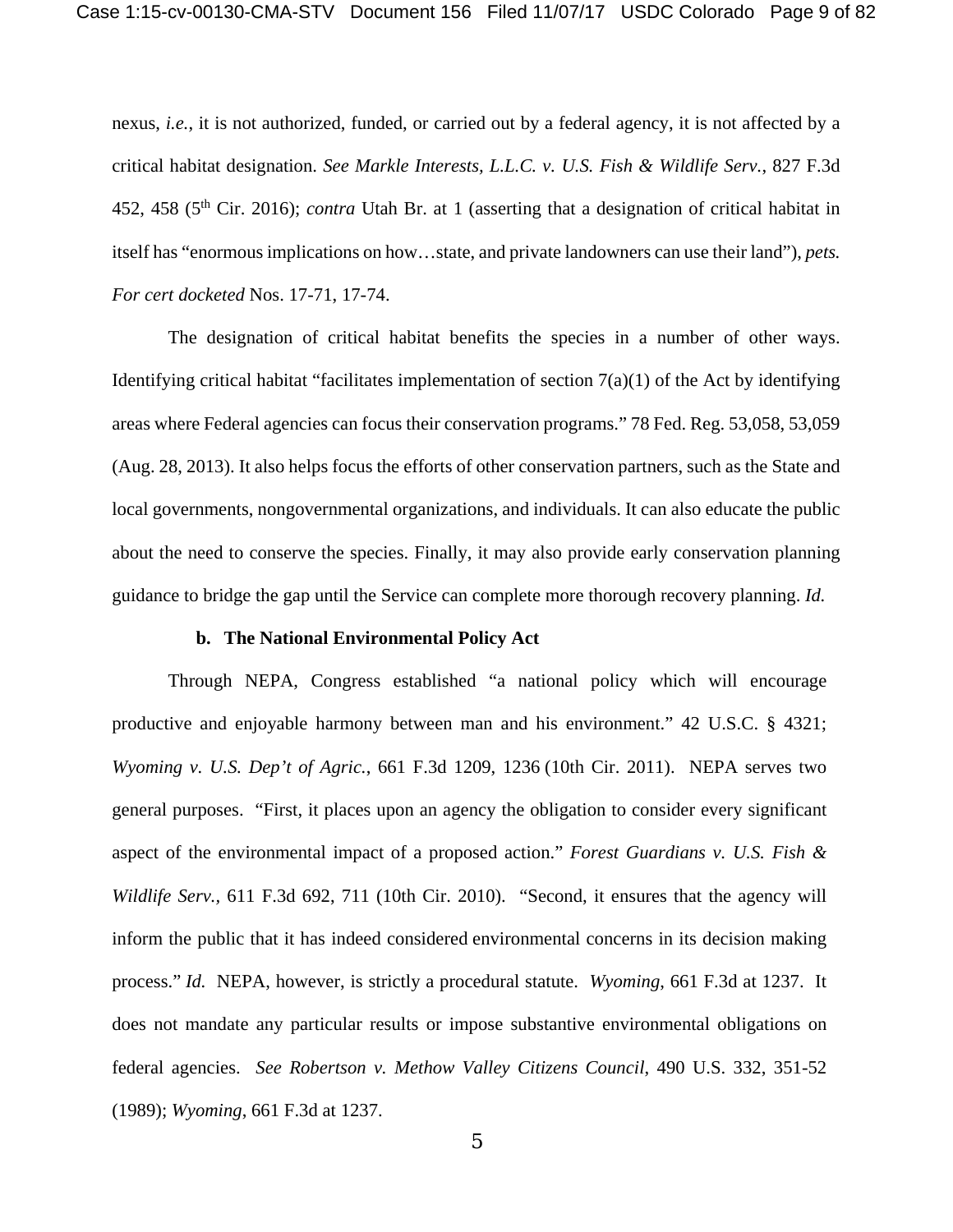nexus, *i.e.*, it is not authorized, funded, or carried out by a federal agency, it is not affected by a critical habitat designation. *See Markle Interests, L.L.C. v. U.S. Fish & Wildlife Serv.*, 827 F.3d 452, 458 (5th Cir. 2016); *contra* Utah Br. at 1 (asserting that a designation of critical habitat in itself has "enormous implications on how…state, and private landowners can use their land"), *pets. For cert docketed* Nos. 17-71, 17-74.

The designation of critical habitat benefits the species in a number of other ways. Identifying critical habitat "facilitates implementation of section 7(a)(1) of the Act by identifying areas where Federal agencies can focus their conservation programs." 78 Fed. Reg. 53,058, 53,059 (Aug. 28, 2013). It also helps focus the efforts of other conservation partners, such as the State and local governments, nongovernmental organizations, and individuals. It can also educate the public about the need to conserve the species. Finally, it may also provide early conservation planning guidance to bridge the gap until the Service can complete more thorough recovery planning. *Id.*

**b. The National Environmental Policy Act**

Through NEPA, Congress established "a national policy which will encourage productive and enjoyable harmony between man and his environment." 42 U.S.C. § 4321; *Wyoming v. U.S. Dep't of Agric.*, 661 F.3d 1209, 1236 (10th Cir. 2011). NEPA serves two general purposes. "First, it places upon an agency the obligation to consider every significant aspect of the environmental impact of a proposed action." *Forest Guardians v. U.S. Fish & Wildlife Serv.*, 611 F.3d 692, 711 (10th Cir. 2010). "Second, it ensures that the agency will inform the public that it has indeed considered environmental concerns in its decision making process." *Id.* NEPA, however, is strictly a procedural statute. *Wyoming*, 661 F.3d at 1237. It does not mandate any particular results or impose substantive environmental obligations on federal agencies. *See Robertson v. Methow Valley Citizens Council*, 490 U.S. 332, 351-52 (1989); *Wyoming*, 661 F.3d at 1237.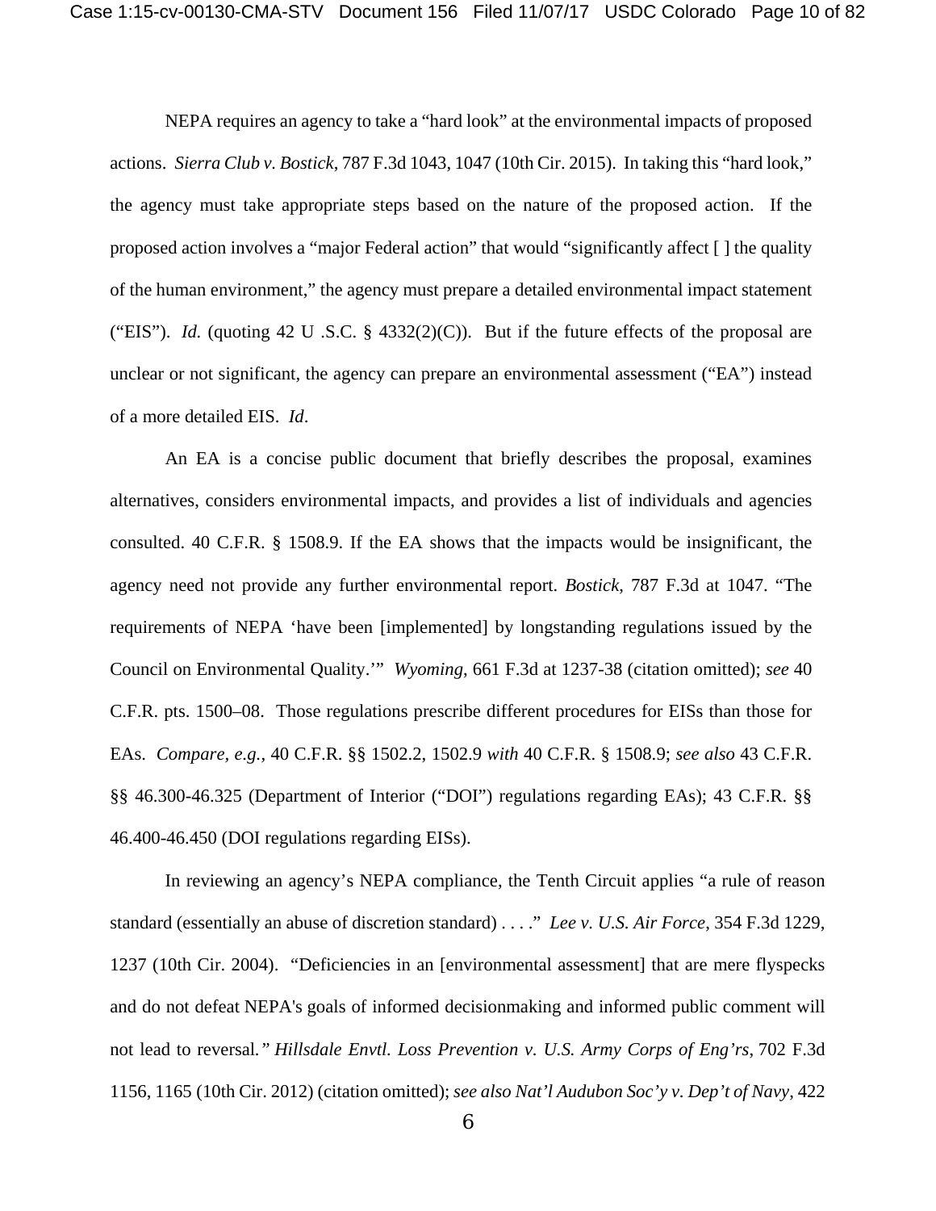NEPA requires an agency to take a "hard look" at the environmental impacts of proposed actions. *Sierra Club v. Bostick*, 787 F.3d 1043, 1047 (10th Cir. 2015). In taking this "hard look," the agency must take appropriate steps based on the nature of the proposed action. If the proposed action involves a "major Federal action" that would "significantly affect [ ] the quality of the human environment," the agency must prepare a detailed environmental impact statement ("EIS"). *Id.* (quoting 42 U .S.C. § 4332(2)(C)). But if the future effects of the proposal are unclear or not significant, the agency can prepare an environmental assessment ("EA") instead of a more detailed EIS. *Id*.

An EA is a concise public document that briefly describes the proposal, examines alternatives, considers environmental impacts, and provides a list of individuals and agencies consulted. 40 C.F.R. § 1508.9. If the EA shows that the impacts would be insignificant, the agency need not provide any further environmental report. *Bostick*, 787 F.3d at 1047. "The requirements of NEPA 'have been [implemented] by longstanding regulations issued by the Council on Environmental Quality.'" *Wyoming*, 661 F.3d at 1237-38 (citation omitted); *see* 40 C.F.R. pts. 1500–08. Those regulations prescribe different procedures for EISs than those for EAs. *Compare, e.g.*, 40 C.F.R. §§ 1502.2, 1502.9 *with* 40 C.F.R. § 1508.9; *see also* 43 C.F.R. §§ 46.300-46.325 (Department of Interior ("DOI") regulations regarding EAs); 43 C.F.R. §§ 46.400-46.450 (DOI regulations regarding EISs).

In reviewing an agency's NEPA compliance, the Tenth Circuit applies "a rule of reason standard (essentially an abuse of discretion standard) . . . ." *Lee v. U.S. Air Force*, 354 F.3d 1229, 1237 (10th Cir. 2004). "Deficiencies in an [environmental assessment] that are mere flyspecks and do not defeat NEPA's goals of informed decisionmaking and informed public comment will not lead to reversal." *Hillsdale Envtl. Loss Prevention v. U.S. Army Corps of Eng'rs*, 702 F.3d 1156, 1165 (10th Cir. 2012) (citation omitted); *see also Nat'l Audubon Soc'y v. Dep't of Navy*, 422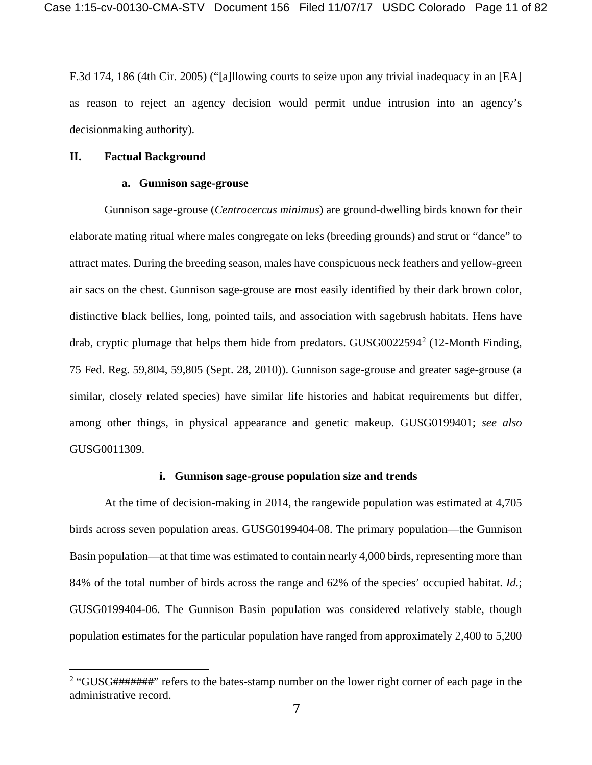F.3d 174, 186 (4th Cir. 2005) ("[a]llowing courts to seize upon any trivial inadequacy in an [EA] as reason to reject an agency decision would permit undue intrusion into an agency's decisionmaking authority).

## II. Factual Background

### a. Gunnison sage-grouse

Gunnison sage-grouse (*Centrocercus minimus*) are ground-dwelling birds known for their elaborate mating ritual where males congregate on leks (breeding grounds) and strut or "dance" to attract mates. During the breeding season, males have conspicuous neck feathers and yellow-green air sacs on the chest. Gunnison sage-grouse are most easily identified by their dark brown color, distinctive black bellies, long, pointed tails, and association with sagebrush habitats. Hens have drab, cryptic plumage that helps them hide from predators. GUSG0022594[2] (12-Month Finding, 75 Fed. Reg. 59,804, 59,805 (Sept. 28, 2010)). Gunnison sage-grouse and greater sage-grouse (a similar, closely related species) have similar life histories and habitat requirements but differ, among other things, in physical appearance and genetic makeup. GUSG0199401; *see also* GUSG0011309.

#### i. Gunnison sage-grouse population size and trends

At the time of decision-making in 2014, the rangewide population was estimated at 4,705 birds across seven population areas. GUSG0199404-08. The primary population—the Gunnison Basin population—at that time was estimated to contain nearly 4,000 birds, representing more than 84% of the total number of birds across the range and 62% of the species' occupied habitat. *Id.*; GUSG0199404-06. The Gunnison Basin population was considered relatively stable, though population estimates for the particular population have ranged from approximately 2,400 to 5,200

[2] "GUSG#######" refers to the bates-stamp number on the lower right corner of each page in the administrative record.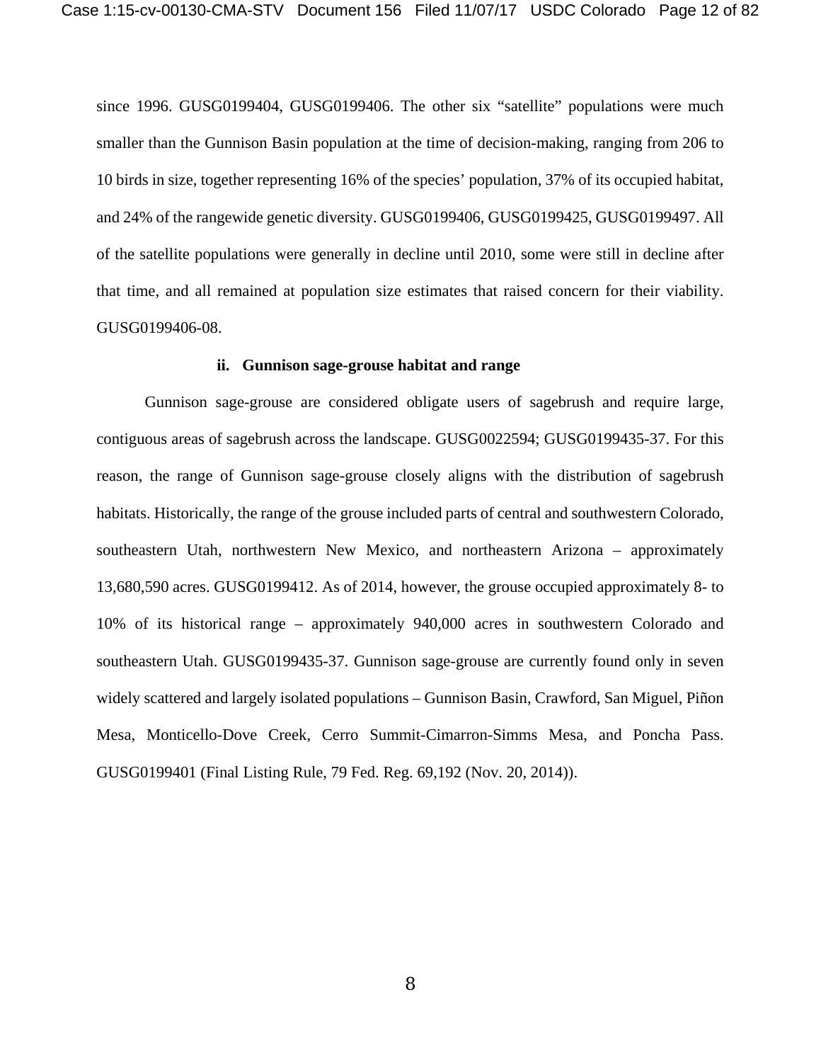since 1996. GUSG0199404, GUSG0199406. The other six "satellite" populations were much smaller than the Gunnison Basin population at the time of decision-making, ranging from 206 to 10 birds in size, together representing 16% of the species' population, 37% of its occupied habitat, and 24% of the rangewide genetic diversity. GUSG0199406, GUSG0199425, GUSG0199497. All of the satellite populations were generally in decline until 2010, some were still in decline after that time, and all remained at population size estimates that raised concern for their viability. GUSG0199406-08.

#### ii. Gunnison sage-grouse habitat and range

Gunnison sage-grouse are considered obligate users of sagebrush and require large, contiguous areas of sagebrush across the landscape. GUSG0022594; GUSG0199435-37. For this reason, the range of Gunnison sage-grouse closely aligns with the distribution of sagebrush habitats. Historically, the range of the grouse included parts of central and southwestern Colorado, southeastern Utah, northwestern New Mexico, and northeastern Arizona – approximately 13,680,590 acres. GUSG0199412. As of 2014, however, the grouse occupied approximately 8- to 10% of its historical range – approximately 940,000 acres in southwestern Colorado and southeastern Utah. GUSG0199435-37. Gunnison sage-grouse are currently found only in seven widely scattered and largely isolated populations – Gunnison Basin, Crawford, San Miguel, Piñon Mesa, Monticello-Dove Creek, Cerro Summit-Cimarron-Simms Mesa, and Poncha Pass. GUSG0199401 (Final Listing Rule, 79 Fed. Reg. 69,192 (Nov. 20, 2014)).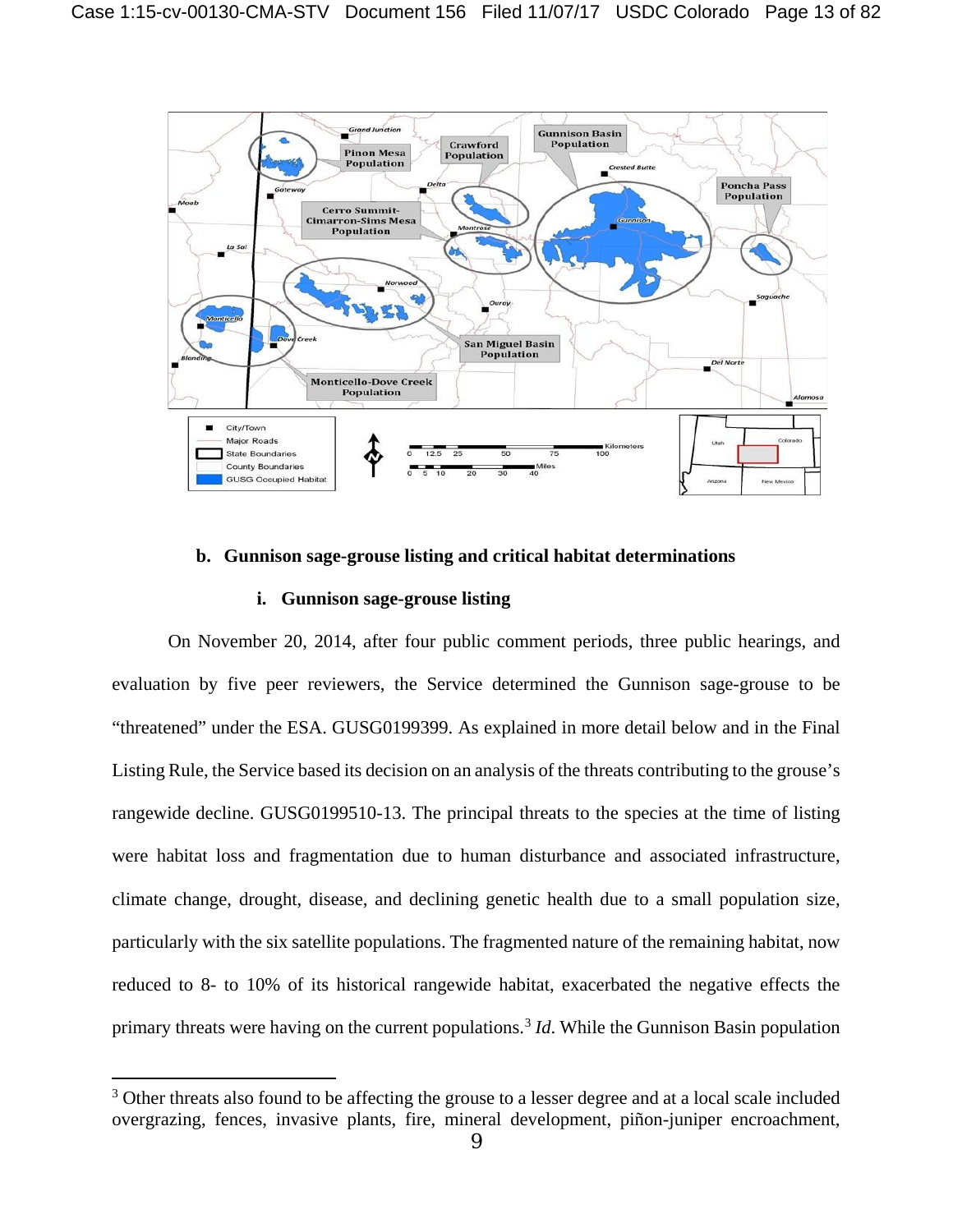### b. Gunnison sage-grouse listing and critical habitat determinations

#### i. Gunnison sage-grouse listing

On November 20, 2014, after four public comment periods, three public hearings, and evaluation by five peer reviewers, the Service determined the Gunnison sage-grouse to be "threatened" under the ESA. GUSG0199399. As explained in more detail below and in the Final Listing Rule, the Service based its decision on an analysis of the threats contributing to the grouse's rangewide decline. GUSG0199510-13. The principal threats to the species at the time of listing were habitat loss and fragmentation due to human disturbance and associated infrastructure, climate change, drought, disease, and declining genetic health due to a small population size, particularly with the six satellite populations. The fragmented nature of the remaining habitat, now reduced to 8- to 10% of its historical rangewide habitat, exacerbated the negative effects the primary threats were having on the current populations.[3] *Id.* While the Gunnison Basin population

[3] Other threats also found to be affecting the grouse to a lesser degree and at a local scale included overgrazing, fences, invasive plants, fire, mineral development, piñon-juniper encroachment,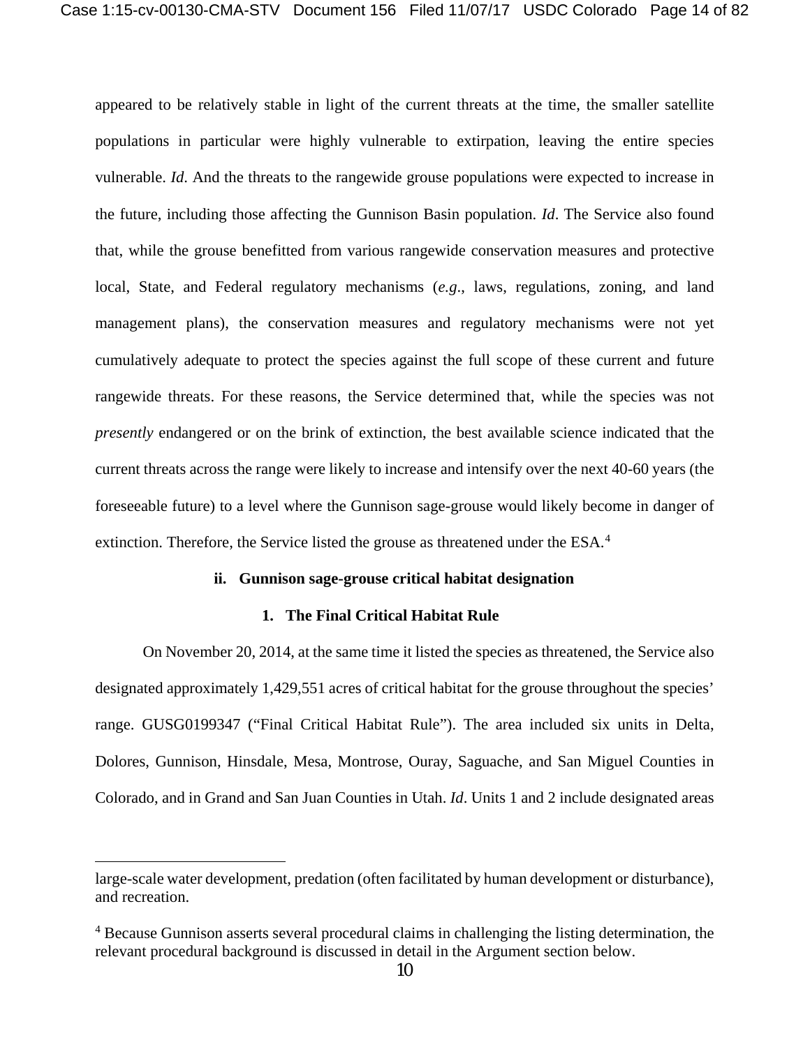appeared to be relatively stable in light of the current threats at the time, the smaller satellite populations in particular were highly vulnerable to extirpation, leaving the entire species vulnerable. *Id*. And the threats to the rangewide grouse populations were expected to increase in the future, including those affecting the Gunnison Basin population. *Id*. The Service also found that, while the grouse benefitted from various rangewide conservation measures and protective local, State, and Federal regulatory mechanisms (*e.g*., laws, regulations, zoning, and land management plans), the conservation measures and regulatory mechanisms were not yet cumulatively adequate to protect the species against the full scope of these current and future rangewide threats. For these reasons, the Service determined that, while the species was not *presently* endangered or on the brink of extinction, the best available science indicated that the current threats across the range were likely to increase and intensify over the next 40-60 years (the foreseeable future) to a level where the Gunnison sage-grouse would likely become in danger of extinction. Therefore, the Service listed the grouse as threatened under the ESA.[4]

**ii. Gunnison sage-grouse critical habitat designation**

**1. The Final Critical Habitat Rule**

On November 20, 2014, at the same time it listed the species as threatened, the Service also designated approximately 1,429,551 acres of critical habitat for the grouse throughout the species' range. GUSG0199347 ("Final Critical Habitat Rule"). The area included six units in Delta, Dolores, Gunnison, Hinsdale, Mesa, Montrose, Ouray, Saguache, and San Miguel Counties in Colorado, and in Grand and San Juan Counties in Utah. *Id*. Units 1 and 2 include designated areas

---

large-scale water development, predation (often facilitated by human development or disturbance), and recreation.

[4] Because Gunnison asserts several procedural claims in challenging the listing determination, the relevant procedural background is discussed in detail in the Argument section below.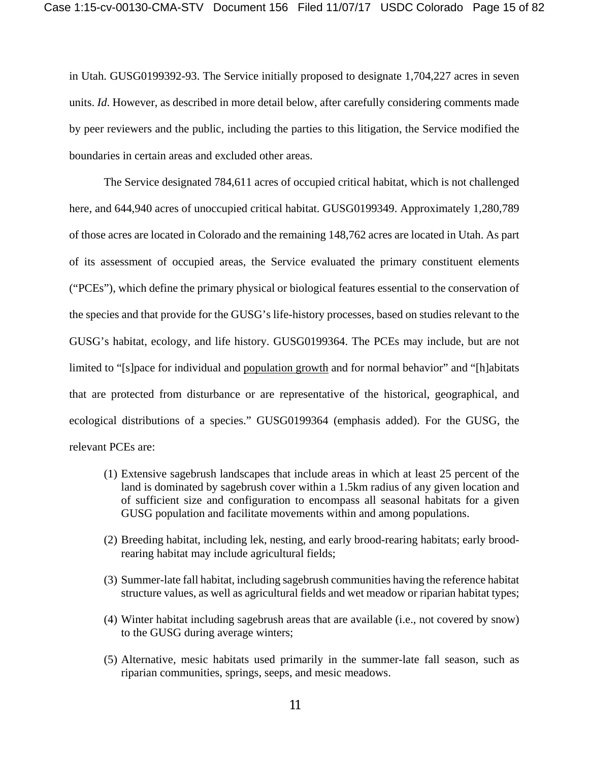in Utah. GUSG0199392-93. The Service initially proposed to designate 1,704,227 acres in seven units. *Id*. However, as described in more detail below, after carefully considering comments made by peer reviewers and the public, including the parties to this litigation, the Service modified the boundaries in certain areas and excluded other areas.

The Service designated 784,611 acres of occupied critical habitat, which is not challenged here, and 644,940 acres of unoccupied critical habitat. GUSG0199349. Approximately 1,280,789 of those acres are located in Colorado and the remaining 148,762 acres are located in Utah. As part of its assessment of occupied areas, the Service evaluated the primary constituent elements ("PCEs"), which define the primary physical or biological features essential to the conservation of the species and that provide for the GUSG's life-history processes, based on studies relevant to the GUSG's habitat, ecology, and life history. GUSG0199364. The PCEs may include, but are not limited to "[s]pace for individual and <u>population growth</u> and for normal behavior" and "[h]abitats that are protected from disturbance or are representative of the historical, geographical, and ecological distributions of a species." GUSG0199364 (emphasis added). For the GUSG, the relevant PCEs are:

(1) Extensive sagebrush landscapes that include areas in which at least 25 percent of the land is dominated by sagebrush cover within a 1.5km radius of any given location and of sufficient size and configuration to encompass all seasonal habitats for a given GUSG population and facilitate movements within and among populations.

(2) Breeding habitat, including lek, nesting, and early brood-rearing habitats; early brood-rearing habitat may include agricultural fields;

(3) Summer-late fall habitat, including sagebrush communities having the reference habitat structure values, as well as agricultural fields and wet meadow or riparian habitat types;

(4) Winter habitat including sagebrush areas that are available (i.e., not covered by snow) to the GUSG during average winters;

(5) Alternative, mesic habitats used primarily in the summer-late fall season, such as riparian communities, springs, seeps, and mesic meadows.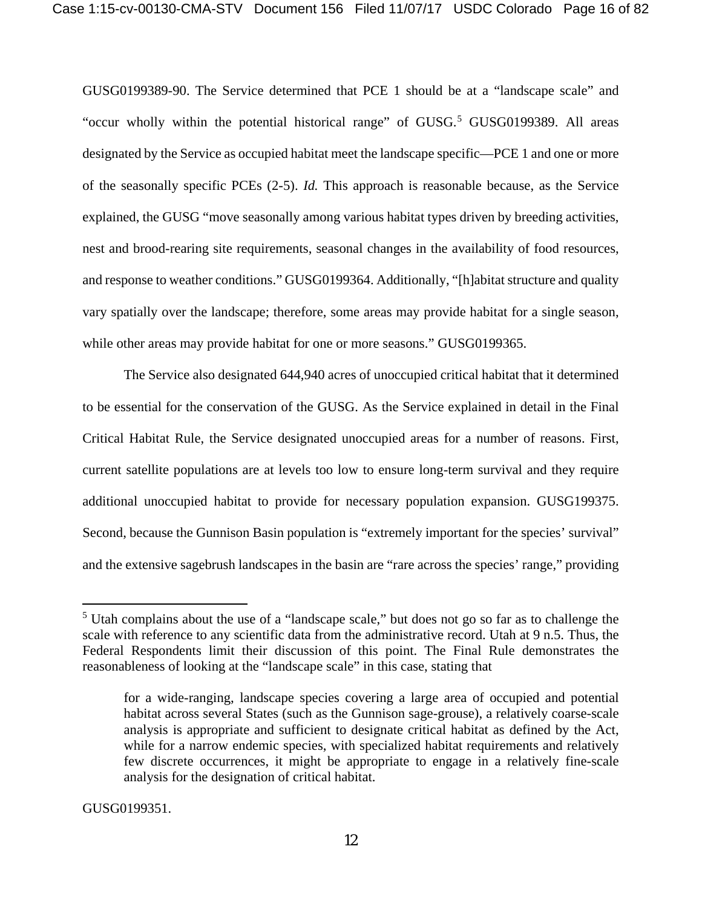GUSG0199389-90. The Service determined that PCE 1 should be at a "landscape scale" and "occur wholly within the potential historical range" of GUSG.[5] GUSG0199389. All areas designated by the Service as occupied habitat meet the landscape specific—PCE 1 and one or more of the seasonally specific PCEs (2-5). *Id.* This approach is reasonable because, as the Service explained, the GUSG "move seasonally among various habitat types driven by breeding activities, nest and brood-rearing site requirements, seasonal changes in the availability of food resources, and response to weather conditions." GUSG0199364. Additionally, "[h]abitat structure and quality vary spatially over the landscape; therefore, some areas may provide habitat for a single season, while other areas may provide habitat for one or more seasons." GUSG0199365.

The Service also designated 644,940 acres of unoccupied critical habitat that it determined to be essential for the conservation of the GUSG. As the Service explained in detail in the Final Critical Habitat Rule, the Service designated unoccupied areas for a number of reasons. First, current satellite populations are at levels too low to ensure long-term survival and they require additional unoccupied habitat to provide for necessary population expansion. GUSG199375. Second, because the Gunnison Basin population is "extremely important for the species' survival" and the extensive sagebrush landscapes in the basin are "rare across the species' range," providing

---

[5] Utah complains about the use of a "landscape scale," but does not go so far as to challenge the scale with reference to any scientific data from the administrative record. Utah at 9 n.5. Thus, the Federal Respondents limit their discussion of this point. The Final Rule demonstrates the reasonableness of looking at the "landscape scale" in this case, stating that

> for a wide-ranging, landscape species covering a large area of occupied and potential habitat across several States (such as the Gunnison sage-grouse), a relatively coarse-scale analysis is appropriate and sufficient to designate critical habitat as defined by the Act, while for a narrow endemic species, with specialized habitat requirements and relatively few discrete occurrences, it might be appropriate to engage in a relatively fine-scale analysis for the designation of critical habitat.

GUSG0199351.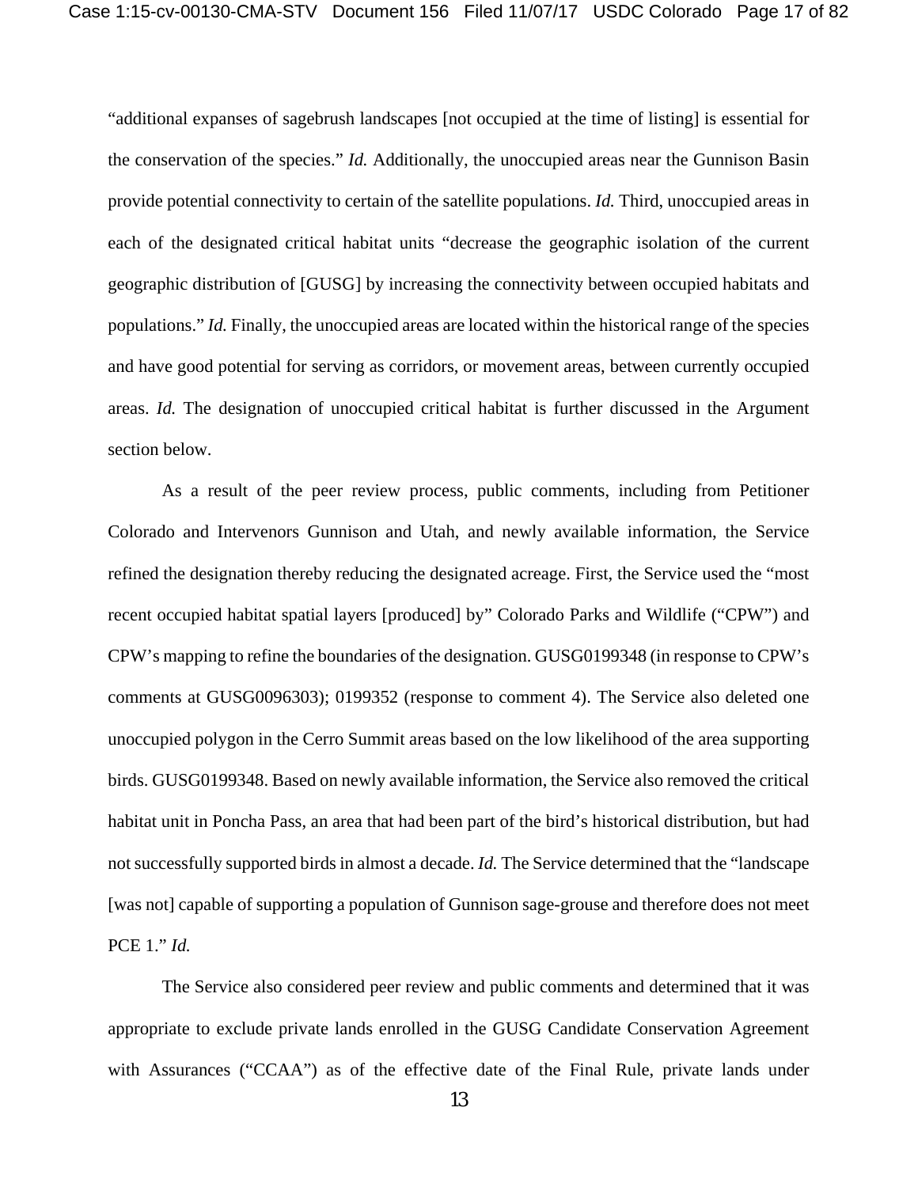"additional expanses of sagebrush landscapes [not occupied at the time of listing] is essential for the conservation of the species." *Id.* Additionally, the unoccupied areas near the Gunnison Basin provide potential connectivity to certain of the satellite populations. *Id.* Third, unoccupied areas in each of the designated critical habitat units "decrease the geographic isolation of the current geographic distribution of [GUSG] by increasing the connectivity between occupied habitats and populations." *Id.* Finally, the unoccupied areas are located within the historical range of the species and have good potential for serving as corridors, or movement areas, between currently occupied areas. *Id.* The designation of unoccupied critical habitat is further discussed in the Argument section below.

As a result of the peer review process, public comments, including from Petitioner Colorado and Intervenors Gunnison and Utah, and newly available information, the Service refined the designation thereby reducing the designated acreage. First, the Service used the "most recent occupied habitat spatial layers [produced] by" Colorado Parks and Wildlife ("CPW") and CPW's mapping to refine the boundaries of the designation. GUSG0199348 (in response to CPW's comments at GUSG0096303); 0199352 (response to comment 4). The Service also deleted one unoccupied polygon in the Cerro Summit areas based on the low likelihood of the area supporting birds. GUSG0199348. Based on newly available information, the Service also removed the critical habitat unit in Poncha Pass, an area that had been part of the bird's historical distribution, but had not successfully supported birds in almost a decade. *Id.* The Service determined that the "landscape [was not] capable of supporting a population of Gunnison sage-grouse and therefore does not meet PCE 1." *Id.*

The Service also considered peer review and public comments and determined that it was appropriate to exclude private lands enrolled in the GUSG Candidate Conservation Agreement with Assurances ("CCAA") as of the effective date of the Final Rule, private lands under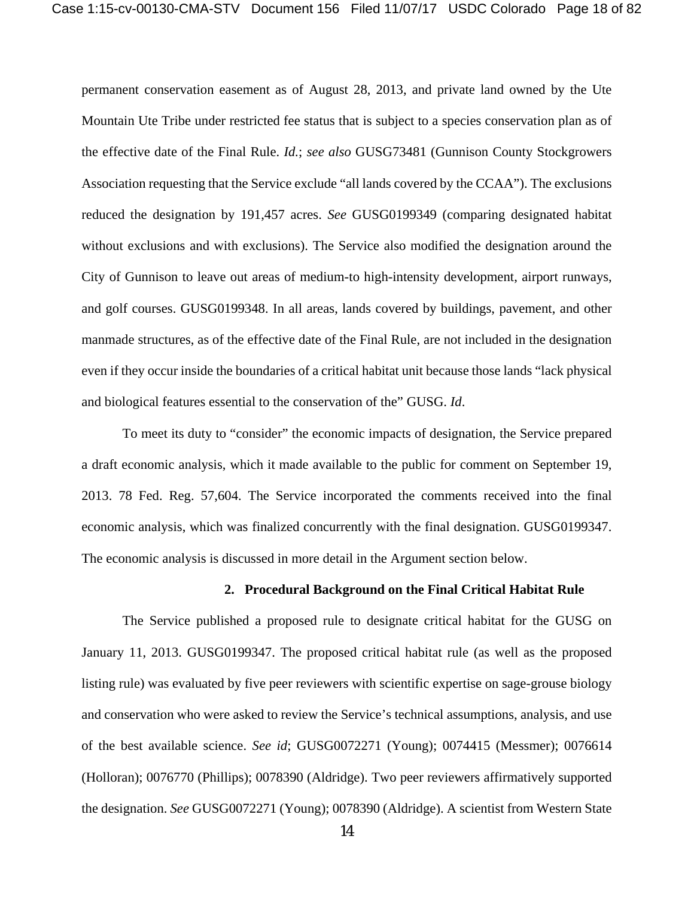permanent conservation easement as of August 28, 2013, and private land owned by the Ute Mountain Ute Tribe under restricted fee status that is subject to a species conservation plan as of the effective date of the Final Rule. *Id.*; *see also* GUSG73481 (Gunnison County Stockgrowers Association requesting that the Service exclude "all lands covered by the CCAA"). The exclusions reduced the designation by 191,457 acres. *See* GUSG0199349 (comparing designated habitat without exclusions and with exclusions). The Service also modified the designation around the City of Gunnison to leave out areas of medium-to high-intensity development, airport runways, and golf courses. GUSG0199348. In all areas, lands covered by buildings, pavement, and other manmade structures, as of the effective date of the Final Rule, are not included in the designation even if they occur inside the boundaries of a critical habitat unit because those lands "lack physical and biological features essential to the conservation of the" GUSG. *Id*.

To meet its duty to "consider" the economic impacts of designation, the Service prepared a draft economic analysis, which it made available to the public for comment on September 19, 2013. 78 Fed. Reg. 57,604. The Service incorporated the comments received into the final economic analysis, which was finalized concurrently with the final designation. GUSG0199347. The economic analysis is discussed in more detail in the Argument section below.

### 2. Procedural Background on the Final Critical Habitat Rule

The Service published a proposed rule to designate critical habitat for the GUSG on January 11, 2013. GUSG0199347. The proposed critical habitat rule (as well as the proposed listing rule) was evaluated by five peer reviewers with scientific expertise on sage-grouse biology and conservation who were asked to review the Service's technical assumptions, analysis, and use of the best available science. *See id*; GUSG0072271 (Young); 0074415 (Messmer); 0076614 (Holloran); 0076770 (Phillips); 0078390 (Aldridge). Two peer reviewers affirmatively supported the designation. *See* GUSG0072271 (Young); 0078390 (Aldridge). A scientist from Western State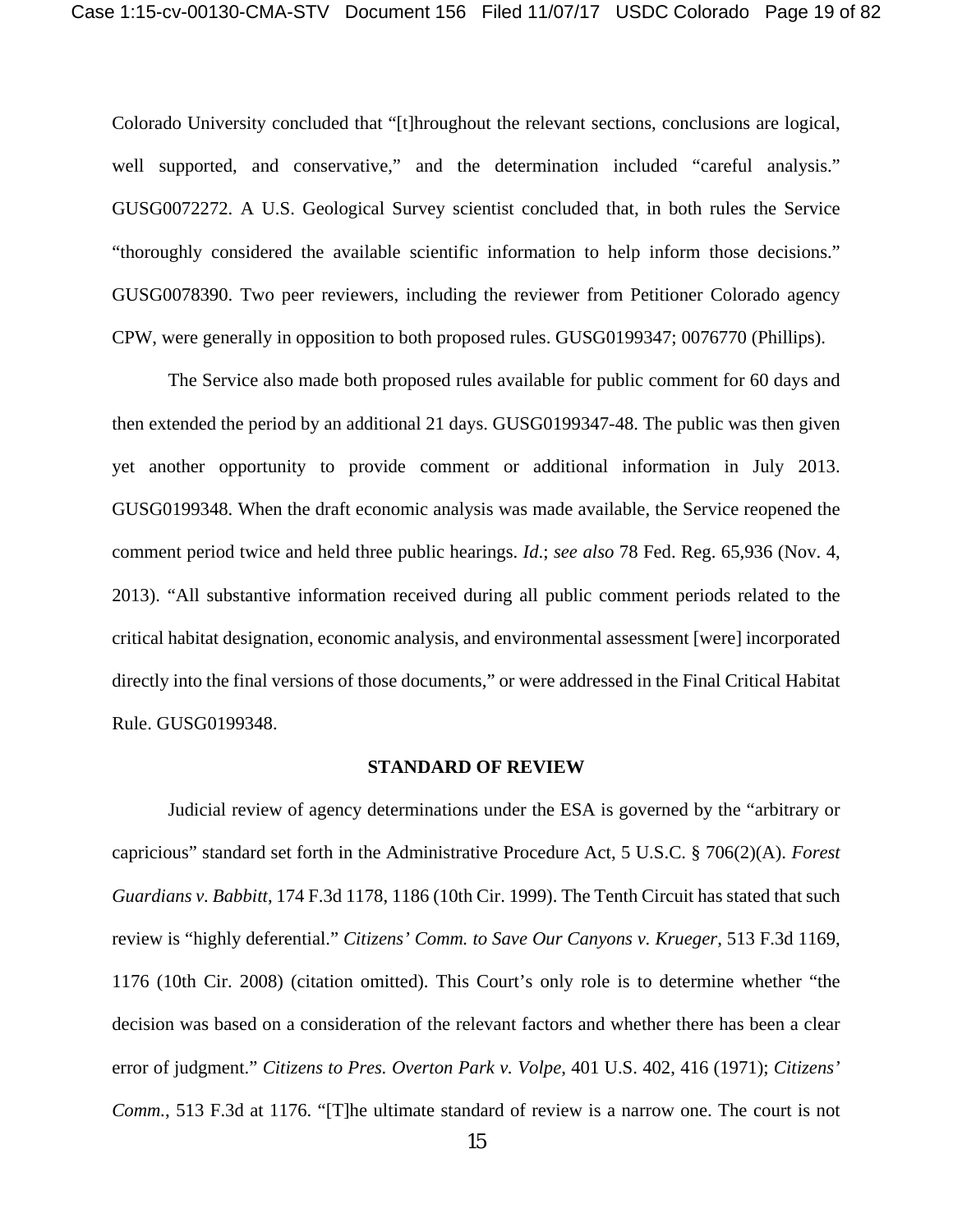Colorado University concluded that "[t]hroughout the relevant sections, conclusions are logical, well supported, and conservative," and the determination included "careful analysis." GUSG0072272. A U.S. Geological Survey scientist concluded that, in both rules the Service "thoroughly considered the available scientific information to help inform those decisions." GUSG0078390. Two peer reviewers, including the reviewer from Petitioner Colorado agency CPW, were generally in opposition to both proposed rules. GUSG0199347; 0076770 (Phillips).

The Service also made both proposed rules available for public comment for 60 days and then extended the period by an additional 21 days. GUSG0199347-48. The public was then given yet another opportunity to provide comment or additional information in July 2013. GUSG0199348. When the draft economic analysis was made available, the Service reopened the comment period twice and held three public hearings. *Id*.; *see also* 78 Fed. Reg. 65,936 (Nov. 4, 2013). "All substantive information received during all public comment periods related to the critical habitat designation, economic analysis, and environmental assessment [were] incorporated directly into the final versions of those documents," or were addressed in the Final Critical Habitat Rule. GUSG0199348.

**STANDARD OF REVIEW**

Judicial review of agency determinations under the ESA is governed by the "arbitrary or capricious" standard set forth in the Administrative Procedure Act, 5 U.S.C. § 706(2)(A). *Forest Guardians v. Babbitt*, 174 F.3d 1178, 1186 (10th Cir. 1999). The Tenth Circuit has stated that such review is "highly deferential." *Citizens' Comm. to Save Our Canyons v. Krueger*, 513 F.3d 1169, 1176 (10th Cir. 2008) (citation omitted). This Court's only role is to determine whether "the decision was based on a consideration of the relevant factors and whether there has been a clear error of judgment." *Citizens to Pres. Overton Park v. Volpe*, 401 U.S. 402, 416 (1971); *Citizens' Comm.*, 513 F.3d at 1176. "[T]he ultimate standard of review is a narrow one. The court is not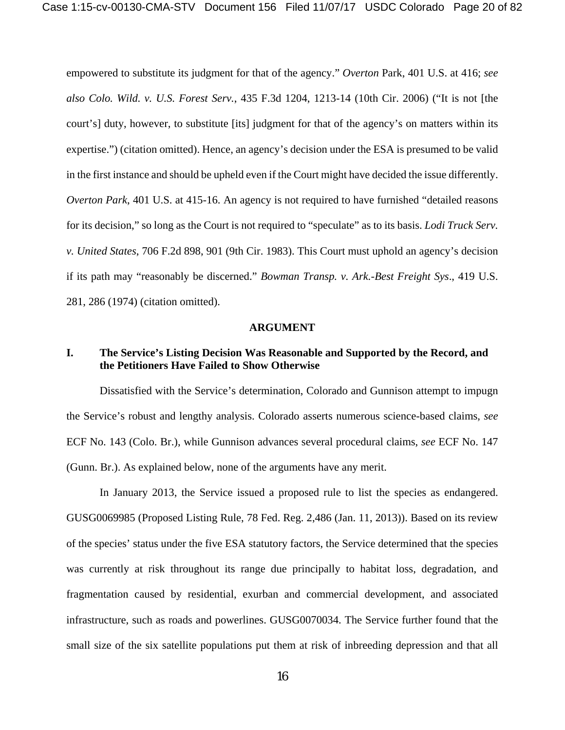empowered to substitute its judgment for that of the agency." *Overton* Park, 401 U.S. at 416; *see also Colo. Wild. v. U.S. Forest Serv.*, 435 F.3d 1204, 1213-14 (10th Cir. 2006) ("It is not [the court's] duty, however, to substitute [its] judgment for that of the agency's on matters within its expertise.") (citation omitted). Hence, an agency's decision under the ESA is presumed to be valid in the first instance and should be upheld even if the Court might have decided the issue differently. *Overton Park*, 401 U.S. at 415-16. An agency is not required to have furnished "detailed reasons for its decision," so long as the Court is not required to "speculate" as to its basis. *Lodi Truck Serv. v. United States*, 706 F.2d 898, 901 (9th Cir. 1983). This Court must uphold an agency's decision if its path may "reasonably be discerned." *Bowman Transp. v. Ark.-Best Freight Sys*., 419 U.S. 281, 286 (1974) (citation omitted).

## ARGUMENT

### I. The Service's Listing Decision Was Reasonable and Supported by the Record, and the Petitioners Have Failed to Show Otherwise

Dissatisfied with the Service's determination, Colorado and Gunnison attempt to impugn the Service's robust and lengthy analysis. Colorado asserts numerous science-based claims, *see* ECF No. 143 (Colo. Br.), while Gunnison advances several procedural claims, *see* ECF No. 147 (Gunn. Br.). As explained below, none of the arguments have any merit.

In January 2013, the Service issued a proposed rule to list the species as endangered. GUSG0069985 (Proposed Listing Rule, 78 Fed. Reg. 2,486 (Jan. 11, 2013)). Based on its review of the species' status under the five ESA statutory factors, the Service determined that the species was currently at risk throughout its range due principally to habitat loss, degradation, and fragmentation caused by residential, exurban and commercial development, and associated infrastructure, such as roads and powerlines. GUSG0070034. The Service further found that the small size of the six satellite populations put them at risk of inbreeding depression and that all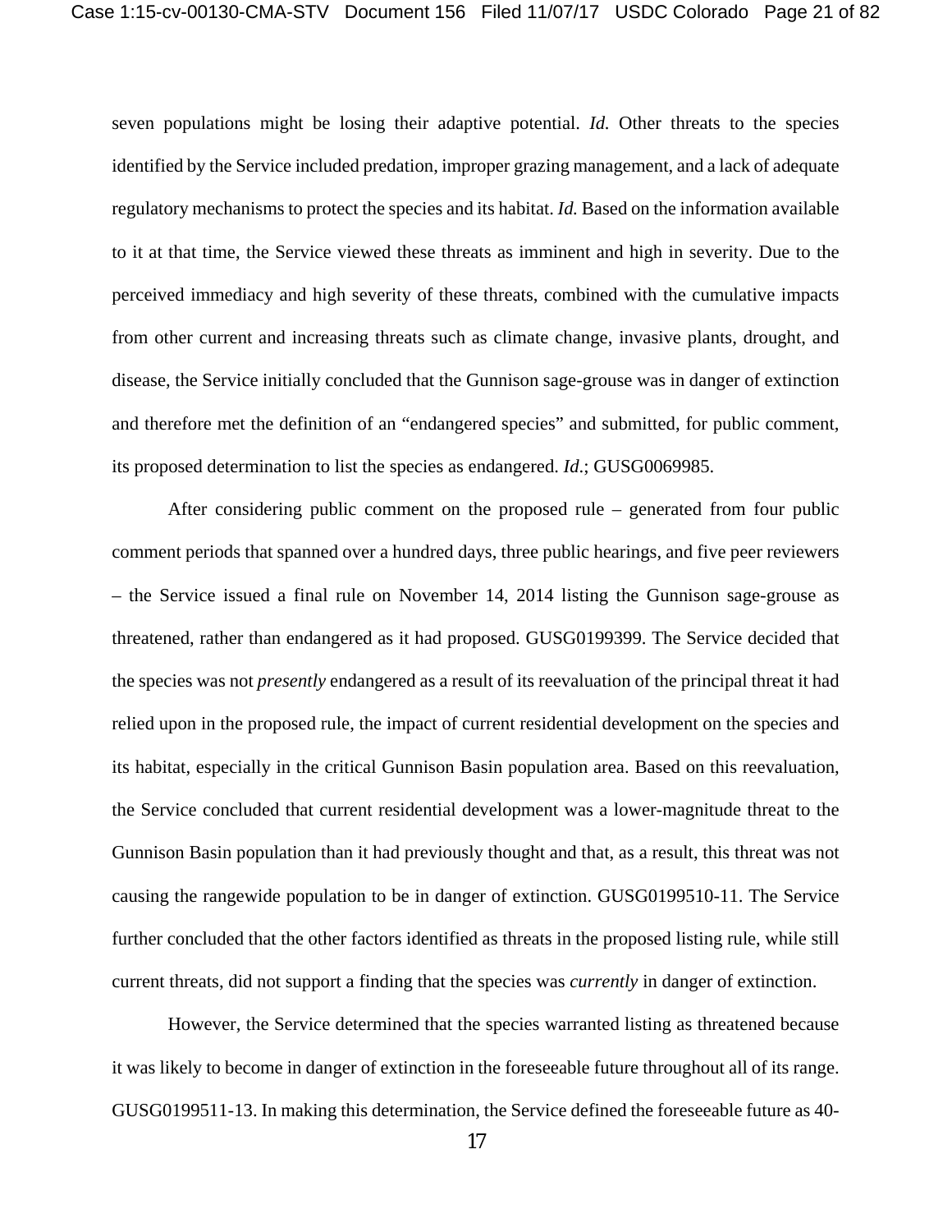seven populations might be losing their adaptive potential. *Id.* Other threats to the species identified by the Service included predation, improper grazing management, and a lack of adequate regulatory mechanisms to protect the species and its habitat. *Id.* Based on the information available to it at that time, the Service viewed these threats as imminent and high in severity. Due to the perceived immediacy and high severity of these threats, combined with the cumulative impacts from other current and increasing threats such as climate change, invasive plants, drought, and disease, the Service initially concluded that the Gunnison sage-grouse was in danger of extinction and therefore met the definition of an "endangered species" and submitted, for public comment, its proposed determination to list the species as endangered. *Id*.; GUSG0069985.

After considering public comment on the proposed rule – generated from four public comment periods that spanned over a hundred days, three public hearings, and five peer reviewers – the Service issued a final rule on November 14, 2014 listing the Gunnison sage-grouse as threatened, rather than endangered as it had proposed. GUSG0199399. The Service decided that the species was not *presently* endangered as a result of its reevaluation of the principal threat it had relied upon in the proposed rule, the impact of current residential development on the species and its habitat, especially in the critical Gunnison Basin population area. Based on this reevaluation, the Service concluded that current residential development was a lower-magnitude threat to the Gunnison Basin population than it had previously thought and that, as a result, this threat was not causing the rangewide population to be in danger of extinction. GUSG0199510-11. The Service further concluded that the other factors identified as threats in the proposed listing rule, while still current threats, did not support a finding that the species was *currently* in danger of extinction.

However, the Service determined that the species warranted listing as threatened because it was likely to become in danger of extinction in the foreseeable future throughout all of its range. GUSG0199511-13. In making this determination, the Service defined the foreseeable future as 40-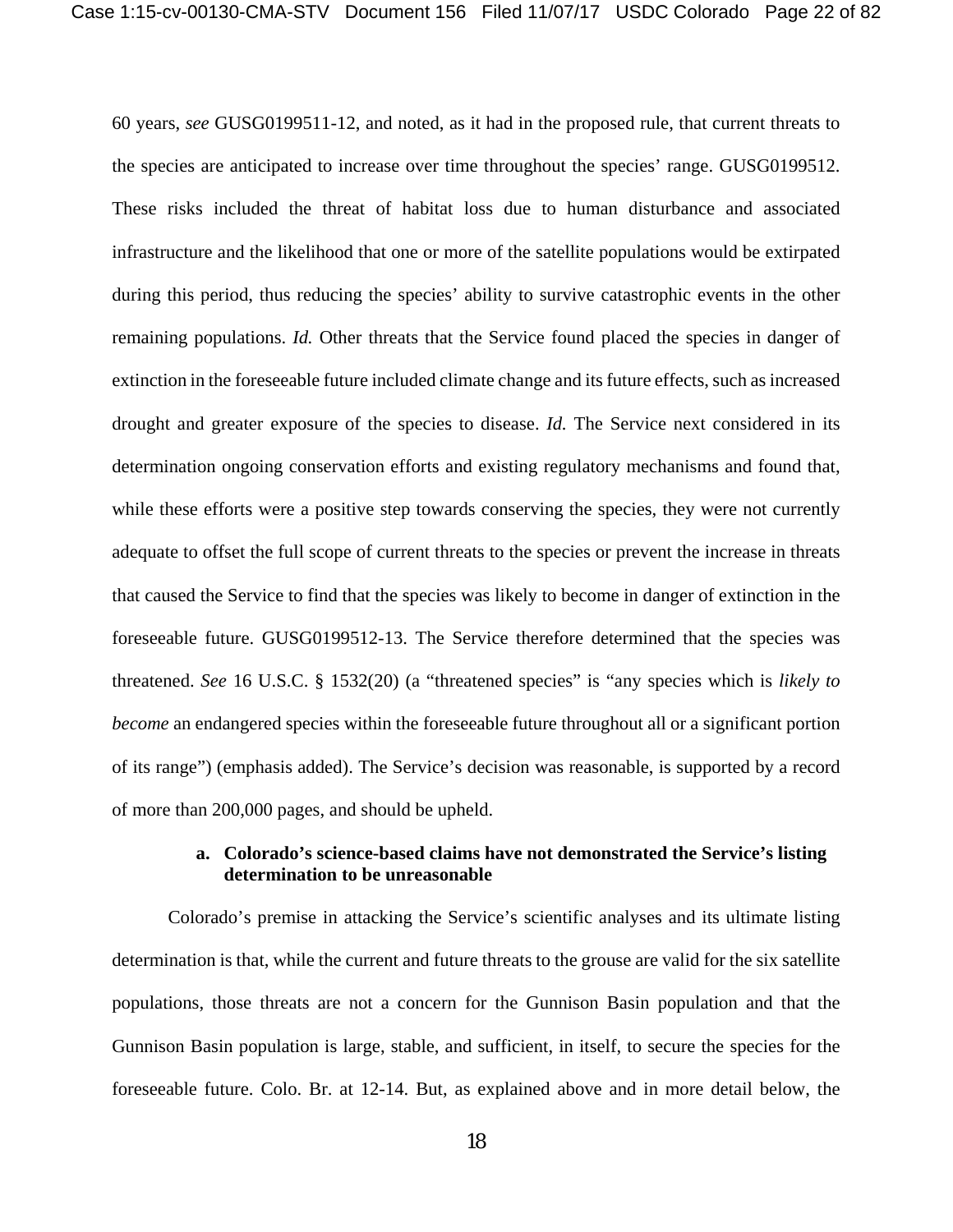60 years, *see* GUSG0199511-12, and noted, as it had in the proposed rule, that current threats to the species are anticipated to increase over time throughout the species' range. GUSG0199512. These risks included the threat of habitat loss due to human disturbance and associated infrastructure and the likelihood that one or more of the satellite populations would be extirpated during this period, thus reducing the species' ability to survive catastrophic events in the other remaining populations. *Id.* Other threats that the Service found placed the species in danger of extinction in the foreseeable future included climate change and its future effects, such as increased drought and greater exposure of the species to disease. *Id.* The Service next considered in its determination ongoing conservation efforts and existing regulatory mechanisms and found that, while these efforts were a positive step towards conserving the species, they were not currently adequate to offset the full scope of current threats to the species or prevent the increase in threats that caused the Service to find that the species was likely to become in danger of extinction in the foreseeable future. GUSG0199512-13. The Service therefore determined that the species was threatened. *See* 16 U.S.C. § 1532(20) (a "threatened species" is "any species which is *likely to become* an endangered species within the foreseeable future throughout all or a significant portion of its range") (emphasis added). The Service's decision was reasonable, is supported by a record of more than 200,000 pages, and should be upheld.

**a. Colorado's science-based claims have not demonstrated the Service's listing determination to be unreasonable**

Colorado's premise in attacking the Service's scientific analyses and its ultimate listing determination is that, while the current and future threats to the grouse are valid for the six satellite populations, those threats are not a concern for the Gunnison Basin population and that the Gunnison Basin population is large, stable, and sufficient, in itself, to secure the species for the foreseeable future. Colo. Br. at 12-14. But, as explained above and in more detail below, the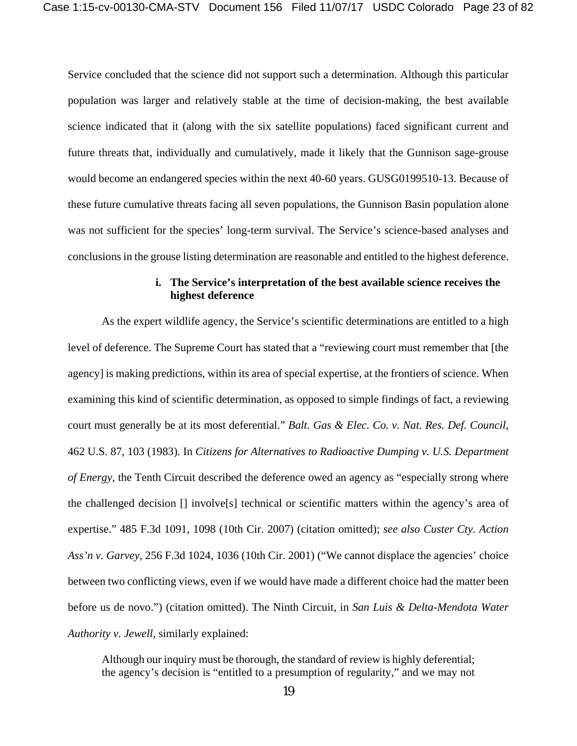Service concluded that the science did not support such a determination. Although this particular population was larger and relatively stable at the time of decision-making, the best available science indicated that it (along with the six satellite populations) faced significant current and future threats that, individually and cumulatively, made it likely that the Gunnison sage-grouse would become an endangered species within the next 40-60 years. GUSG0199510-13. Because of these future cumulative threats facing all seven populations, the Gunnison Basin population alone was not sufficient for the species' long-term survival. The Service's science-based analyses and conclusions in the grouse listing determination are reasonable and entitled to the highest deference.

**i. The Service's interpretation of the best available science receives the highest deference**

As the expert wildlife agency, the Service's scientific determinations are entitled to a high level of deference. The Supreme Court has stated that a "reviewing court must remember that [the agency] is making predictions, within its area of special expertise, at the frontiers of science. When examining this kind of scientific determination, as opposed to simple findings of fact, a reviewing court must generally be at its most deferential." *Balt. Gas & Elec. Co. v. Nat. Res. Def. Council*, 462 U.S. 87, 103 (1983). In *Citizens for Alternatives to Radioactive Dumping v. U.S. Department of Energy*, the Tenth Circuit described the deference owed an agency as "especially strong where the challenged decision [] involve[s] technical or scientific matters within the agency's area of expertise." 485 F.3d 1091, 1098 (10th Cir. 2007) (citation omitted); *see also Custer Cty. Action Ass'n v. Garvey*, 256 F.3d 1024, 1036 (10th Cir. 2001) ("We cannot displace the agencies' choice between two conflicting views, even if we would have made a different choice had the matter been before us de novo.") (citation omitted). The Ninth Circuit, in *San Luis & Delta-Mendota Water Authority v. Jewell*, similarly explained:

> Although our inquiry must be thorough, the standard of review is highly deferential; the agency's decision is "entitled to a presumption of regularity," and we may not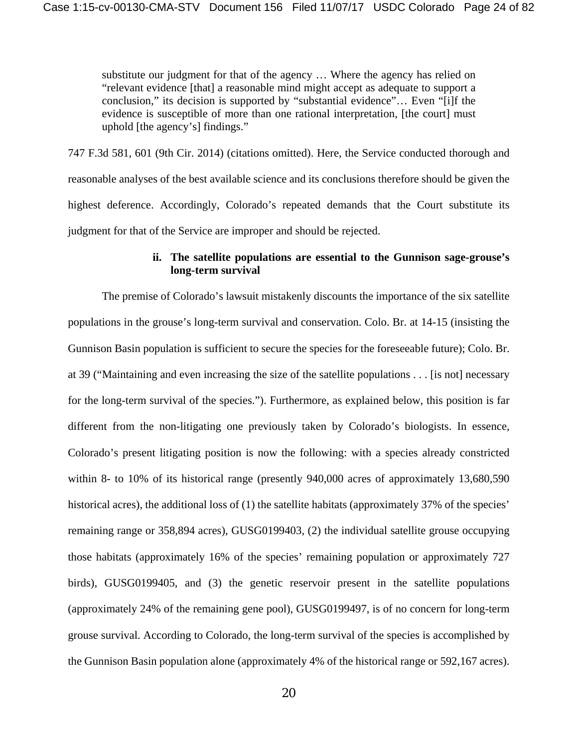> substitute our judgment for that of the agency … Where the agency has relied on "relevant evidence [that] a reasonable mind might accept as adequate to support a conclusion," its decision is supported by "substantial evidence"… Even "[i]f the evidence is susceptible of more than one rational interpretation, [the court] must uphold [the agency's] findings."

747 F.3d 581, 601 (9th Cir. 2014) (citations omitted). Here, the Service conducted thorough and reasonable analyses of the best available science and its conclusions therefore should be given the highest deference. Accordingly, Colorado's repeated demands that the Court substitute its judgment for that of the Service are improper and should be rejected.

**ii. The satellite populations are essential to the Gunnison sage-grouse's long-term survival**

The premise of Colorado's lawsuit mistakenly discounts the importance of the six satellite populations in the grouse's long-term survival and conservation. Colo. Br. at 14-15 (insisting the Gunnison Basin population is sufficient to secure the species for the foreseeable future); Colo. Br. at 39 ("Maintaining and even increasing the size of the satellite populations . . . [is not] necessary for the long-term survival of the species."). Furthermore, as explained below, this position is far different from the non-litigating one previously taken by Colorado's biologists. In essence, Colorado's present litigating position is now the following: with a species already constricted within 8- to 10% of its historical range (presently 940,000 acres of approximately 13,680,590 historical acres), the additional loss of (1) the satellite habitats (approximately 37% of the species' remaining range or 358,894 acres), GUSG0199403, (2) the individual satellite grouse occupying those habitats (approximately 16% of the species' remaining population or approximately 727 birds), GUSG0199405, and (3) the genetic reservoir present in the satellite populations (approximately 24% of the remaining gene pool), GUSG0199497, is of no concern for long-term grouse survival. According to Colorado, the long-term survival of the species is accomplished by the Gunnison Basin population alone (approximately 4% of the historical range or 592,167 acres).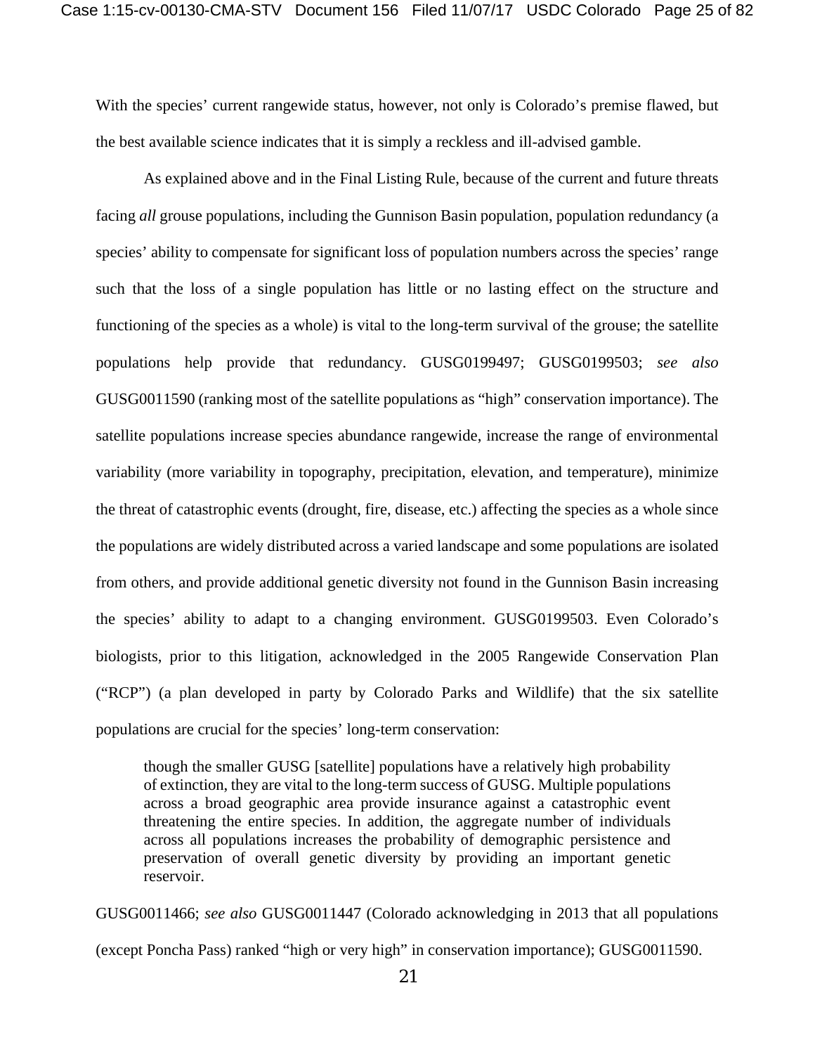With the species' current rangewide status, however, not only is Colorado's premise flawed, but the best available science indicates that it is simply a reckless and ill-advised gamble.

As explained above and in the Final Listing Rule, because of the current and future threats facing *all* grouse populations, including the Gunnison Basin population, population redundancy (a species' ability to compensate for significant loss of population numbers across the species' range such that the loss of a single population has little or no lasting effect on the structure and functioning of the species as a whole) is vital to the long-term survival of the grouse; the satellite populations help provide that redundancy. GUSG0199497; GUSG0199503; *see also* GUSG0011590 (ranking most of the satellite populations as "high" conservation importance). The satellite populations increase species abundance rangewide, increase the range of environmental variability (more variability in topography, precipitation, elevation, and temperature), minimize the threat of catastrophic events (drought, fire, disease, etc.) affecting the species as a whole since the populations are widely distributed across a varied landscape and some populations are isolated from others, and provide additional genetic diversity not found in the Gunnison Basin increasing the species' ability to adapt to a changing environment. GUSG0199503. Even Colorado's biologists, prior to this litigation, acknowledged in the 2005 Rangewide Conservation Plan ("RCP") (a plan developed in party by Colorado Parks and Wildlife) that the six satellite populations are crucial for the species' long-term conservation:

> though the smaller GUSG [satellite] populations have a relatively high probability of extinction, they are vital to the long-term success of GUSG. Multiple populations across a broad geographic area provide insurance against a catastrophic event threatening the entire species. In addition, the aggregate number of individuals across all populations increases the probability of demographic persistence and preservation of overall genetic diversity by providing an important genetic reservoir.

GUSG0011466; *see also* GUSG0011447 (Colorado acknowledging in 2013 that all populations (except Poncha Pass) ranked "high or very high" in conservation importance); GUSG0011590.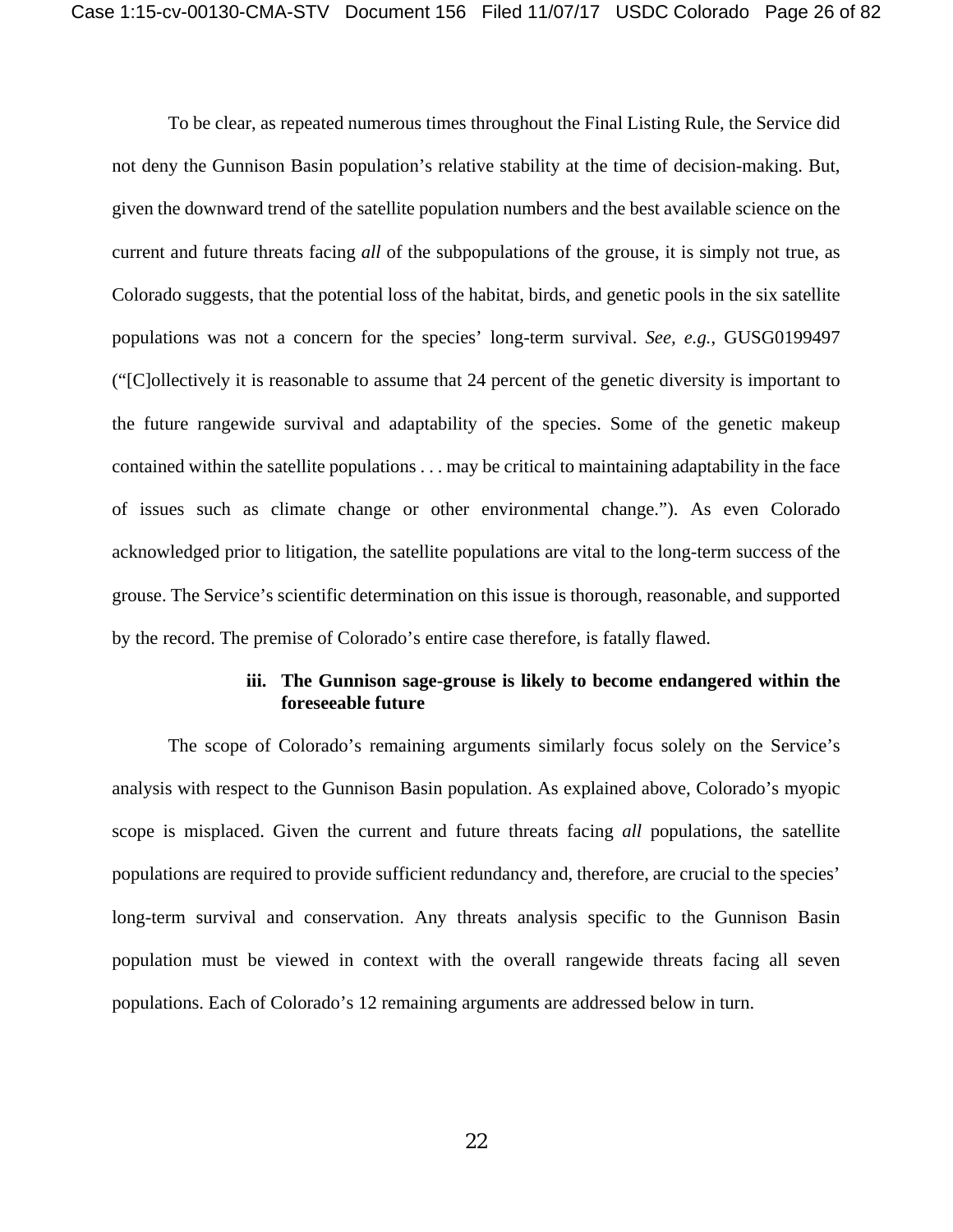To be clear, as repeated numerous times throughout the Final Listing Rule, the Service did not deny the Gunnison Basin population's relative stability at the time of decision-making. But, given the downward trend of the satellite population numbers and the best available science on the current and future threats facing *all* of the subpopulations of the grouse, it is simply not true, as Colorado suggests, that the potential loss of the habitat, birds, and genetic pools in the six satellite populations was not a concern for the species' long-term survival. *See, e.g.*, GUSG0199497 ("[C]ollectively it is reasonable to assume that 24 percent of the genetic diversity is important to the future rangewide survival and adaptability of the species. Some of the genetic makeup contained within the satellite populations . . . may be critical to maintaining adaptability in the face of issues such as climate change or other environmental change."). As even Colorado acknowledged prior to litigation, the satellite populations are vital to the long-term success of the grouse. The Service's scientific determination on this issue is thorough, reasonable, and supported by the record. The premise of Colorado's entire case therefore, is fatally flawed.

**iii. The Gunnison sage-grouse is likely to become endangered within the foreseeable future**

The scope of Colorado's remaining arguments similarly focus solely on the Service's analysis with respect to the Gunnison Basin population. As explained above, Colorado's myopic scope is misplaced. Given the current and future threats facing *all* populations, the satellite populations are required to provide sufficient redundancy and, therefore, are crucial to the species' long-term survival and conservation. Any threats analysis specific to the Gunnison Basin population must be viewed in context with the overall rangewide threats facing all seven populations. Each of Colorado's 12 remaining arguments are addressed below in turn.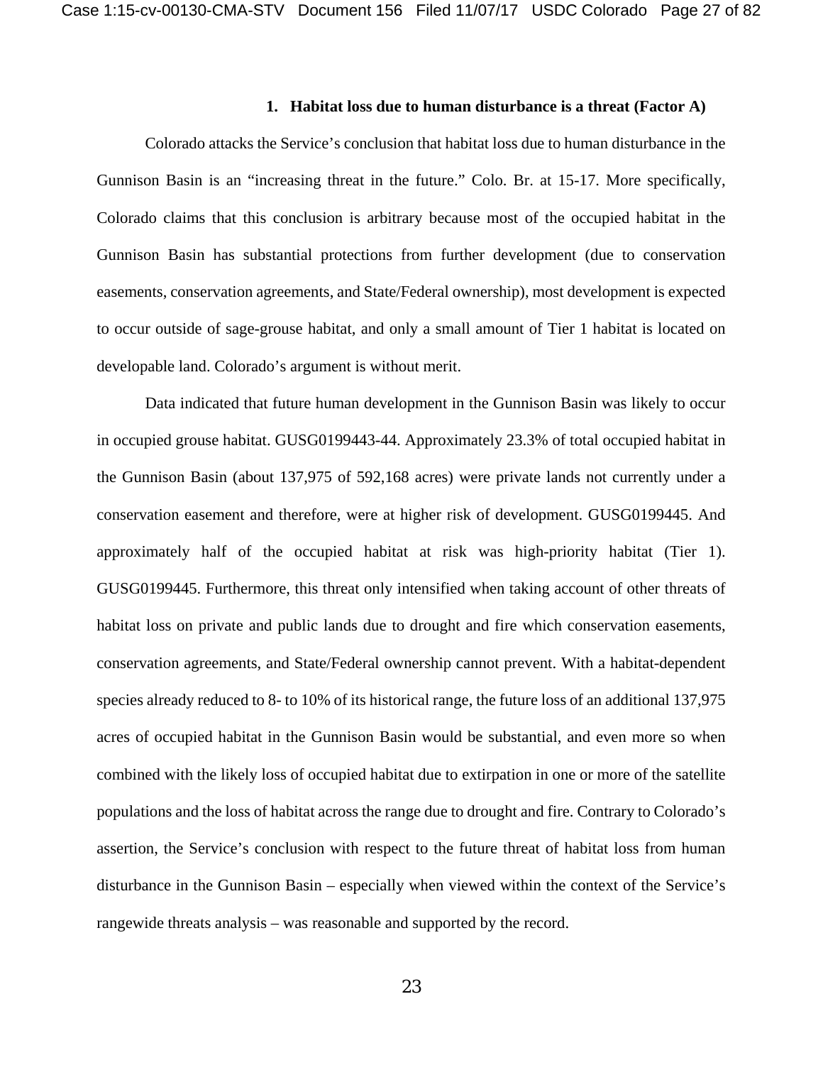### 1. Habitat loss due to human disturbance is a threat (Factor A)

Colorado attacks the Service's conclusion that habitat loss due to human disturbance in the Gunnison Basin is an "increasing threat in the future." Colo. Br. at 15-17. More specifically, Colorado claims that this conclusion is arbitrary because most of the occupied habitat in the Gunnison Basin has substantial protections from further development (due to conservation easements, conservation agreements, and State/Federal ownership), most development is expected to occur outside of sage-grouse habitat, and only a small amount of Tier 1 habitat is located on developable land. Colorado's argument is without merit.

Data indicated that future human development in the Gunnison Basin was likely to occur in occupied grouse habitat. GUSG0199443-44. Approximately 23.3% of total occupied habitat in the Gunnison Basin (about 137,975 of 592,168 acres) were private lands not currently under a conservation easement and therefore, were at higher risk of development. GUSG0199445. And approximately half of the occupied habitat at risk was high-priority habitat (Tier 1). GUSG0199445. Furthermore, this threat only intensified when taking account of other threats of habitat loss on private and public lands due to drought and fire which conservation easements, conservation agreements, and State/Federal ownership cannot prevent. With a habitat-dependent species already reduced to 8- to 10% of its historical range, the future loss of an additional 137,975 acres of occupied habitat in the Gunnison Basin would be substantial, and even more so when combined with the likely loss of occupied habitat due to extirpation in one or more of the satellite populations and the loss of habitat across the range due to drought and fire. Contrary to Colorado's assertion, the Service's conclusion with respect to the future threat of habitat loss from human disturbance in the Gunnison Basin – especially when viewed within the context of the Service's rangewide threats analysis – was reasonable and supported by the record.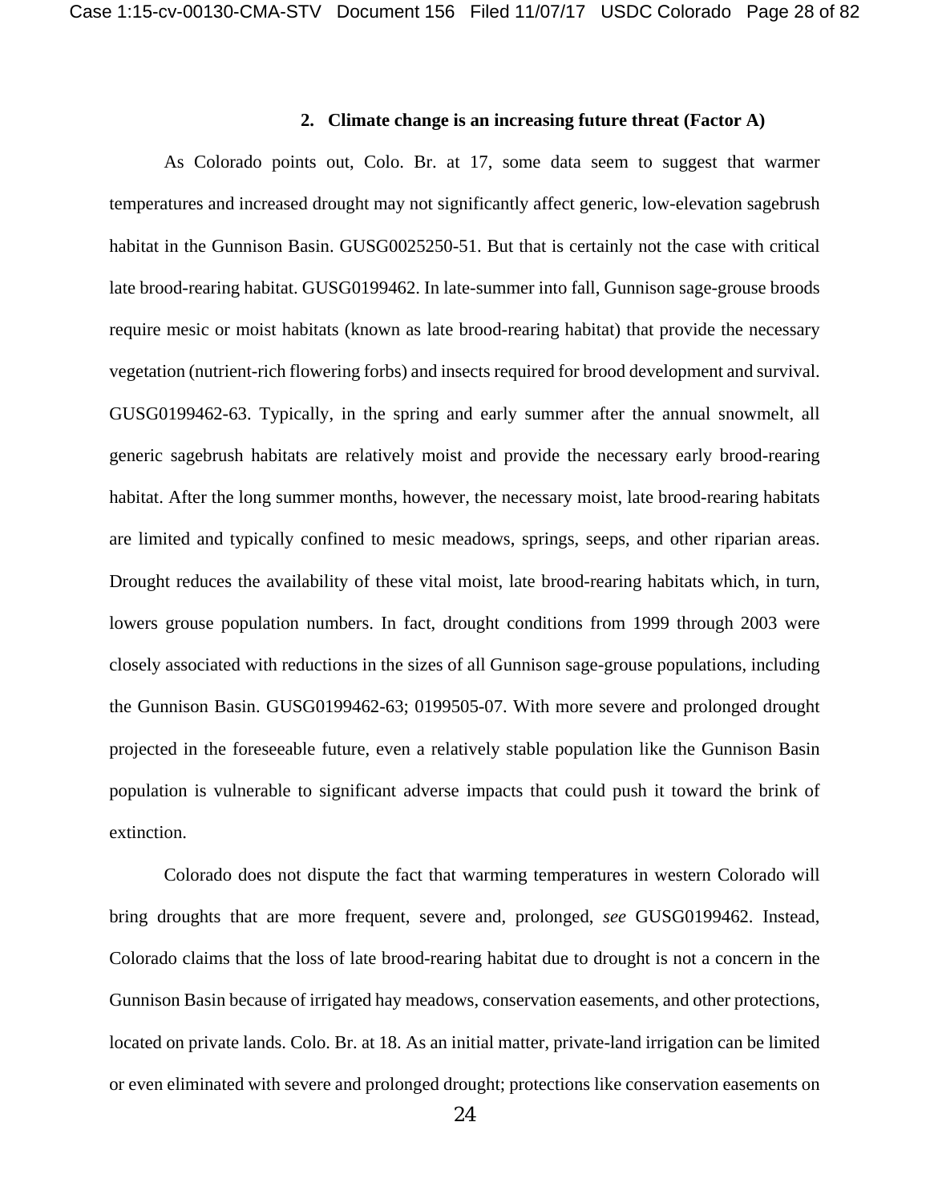### 2. Climate change is an increasing future threat (Factor A)

As Colorado points out, Colo. Br. at 17, some data seem to suggest that warmer temperatures and increased drought may not significantly affect generic, low-elevation sagebrush habitat in the Gunnison Basin. GUSG0025250-51. But that is certainly not the case with critical late brood-rearing habitat. GUSG0199462. In late-summer into fall, Gunnison sage-grouse broods require mesic or moist habitats (known as late brood-rearing habitat) that provide the necessary vegetation (nutrient-rich flowering forbs) and insects required for brood development and survival. GUSG0199462-63. Typically, in the spring and early summer after the annual snowmelt, all generic sagebrush habitats are relatively moist and provide the necessary early brood-rearing habitat. After the long summer months, however, the necessary moist, late brood-rearing habitats are limited and typically confined to mesic meadows, springs, seeps, and other riparian areas. Drought reduces the availability of these vital moist, late brood-rearing habitats which, in turn, lowers grouse population numbers. In fact, drought conditions from 1999 through 2003 were closely associated with reductions in the sizes of all Gunnison sage-grouse populations, including the Gunnison Basin. GUSG0199462-63; 0199505-07. With more severe and prolonged drought projected in the foreseeable future, even a relatively stable population like the Gunnison Basin population is vulnerable to significant adverse impacts that could push it toward the brink of extinction.

Colorado does not dispute the fact that warming temperatures in western Colorado will bring droughts that are more frequent, severe and, prolonged, *see* GUSG0199462. Instead, Colorado claims that the loss of late brood-rearing habitat due to drought is not a concern in the Gunnison Basin because of irrigated hay meadows, conservation easements, and other protections, located on private lands. Colo. Br. at 18. As an initial matter, private-land irrigation can be limited or even eliminated with severe and prolonged drought; protections like conservation easements on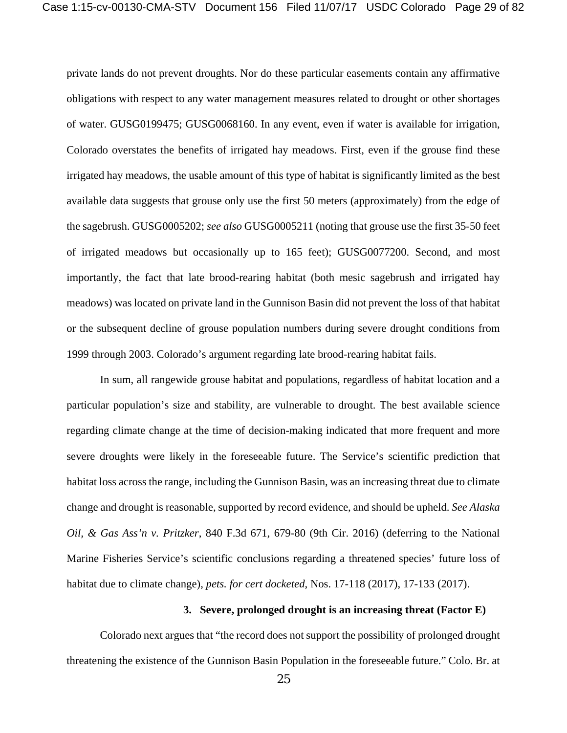private lands do not prevent droughts. Nor do these particular easements contain any affirmative obligations with respect to any water management measures related to drought or other shortages of water. GUSG0199475; GUSG0068160. In any event, even if water is available for irrigation, Colorado overstates the benefits of irrigated hay meadows. First, even if the grouse find these irrigated hay meadows, the usable amount of this type of habitat is significantly limited as the best available data suggests that grouse only use the first 50 meters (approximately) from the edge of the sagebrush. GUSG0005202; *see also* GUSG0005211 (noting that grouse use the first 35-50 feet of irrigated meadows but occasionally up to 165 feet); GUSG0077200. Second, and most importantly, the fact that late brood-rearing habitat (both mesic sagebrush and irrigated hay meadows) was located on private land in the Gunnison Basin did not prevent the loss of that habitat or the subsequent decline of grouse population numbers during severe drought conditions from 1999 through 2003. Colorado's argument regarding late brood-rearing habitat fails.

In sum, all rangewide grouse habitat and populations, regardless of habitat location and a particular population's size and stability, are vulnerable to drought. The best available science regarding climate change at the time of decision-making indicated that more frequent and more severe droughts were likely in the foreseeable future. The Service's scientific prediction that habitat loss across the range, including the Gunnison Basin, was an increasing threat due to climate change and drought is reasonable, supported by record evidence, and should be upheld. *See Alaska Oil, & Gas Ass'n v. Pritzker*, 840 F.3d 671, 679-80 (9th Cir. 2016) (deferring to the National Marine Fisheries Service's scientific conclusions regarding a threatened species' future loss of habitat due to climate change), *pets. for cert docketed*, Nos. 17-118 (2017), 17-133 (2017).

### 3. Severe, prolonged drought is an increasing threat (Factor E)

Colorado next argues that "the record does not support the possibility of prolonged drought threatening the existence of the Gunnison Basin Population in the foreseeable future." Colo. Br. at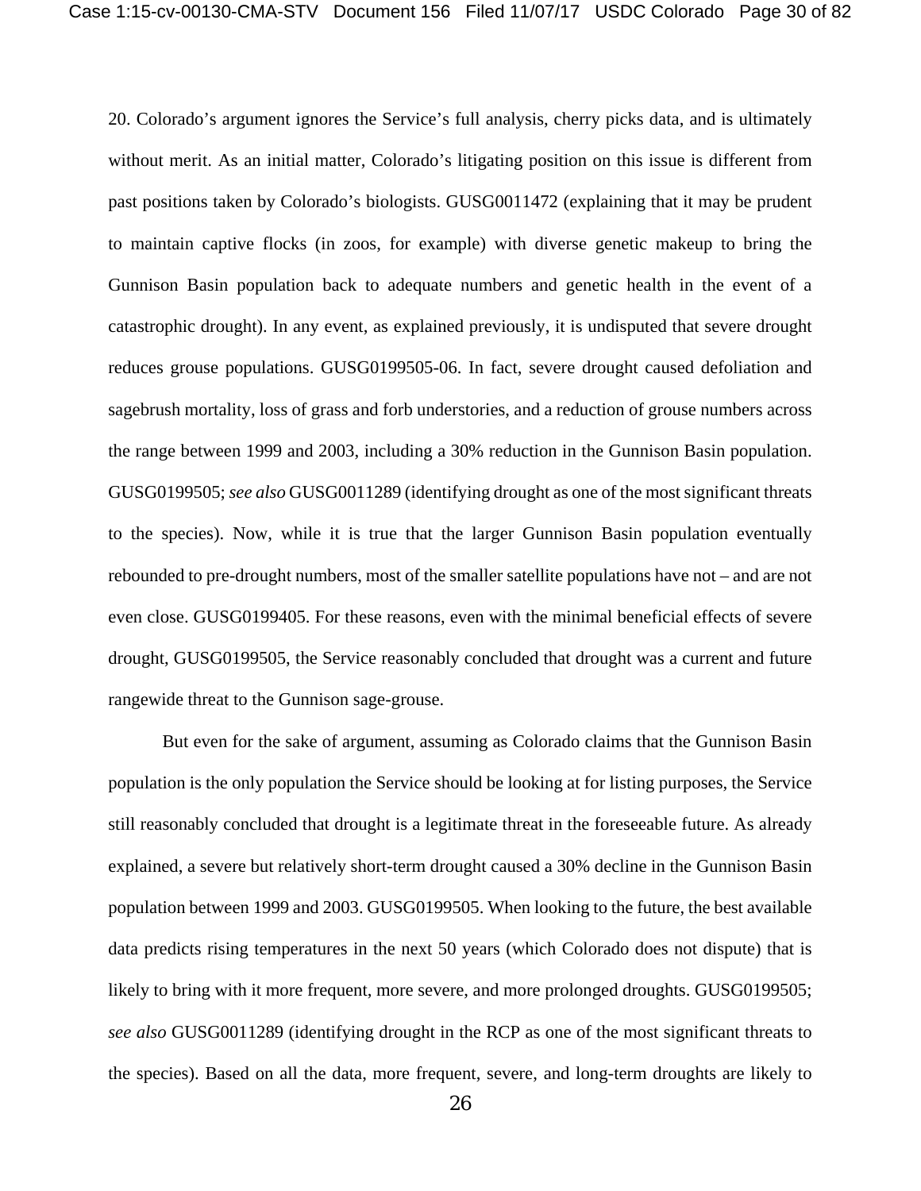20. Colorado's argument ignores the Service's full analysis, cherry picks data, and is ultimately without merit. As an initial matter, Colorado's litigating position on this issue is different from past positions taken by Colorado's biologists. GUSG0011472 (explaining that it may be prudent to maintain captive flocks (in zoos, for example) with diverse genetic makeup to bring the Gunnison Basin population back to adequate numbers and genetic health in the event of a catastrophic drought). In any event, as explained previously, it is undisputed that severe drought reduces grouse populations. GUSG0199505-06. In fact, severe drought caused defoliation and sagebrush mortality, loss of grass and forb understories, and a reduction of grouse numbers across the range between 1999 and 2003, including a 30% reduction in the Gunnison Basin population. GUSG0199505; *see also* GUSG0011289 (identifying drought as one of the most significant threats to the species). Now, while it is true that the larger Gunnison Basin population eventually rebounded to pre-drought numbers, most of the smaller satellite populations have not – and are not even close. GUSG0199405. For these reasons, even with the minimal beneficial effects of severe drought, GUSG0199505, the Service reasonably concluded that drought was a current and future rangewide threat to the Gunnison sage-grouse.

But even for the sake of argument, assuming as Colorado claims that the Gunnison Basin population is the only population the Service should be looking at for listing purposes, the Service still reasonably concluded that drought is a legitimate threat in the foreseeable future. As already explained, a severe but relatively short-term drought caused a 30% decline in the Gunnison Basin population between 1999 and 2003. GUSG0199505. When looking to the future, the best available data predicts rising temperatures in the next 50 years (which Colorado does not dispute) that is likely to bring with it more frequent, more severe, and more prolonged droughts. GUSG0199505; *see also* GUSG0011289 (identifying drought in the RCP as one of the most significant threats to the species). Based on all the data, more frequent, severe, and long-term droughts are likely to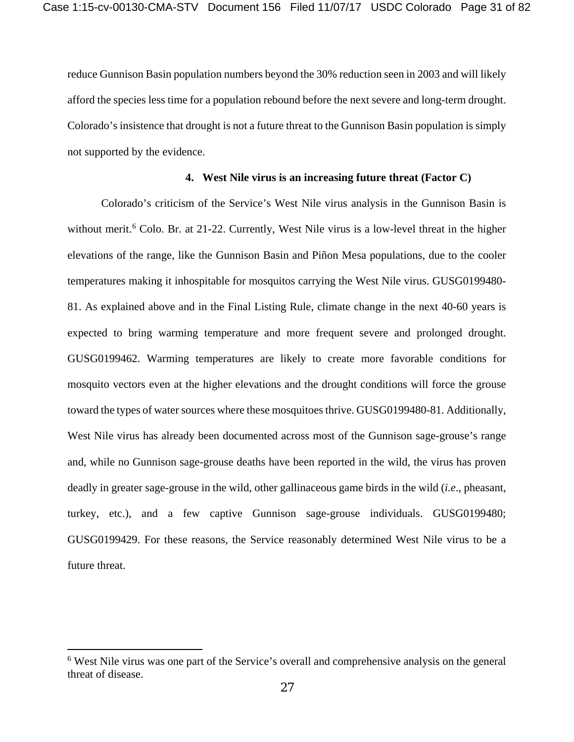reduce Gunnison Basin population numbers beyond the 30% reduction seen in 2003 and will likely afford the species less time for a population rebound before the next severe and long-term drought. Colorado's insistence that drought is not a future threat to the Gunnison Basin population is simply not supported by the evidence.

#### 4. West Nile virus is an increasing future threat (Factor C)

Colorado's criticism of the Service's West Nile virus analysis in the Gunnison Basin is without merit.[6] Colo. Br. at 21-22. Currently, West Nile virus is a low-level threat in the higher elevations of the range, like the Gunnison Basin and Piñon Mesa populations, due to the cooler temperatures making it inhospitable for mosquitos carrying the West Nile virus. GUSG0199480-81. As explained above and in the Final Listing Rule, climate change in the next 40-60 years is expected to bring warming temperature and more frequent severe and prolonged drought. GUSG0199462. Warming temperatures are likely to create more favorable conditions for mosquito vectors even at the higher elevations and the drought conditions will force the grouse toward the types of water sources where these mosquitoes thrive. GUSG0199480-81. Additionally, West Nile virus has already been documented across most of the Gunnison sage-grouse's range and, while no Gunnison sage-grouse deaths have been reported in the wild, the virus has proven deadly in greater sage-grouse in the wild, other gallinaceous game birds in the wild (*i.e*., pheasant, turkey, etc.), and a few captive Gunnison sage-grouse individuals. GUSG0199480; GUSG0199429. For these reasons, the Service reasonably determined West Nile virus to be a future threat.

---

[6] West Nile virus was one part of the Service's overall and comprehensive analysis on the general threat of disease.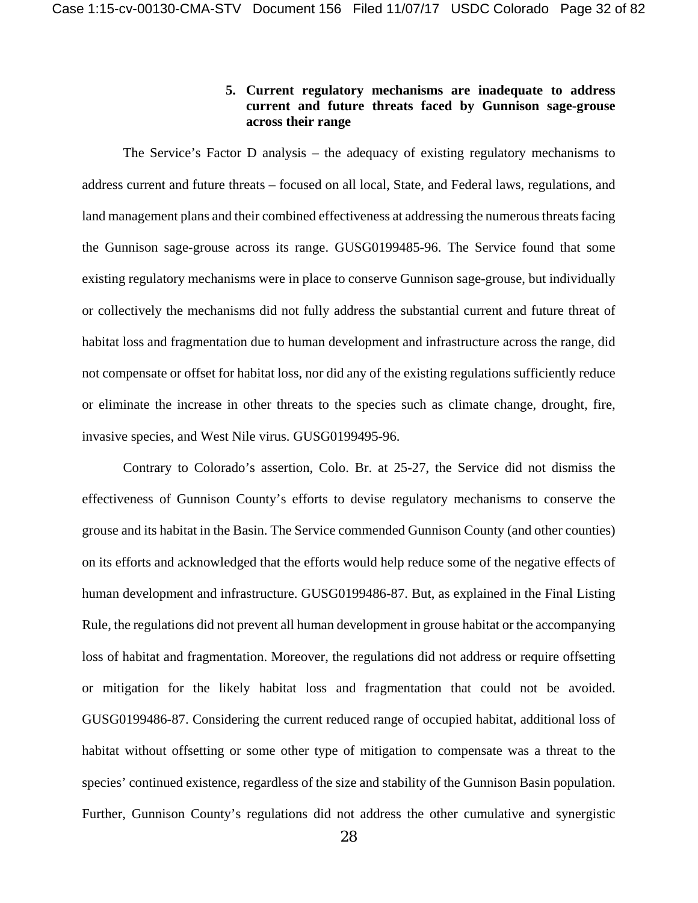### 5. Current regulatory mechanisms are inadequate to address current and future threats faced by Gunnison sage-grouse across their range

The Service's Factor D analysis – the adequacy of existing regulatory mechanisms to address current and future threats – focused on all local, State, and Federal laws, regulations, and land management plans and their combined effectiveness at addressing the numerous threats facing the Gunnison sage-grouse across its range. GUSG0199485-96. The Service found that some existing regulatory mechanisms were in place to conserve Gunnison sage-grouse, but individually or collectively the mechanisms did not fully address the substantial current and future threat of habitat loss and fragmentation due to human development and infrastructure across the range, did not compensate or offset for habitat loss, nor did any of the existing regulations sufficiently reduce or eliminate the increase in other threats to the species such as climate change, drought, fire, invasive species, and West Nile virus. GUSG0199495-96.

Contrary to Colorado's assertion, Colo. Br. at 25-27, the Service did not dismiss the effectiveness of Gunnison County's efforts to devise regulatory mechanisms to conserve the grouse and its habitat in the Basin. The Service commended Gunnison County (and other counties) on its efforts and acknowledged that the efforts would help reduce some of the negative effects of human development and infrastructure. GUSG0199486-87. But, as explained in the Final Listing Rule, the regulations did not prevent all human development in grouse habitat or the accompanying loss of habitat and fragmentation. Moreover, the regulations did not address or require offsetting or mitigation for the likely habitat loss and fragmentation that could not be avoided. GUSG0199486-87. Considering the current reduced range of occupied habitat, additional loss of habitat without offsetting or some other type of mitigation to compensate was a threat to the species' continued existence, regardless of the size and stability of the Gunnison Basin population. Further, Gunnison County's regulations did not address the other cumulative and synergistic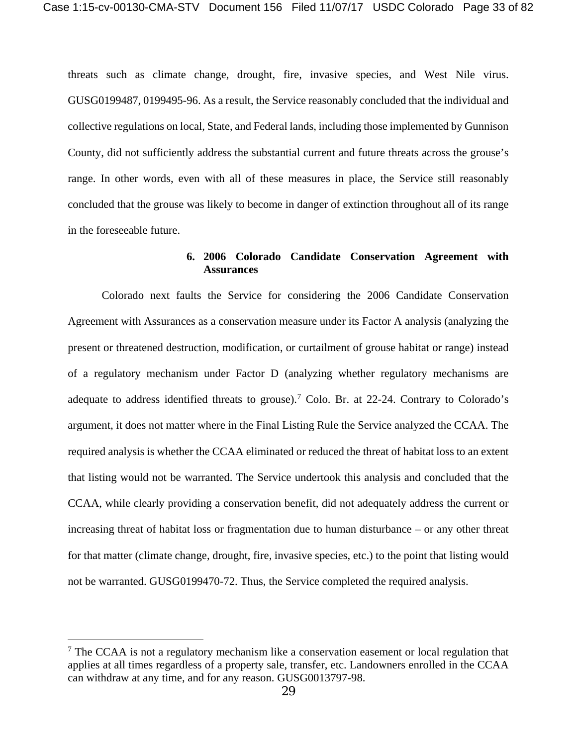threats such as climate change, drought, fire, invasive species, and West Nile virus. GUSG0199487, 0199495-96. As a result, the Service reasonably concluded that the individual and collective regulations on local, State, and Federal lands, including those implemented by Gunnison County, did not sufficiently address the substantial current and future threats across the grouse's range. In other words, even with all of these measures in place, the Service still reasonably concluded that the grouse was likely to become in danger of extinction throughout all of its range in the foreseeable future.

### 6. 2006 Colorado Candidate Conservation Agreement with Assurances

Colorado next faults the Service for considering the 2006 Candidate Conservation Agreement with Assurances as a conservation measure under its Factor A analysis (analyzing the present or threatened destruction, modification, or curtailment of grouse habitat or range) instead of a regulatory mechanism under Factor D (analyzing whether regulatory mechanisms are adequate to address identified threats to grouse).[7] Colo. Br. at 22-24. Contrary to Colorado's argument, it does not matter where in the Final Listing Rule the Service analyzed the CCAA. The required analysis is whether the CCAA eliminated or reduced the threat of habitat loss to an extent that listing would not be warranted. The Service undertook this analysis and concluded that the CCAA, while clearly providing a conservation benefit, did not adequately address the current or increasing threat of habitat loss or fragmentation due to human disturbance – or any other threat for that matter (climate change, drought, fire, invasive species, etc.) to the point that listing would not be warranted. GUSG0199470-72. Thus, the Service completed the required analysis.

---

[7] The CCAA is not a regulatory mechanism like a conservation easement or local regulation that applies at all times regardless of a property sale, transfer, etc. Landowners enrolled in the CCAA can withdraw at any time, and for any reason. GUSG0013797-98.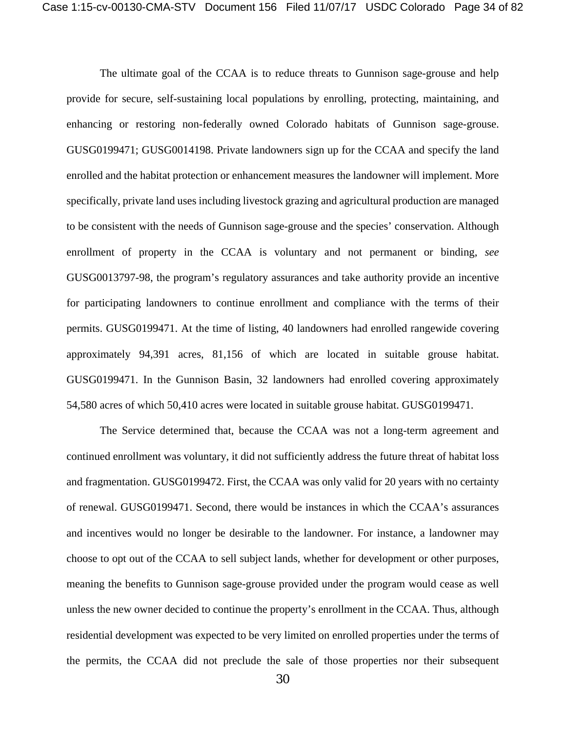The ultimate goal of the CCAA is to reduce threats to Gunnison sage-grouse and help provide for secure, self-sustaining local populations by enrolling, protecting, maintaining, and enhancing or restoring non-federally owned Colorado habitats of Gunnison sage-grouse. GUSG0199471; GUSG0014198. Private landowners sign up for the CCAA and specify the land enrolled and the habitat protection or enhancement measures the landowner will implement. More specifically, private land uses including livestock grazing and agricultural production are managed to be consistent with the needs of Gunnison sage-grouse and the species' conservation. Although enrollment of property in the CCAA is voluntary and not permanent or binding, *see* GUSG0013797-98, the program's regulatory assurances and take authority provide an incentive for participating landowners to continue enrollment and compliance with the terms of their permits. GUSG0199471. At the time of listing, 40 landowners had enrolled rangewide covering approximately 94,391 acres, 81,156 of which are located in suitable grouse habitat. GUSG0199471. In the Gunnison Basin, 32 landowners had enrolled covering approximately 54,580 acres of which 50,410 acres were located in suitable grouse habitat. GUSG0199471.

The Service determined that, because the CCAA was not a long-term agreement and continued enrollment was voluntary, it did not sufficiently address the future threat of habitat loss and fragmentation. GUSG0199472. First, the CCAA was only valid for 20 years with no certainty of renewal. GUSG0199471. Second, there would be instances in which the CCAA's assurances and incentives would no longer be desirable to the landowner. For instance, a landowner may choose to opt out of the CCAA to sell subject lands, whether for development or other purposes, meaning the benefits to Gunnison sage-grouse provided under the program would cease as well unless the new owner decided to continue the property's enrollment in the CCAA. Thus, although residential development was expected to be very limited on enrolled properties under the terms of the permits, the CCAA did not preclude the sale of those properties nor their subsequent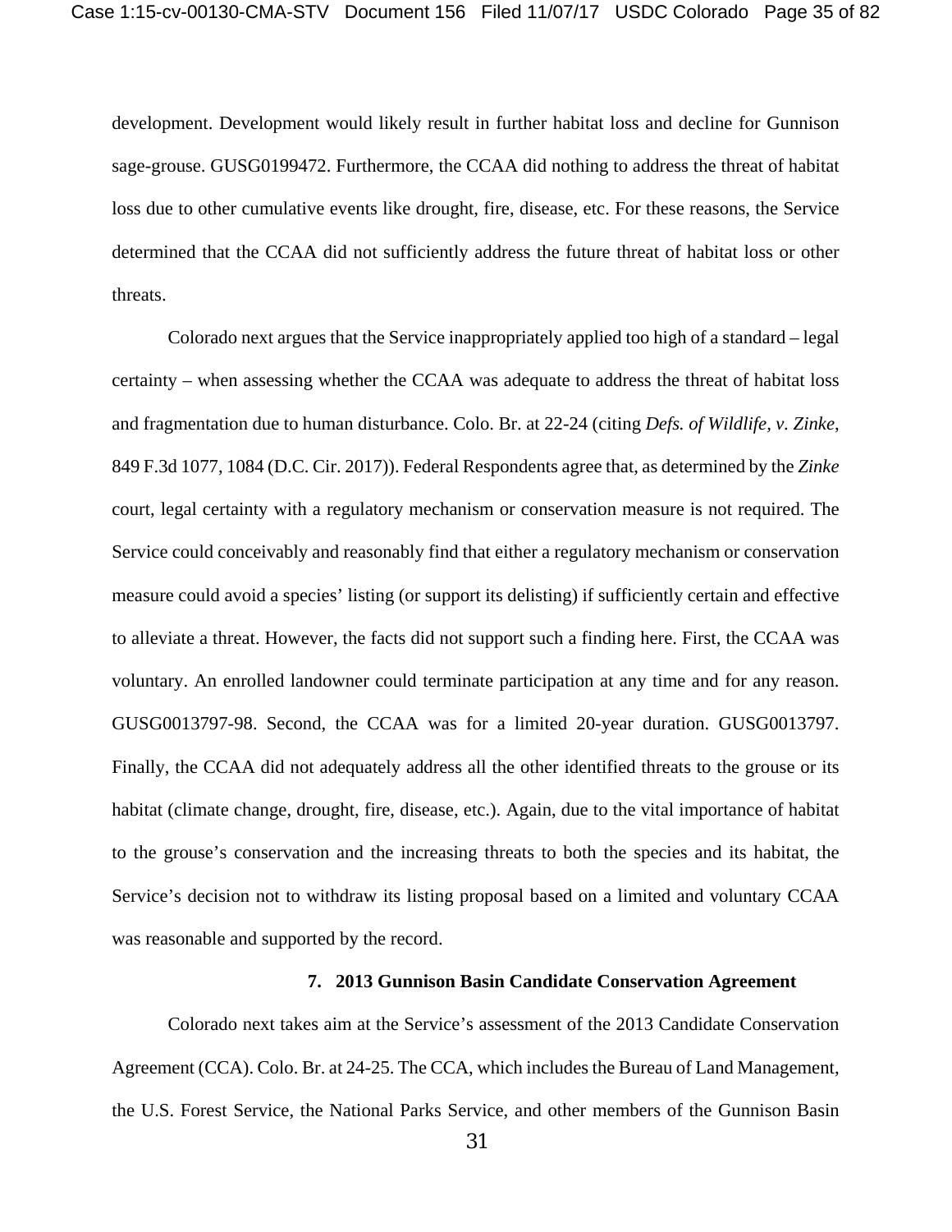development. Development would likely result in further habitat loss and decline for Gunnison sage-grouse. GUSG0199472. Furthermore, the CCAA did nothing to address the threat of habitat loss due to other cumulative events like drought, fire, disease, etc. For these reasons, the Service determined that the CCAA did not sufficiently address the future threat of habitat loss or other threats.

Colorado next argues that the Service inappropriately applied too high of a standard – legal certainty – when assessing whether the CCAA was adequate to address the threat of habitat loss and fragmentation due to human disturbance. Colo. Br. at 22-24 (citing *Defs. of Wildlife, v. Zinke*, 849 F.3d 1077, 1084 (D.C. Cir. 2017)). Federal Respondents agree that, as determined by the *Zinke* court, legal certainty with a regulatory mechanism or conservation measure is not required. The Service could conceivably and reasonably find that either a regulatory mechanism or conservation measure could avoid a species' listing (or support its delisting) if sufficiently certain and effective to alleviate a threat. However, the facts did not support such a finding here. First, the CCAA was voluntary. An enrolled landowner could terminate participation at any time and for any reason. GUSG0013797-98. Second, the CCAA was for a limited 20-year duration. GUSG0013797. Finally, the CCAA did not adequately address all the other identified threats to the grouse or its habitat (climate change, drought, fire, disease, etc.). Again, due to the vital importance of habitat to the grouse's conservation and the increasing threats to both the species and its habitat, the Service's decision not to withdraw its listing proposal based on a limited and voluntary CCAA was reasonable and supported by the record.

### 7. 2013 Gunnison Basin Candidate Conservation Agreement

Colorado next takes aim at the Service's assessment of the 2013 Candidate Conservation Agreement (CCA). Colo. Br. at 24-25. The CCA, which includes the Bureau of Land Management, the U.S. Forest Service, the National Parks Service, and other members of the Gunnison Basin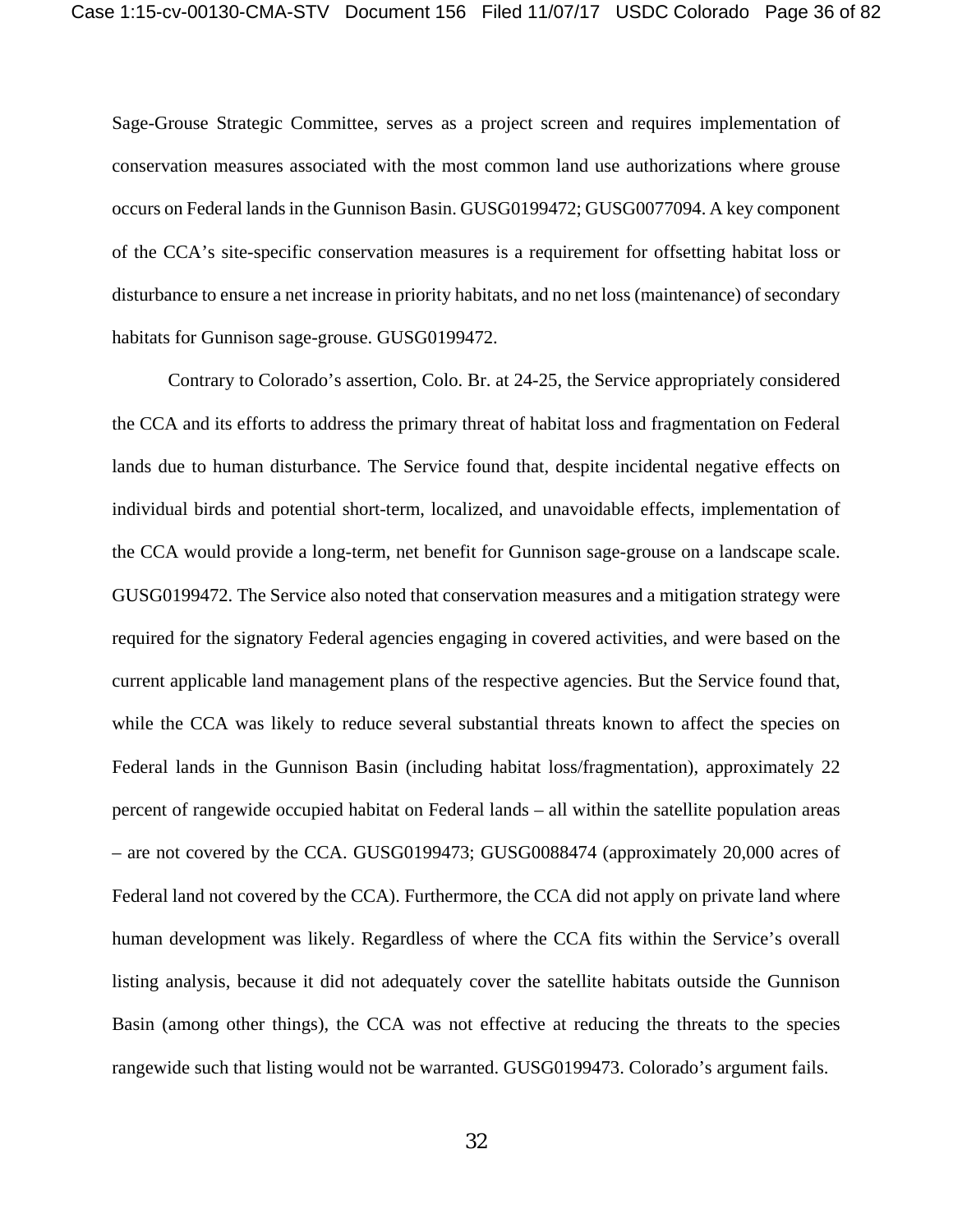Sage-Grouse Strategic Committee, serves as a project screen and requires implementation of conservation measures associated with the most common land use authorizations where grouse occurs on Federal lands in the Gunnison Basin. GUSG0199472; GUSG0077094. A key component of the CCA's site-specific conservation measures is a requirement for offsetting habitat loss or disturbance to ensure a net increase in priority habitats, and no net loss (maintenance) of secondary habitats for Gunnison sage-grouse. GUSG0199472.

Contrary to Colorado's assertion, Colo. Br. at 24-25, the Service appropriately considered the CCA and its efforts to address the primary threat of habitat loss and fragmentation on Federal lands due to human disturbance. The Service found that, despite incidental negative effects on individual birds and potential short-term, localized, and unavoidable effects, implementation of the CCA would provide a long-term, net benefit for Gunnison sage-grouse on a landscape scale. GUSG0199472. The Service also noted that conservation measures and a mitigation strategy were required for the signatory Federal agencies engaging in covered activities, and were based on the current applicable land management plans of the respective agencies. But the Service found that, while the CCA was likely to reduce several substantial threats known to affect the species on Federal lands in the Gunnison Basin (including habitat loss/fragmentation), approximately 22 percent of rangewide occupied habitat on Federal lands – all within the satellite population areas – are not covered by the CCA. GUSG0199473; GUSG0088474 (approximately 20,000 acres of Federal land not covered by the CCA). Furthermore, the CCA did not apply on private land where human development was likely. Regardless of where the CCA fits within the Service's overall listing analysis, because it did not adequately cover the satellite habitats outside the Gunnison Basin (among other things), the CCA was not effective at reducing the threats to the species rangewide such that listing would not be warranted. GUSG0199473. Colorado's argument fails.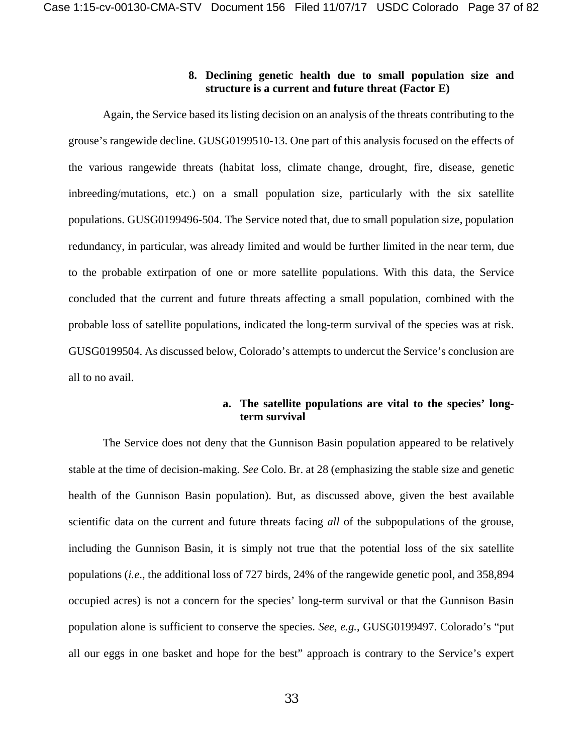### 8. Declining genetic health due to small population size and structure is a current and future threat (Factor E)

Again, the Service based its listing decision on an analysis of the threats contributing to the grouse's rangewide decline. GUSG0199510-13. One part of this analysis focused on the effects of the various rangewide threats (habitat loss, climate change, drought, fire, disease, genetic inbreeding/mutations, etc.) on a small population size, particularly with the six satellite populations. GUSG0199496-504. The Service noted that, due to small population size, population redundancy, in particular, was already limited and would be further limited in the near term, due to the probable extirpation of one or more satellite populations. With this data, the Service concluded that the current and future threats affecting a small population, combined with the probable loss of satellite populations, indicated the long-term survival of the species was at risk. GUSG0199504. As discussed below, Colorado's attempts to undercut the Service's conclusion are all to no avail.

#### a. The satellite populations are vital to the species' long-term survival

The Service does not deny that the Gunnison Basin population appeared to be relatively stable at the time of decision-making. *See* Colo. Br. at 28 (emphasizing the stable size and genetic health of the Gunnison Basin population). But, as discussed above, given the best available scientific data on the current and future threats facing *all* of the subpopulations of the grouse, including the Gunnison Basin, it is simply not true that the potential loss of the six satellite populations (*i.e.*, the additional loss of 727 birds, 24% of the rangewide genetic pool, and 358,894 occupied acres) is not a concern for the species' long-term survival or that the Gunnison Basin population alone is sufficient to conserve the species. *See, e.g.*, GUSG0199497. Colorado's "put all our eggs in one basket and hope for the best" approach is contrary to the Service's expert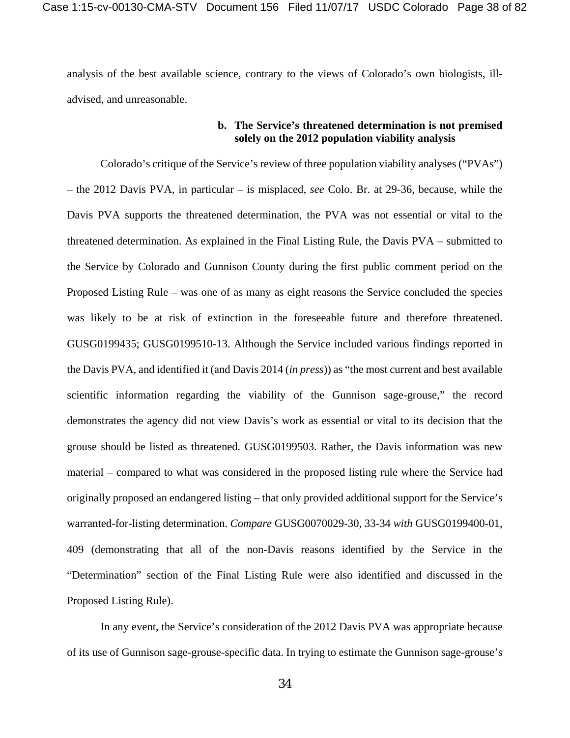analysis of the best available science, contrary to the views of Colorado's own biologists, ill-advised, and unreasonable.

**b. The Service's threatened determination is not premised solely on the 2012 population viability analysis**

Colorado's critique of the Service's review of three population viability analyses ("PVAs") – the 2012 Davis PVA, in particular – is misplaced, *see* Colo. Br. at 29-36, because, while the Davis PVA supports the threatened determination, the PVA was not essential or vital to the threatened determination. As explained in the Final Listing Rule, the Davis PVA – submitted to the Service by Colorado and Gunnison County during the first public comment period on the Proposed Listing Rule – was one of as many as eight reasons the Service concluded the species was likely to be at risk of extinction in the foreseeable future and therefore threatened. GUSG0199435; GUSG0199510-13. Although the Service included various findings reported in the Davis PVA, and identified it (and Davis 2014 (*in press*)) as "the most current and best available scientific information regarding the viability of the Gunnison sage-grouse," the record demonstrates the agency did not view Davis's work as essential or vital to its decision that the grouse should be listed as threatened. GUSG0199503. Rather, the Davis information was new material – compared to what was considered in the proposed listing rule where the Service had originally proposed an endangered listing – that only provided additional support for the Service's warranted-for-listing determination. *Compare* GUSG0070029-30, 33-34 *with* GUSG0199400-01, 409 (demonstrating that all of the non-Davis reasons identified by the Service in the "Determination" section of the Final Listing Rule were also identified and discussed in the Proposed Listing Rule).

In any event, the Service's consideration of the 2012 Davis PVA was appropriate because of its use of Gunnison sage-grouse-specific data. In trying to estimate the Gunnison sage-grouse's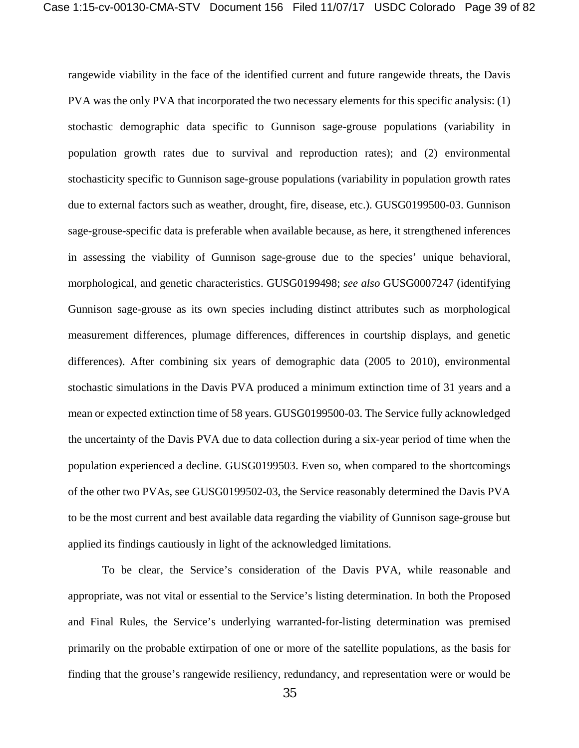rangewide viability in the face of the identified current and future rangewide threats, the Davis PVA was the only PVA that incorporated the two necessary elements for this specific analysis: (1) stochastic demographic data specific to Gunnison sage-grouse populations (variability in population growth rates due to survival and reproduction rates); and (2) environmental stochasticity specific to Gunnison sage-grouse populations (variability in population growth rates due to external factors such as weather, drought, fire, disease, etc.). GUSG0199500-03. Gunnison sage-grouse-specific data is preferable when available because, as here, it strengthened inferences in assessing the viability of Gunnison sage-grouse due to the species' unique behavioral, morphological, and genetic characteristics. GUSG0199498; *see also* GUSG0007247 (identifying Gunnison sage-grouse as its own species including distinct attributes such as morphological measurement differences, plumage differences, differences in courtship displays, and genetic differences). After combining six years of demographic data (2005 to 2010), environmental stochastic simulations in the Davis PVA produced a minimum extinction time of 31 years and a mean or expected extinction time of 58 years. GUSG0199500-03. The Service fully acknowledged the uncertainty of the Davis PVA due to data collection during a six-year period of time when the population experienced a decline. GUSG0199503. Even so, when compared to the shortcomings of the other two PVAs, see GUSG0199502-03, the Service reasonably determined the Davis PVA to be the most current and best available data regarding the viability of Gunnison sage-grouse but applied its findings cautiously in light of the acknowledged limitations.

To be clear, the Service's consideration of the Davis PVA, while reasonable and appropriate, was not vital or essential to the Service's listing determination. In both the Proposed and Final Rules, the Service's underlying warranted-for-listing determination was premised primarily on the probable extirpation of one or more of the satellite populations, as the basis for finding that the grouse's rangewide resiliency, redundancy, and representation were or would be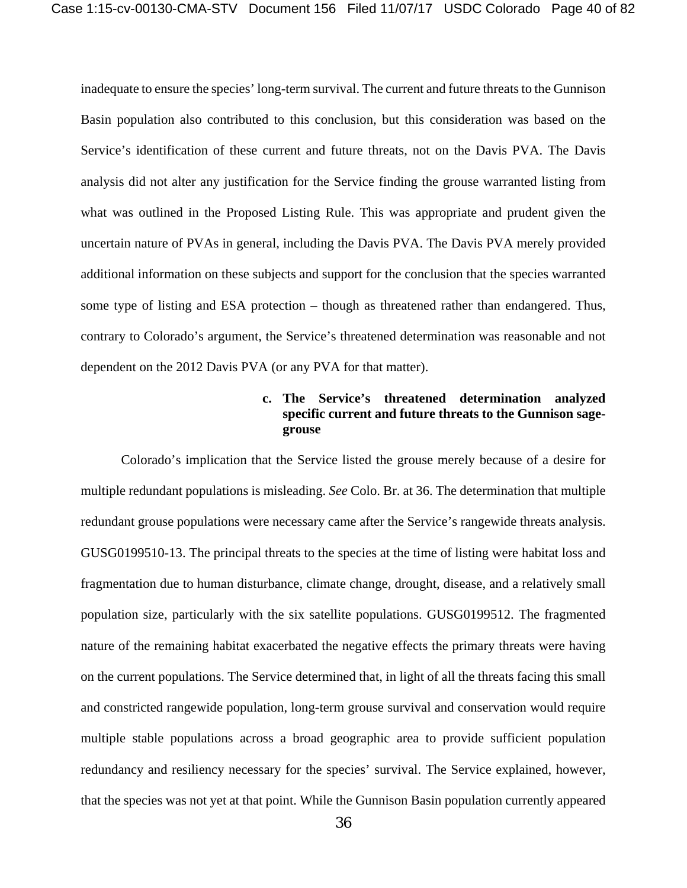inadequate to ensure the species' long-term survival. The current and future threats to the Gunnison Basin population also contributed to this conclusion, but this consideration was based on the Service's identification of these current and future threats, not on the Davis PVA. The Davis analysis did not alter any justification for the Service finding the grouse warranted listing from what was outlined in the Proposed Listing Rule. This was appropriate and prudent given the uncertain nature of PVAs in general, including the Davis PVA. The Davis PVA merely provided additional information on these subjects and support for the conclusion that the species warranted some type of listing and ESA protection – though as threatened rather than endangered. Thus, contrary to Colorado's argument, the Service's threatened determination was reasonable and not dependent on the 2012 Davis PVA (or any PVA for that matter).

**c. The Service's threatened determination analyzed specific current and future threats to the Gunnison sage-grouse**

Colorado's implication that the Service listed the grouse merely because of a desire for multiple redundant populations is misleading. *See* Colo. Br. at 36. The determination that multiple redundant grouse populations were necessary came after the Service's rangewide threats analysis. GUSG0199510-13. The principal threats to the species at the time of listing were habitat loss and fragmentation due to human disturbance, climate change, drought, disease, and a relatively small population size, particularly with the six satellite populations. GUSG0199512. The fragmented nature of the remaining habitat exacerbated the negative effects the primary threats were having on the current populations. The Service determined that, in light of all the threats facing this small and constricted rangewide population, long-term grouse survival and conservation would require multiple stable populations across a broad geographic area to provide sufficient population redundancy and resiliency necessary for the species' survival. The Service explained, however, that the species was not yet at that point. While the Gunnison Basin population currently appeared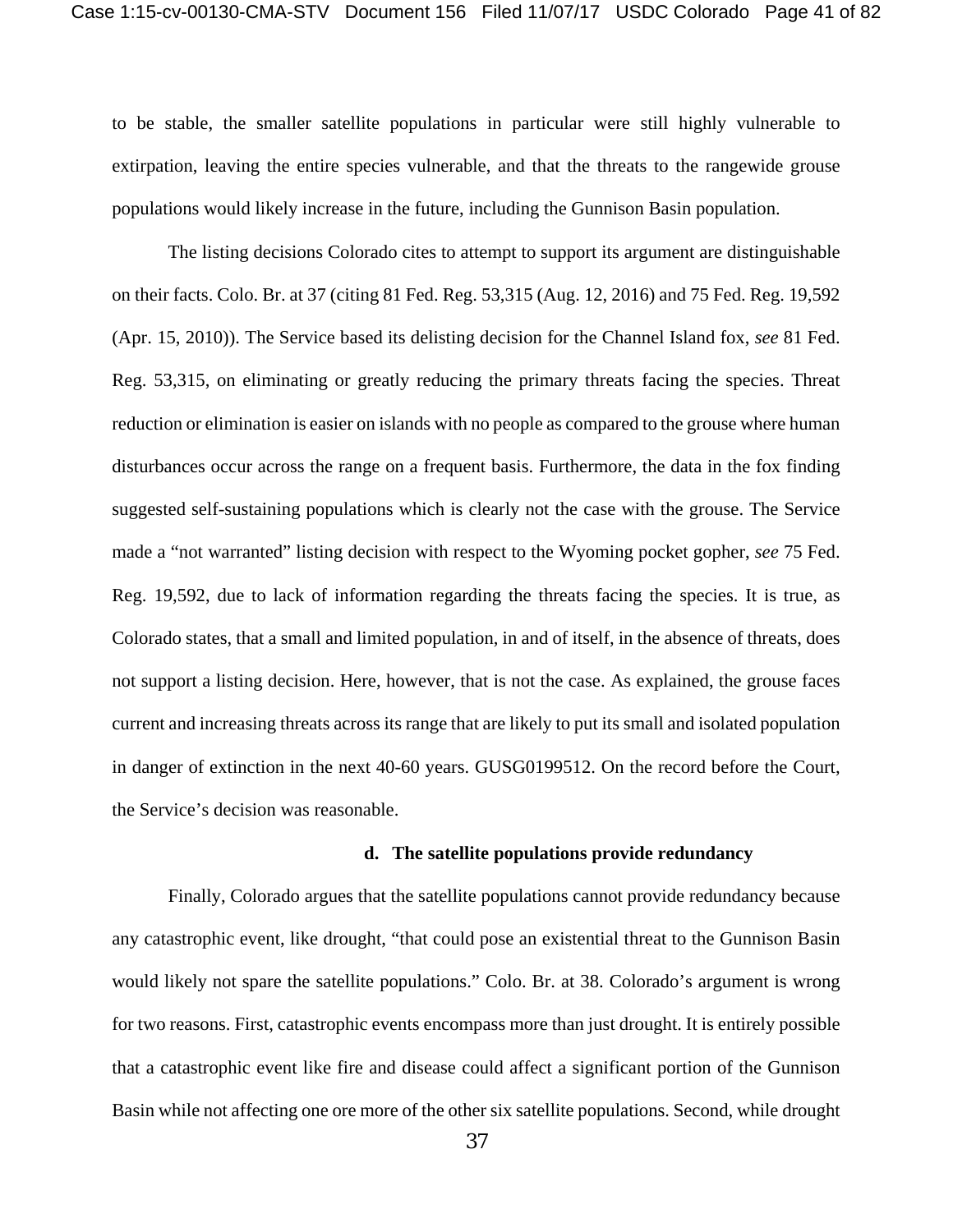to be stable, the smaller satellite populations in particular were still highly vulnerable to extirpation, leaving the entire species vulnerable, and that the threats to the rangewide grouse populations would likely increase in the future, including the Gunnison Basin population.

The listing decisions Colorado cites to attempt to support its argument are distinguishable on their facts. Colo. Br. at 37 (citing 81 Fed. Reg. 53,315 (Aug. 12, 2016) and 75 Fed. Reg. 19,592 (Apr. 15, 2010)). The Service based its delisting decision for the Channel Island fox, *see* 81 Fed. Reg. 53,315, on eliminating or greatly reducing the primary threats facing the species. Threat reduction or elimination is easier on islands with no people as compared to the grouse where human disturbances occur across the range on a frequent basis. Furthermore, the data in the fox finding suggested self-sustaining populations which is clearly not the case with the grouse. The Service made a "not warranted" listing decision with respect to the Wyoming pocket gopher, *see* 75 Fed. Reg. 19,592, due to lack of information regarding the threats facing the species. It is true, as Colorado states, that a small and limited population, in and of itself, in the absence of threats, does not support a listing decision. Here, however, that is not the case. As explained, the grouse faces current and increasing threats across its range that are likely to put its small and isolated population in danger of extinction in the next 40-60 years. GUSG0199512. On the record before the Court, the Service's decision was reasonable.

**d. The satellite populations provide redundancy**

Finally, Colorado argues that the satellite populations cannot provide redundancy because any catastrophic event, like drought, "that could pose an existential threat to the Gunnison Basin would likely not spare the satellite populations." Colo. Br. at 38. Colorado's argument is wrong for two reasons. First, catastrophic events encompass more than just drought. It is entirely possible that a catastrophic event like fire and disease could affect a significant portion of the Gunnison Basin while not affecting one ore more of the other six satellite populations. Second, while drought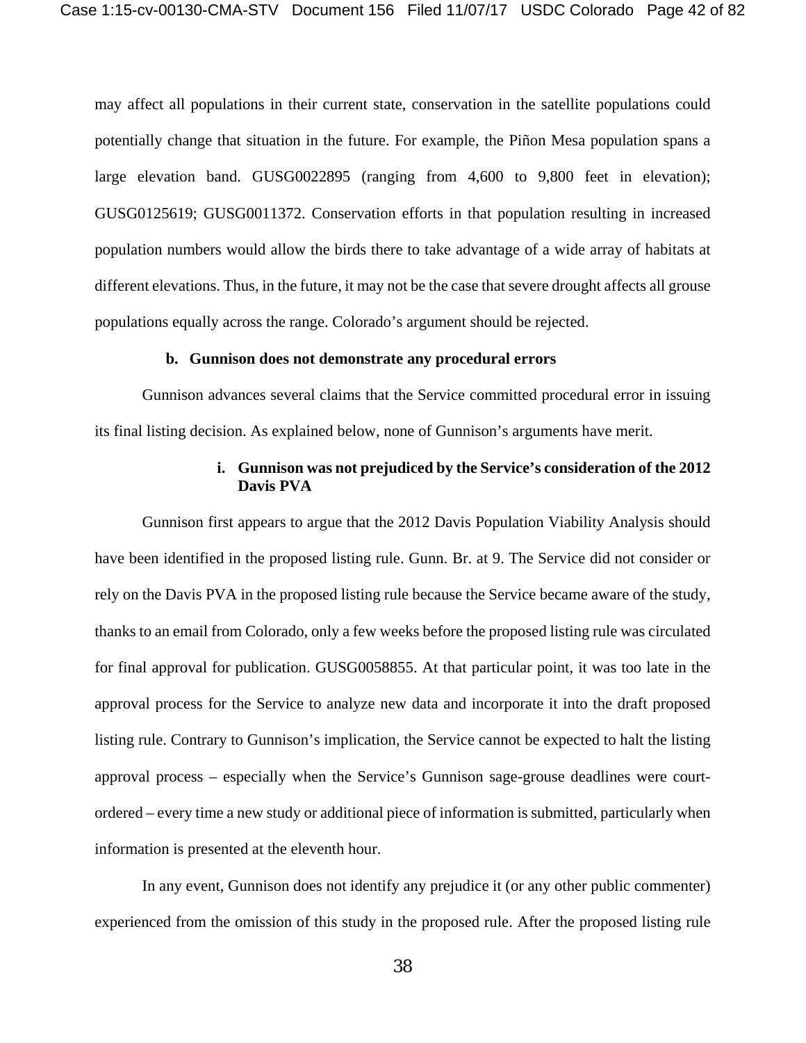may affect all populations in their current state, conservation in the satellite populations could potentially change that situation in the future. For example, the Piñon Mesa population spans a large elevation band. GUSG0022895 (ranging from 4,600 to 9,800 feet in elevation); GUSG0125619; GUSG0011372. Conservation efforts in that population resulting in increased population numbers would allow the birds there to take advantage of a wide array of habitats at different elevations. Thus, in the future, it may not be the case that severe drought affects all grouse populations equally across the range. Colorado's argument should be rejected.

**b. Gunnison does not demonstrate any procedural errors**

Gunnison advances several claims that the Service committed procedural error in issuing its final listing decision. As explained below, none of Gunnison's arguments have merit.

**i. Gunnison was not prejudiced by the Service's consideration of the 2012 Davis PVA**

Gunnison first appears to argue that the 2012 Davis Population Viability Analysis should have been identified in the proposed listing rule. Gunn. Br. at 9. The Service did not consider or rely on the Davis PVA in the proposed listing rule because the Service became aware of the study, thanks to an email from Colorado, only a few weeks before the proposed listing rule was circulated for final approval for publication. GUSG0058855. At that particular point, it was too late in the approval process for the Service to analyze new data and incorporate it into the draft proposed listing rule. Contrary to Gunnison's implication, the Service cannot be expected to halt the listing approval process – especially when the Service's Gunnison sage-grouse deadlines were court-ordered – every time a new study or additional piece of information is submitted, particularly when information is presented at the eleventh hour.

In any event, Gunnison does not identify any prejudice it (or any other public commenter) experienced from the omission of this study in the proposed rule. After the proposed listing rule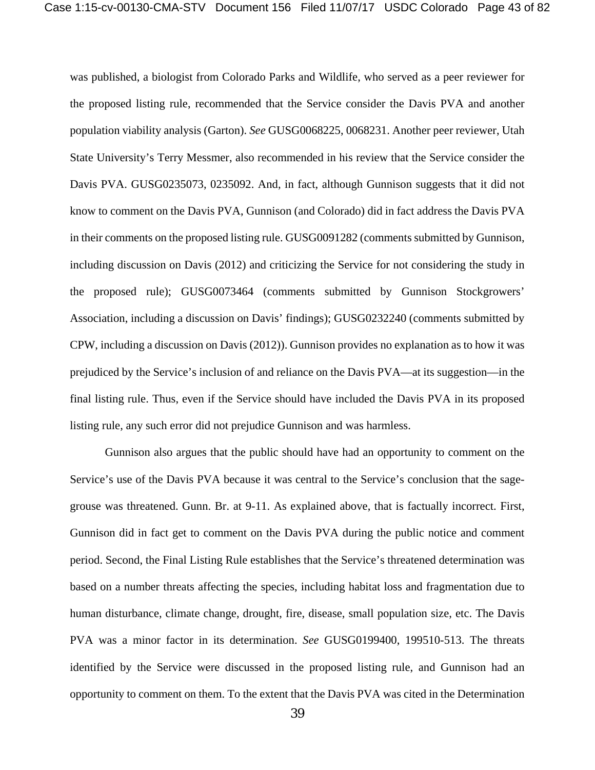was published, a biologist from Colorado Parks and Wildlife, who served as a peer reviewer for the proposed listing rule, recommended that the Service consider the Davis PVA and another population viability analysis (Garton). *See* GUSG0068225, 0068231. Another peer reviewer, Utah State University's Terry Messmer, also recommended in his review that the Service consider the Davis PVA. GUSG0235073, 0235092. And, in fact, although Gunnison suggests that it did not know to comment on the Davis PVA, Gunnison (and Colorado) did in fact address the Davis PVA in their comments on the proposed listing rule. GUSG0091282 (comments submitted by Gunnison, including discussion on Davis (2012) and criticizing the Service for not considering the study in the proposed rule); GUSG0073464 (comments submitted by Gunnison Stockgrowers' Association, including a discussion on Davis' findings); GUSG0232240 (comments submitted by CPW, including a discussion on Davis (2012)). Gunnison provides no explanation as to how it was prejudiced by the Service's inclusion of and reliance on the Davis PVA—at its suggestion—in the final listing rule. Thus, even if the Service should have included the Davis PVA in its proposed listing rule, any such error did not prejudice Gunnison and was harmless.

Gunnison also argues that the public should have had an opportunity to comment on the Service's use of the Davis PVA because it was central to the Service's conclusion that the sage-grouse was threatened. Gunn. Br. at 9-11. As explained above, that is factually incorrect. First, Gunnison did in fact get to comment on the Davis PVA during the public notice and comment period. Second, the Final Listing Rule establishes that the Service's threatened determination was based on a number threats affecting the species, including habitat loss and fragmentation due to human disturbance, climate change, drought, fire, disease, small population size, etc. The Davis PVA was a minor factor in its determination. *See* GUSG0199400, 199510-513. The threats identified by the Service were discussed in the proposed listing rule, and Gunnison had an opportunity to comment on them. To the extent that the Davis PVA was cited in the Determination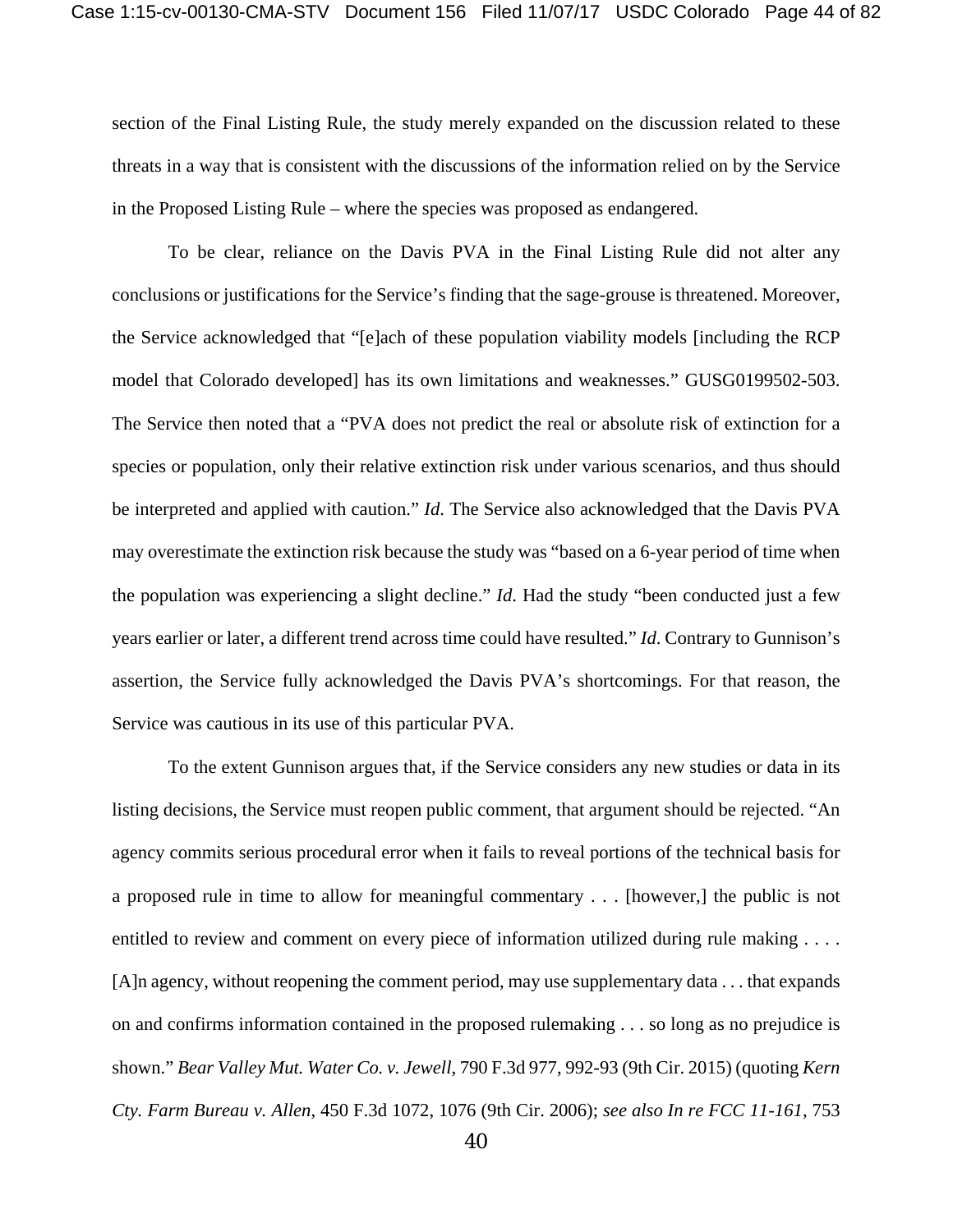section of the Final Listing Rule, the study merely expanded on the discussion related to these threats in a way that is consistent with the discussions of the information relied on by the Service in the Proposed Listing Rule – where the species was proposed as endangered.

To be clear, reliance on the Davis PVA in the Final Listing Rule did not alter any conclusions or justifications for the Service's finding that the sage-grouse is threatened. Moreover, the Service acknowledged that "[e]ach of these population viability models [including the RCP model that Colorado developed] has its own limitations and weaknesses." GUSG0199502-503. The Service then noted that a "PVA does not predict the real or absolute risk of extinction for a species or population, only their relative extinction risk under various scenarios, and thus should be interpreted and applied with caution." *Id*. The Service also acknowledged that the Davis PVA may overestimate the extinction risk because the study was "based on a 6-year period of time when the population was experiencing a slight decline." *Id*. Had the study "been conducted just a few years earlier or later, a different trend across time could have resulted." *Id*. Contrary to Gunnison's assertion, the Service fully acknowledged the Davis PVA's shortcomings. For that reason, the Service was cautious in its use of this particular PVA.

To the extent Gunnison argues that, if the Service considers any new studies or data in its listing decisions, the Service must reopen public comment, that argument should be rejected. "An agency commits serious procedural error when it fails to reveal portions of the technical basis for a proposed rule in time to allow for meaningful commentary . . . [however,] the public is not entitled to review and comment on every piece of information utilized during rule making . . . . [A]n agency, without reopening the comment period, may use supplementary data . . . that expands on and confirms information contained in the proposed rulemaking . . . so long as no prejudice is shown." *Bear Valley Mut. Water Co. v. Jewell*, 790 F.3d 977, 992-93 (9th Cir. 2015) (quoting *Kern Cty. Farm Bureau v. Allen*, 450 F.3d 1072, 1076 (9th Cir. 2006); *see also In re FCC 11-161*, 753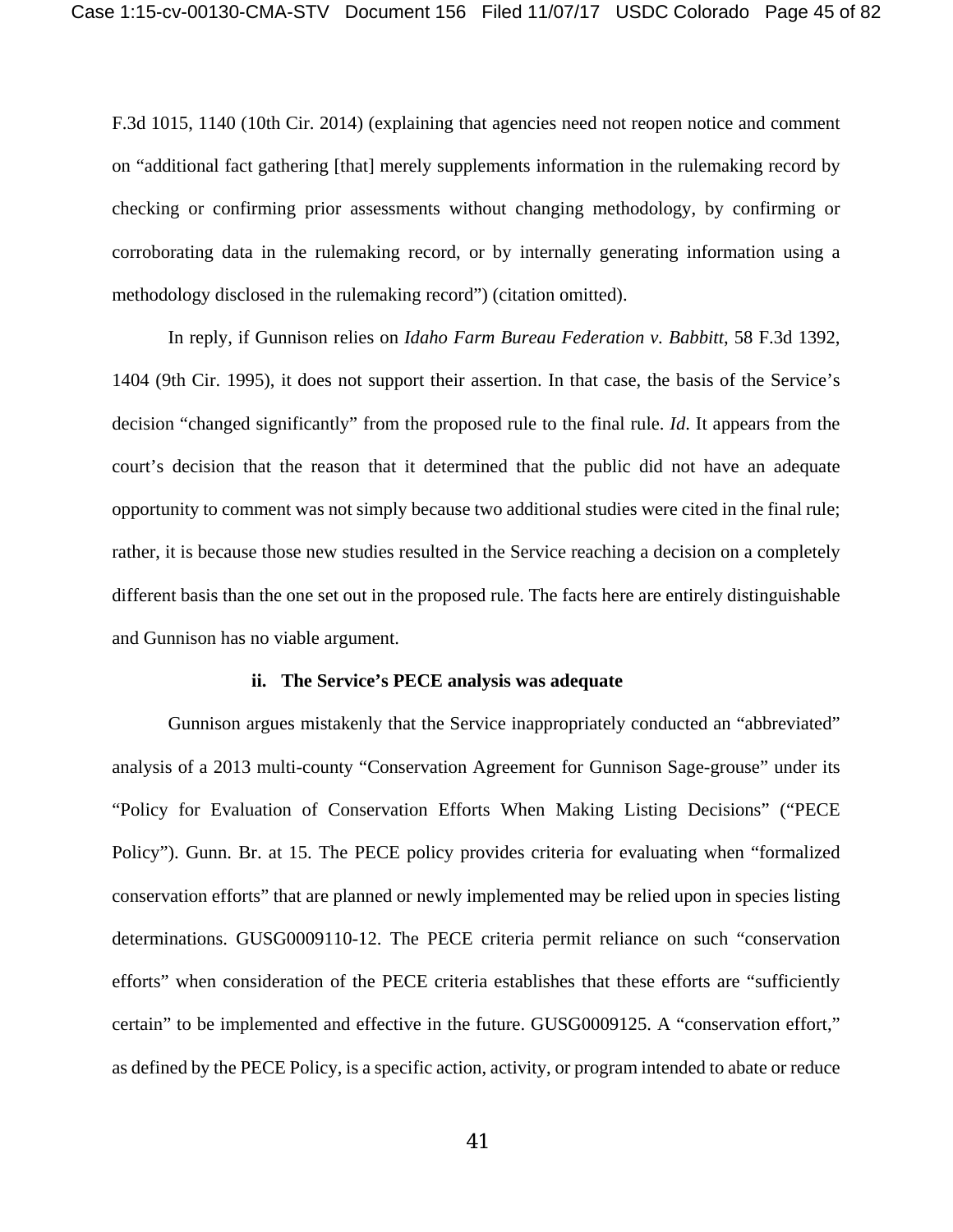F.3d 1015, 1140 (10th Cir. 2014) (explaining that agencies need not reopen notice and comment on "additional fact gathering [that] merely supplements information in the rulemaking record by checking or confirming prior assessments without changing methodology, by confirming or corroborating data in the rulemaking record, or by internally generating information using a methodology disclosed in the rulemaking record") (citation omitted).

In reply, if Gunnison relies on *Idaho Farm Bureau Federation v. Babbitt*, 58 F.3d 1392, 1404 (9th Cir. 1995), it does not support their assertion. In that case, the basis of the Service's decision "changed significantly" from the proposed rule to the final rule. *Id*. It appears from the court's decision that the reason that it determined that the public did not have an adequate opportunity to comment was not simply because two additional studies were cited in the final rule; rather, it is because those new studies resulted in the Service reaching a decision on a completely different basis than the one set out in the proposed rule. The facts here are entirely distinguishable and Gunnison has no viable argument.

**ii. The Service's PECE analysis was adequate**

Gunnison argues mistakenly that the Service inappropriately conducted an "abbreviated" analysis of a 2013 multi-county "Conservation Agreement for Gunnison Sage-grouse" under its "Policy for Evaluation of Conservation Efforts When Making Listing Decisions" ("PECE Policy"). Gunn. Br. at 15. The PECE policy provides criteria for evaluating when "formalized conservation efforts" that are planned or newly implemented may be relied upon in species listing determinations. GUSG0009110-12. The PECE criteria permit reliance on such "conservation efforts" when consideration of the PECE criteria establishes that these efforts are "sufficiently certain" to be implemented and effective in the future. GUSG0009125. A "conservation effort," as defined by the PECE Policy, is a specific action, activity, or program intended to abate or reduce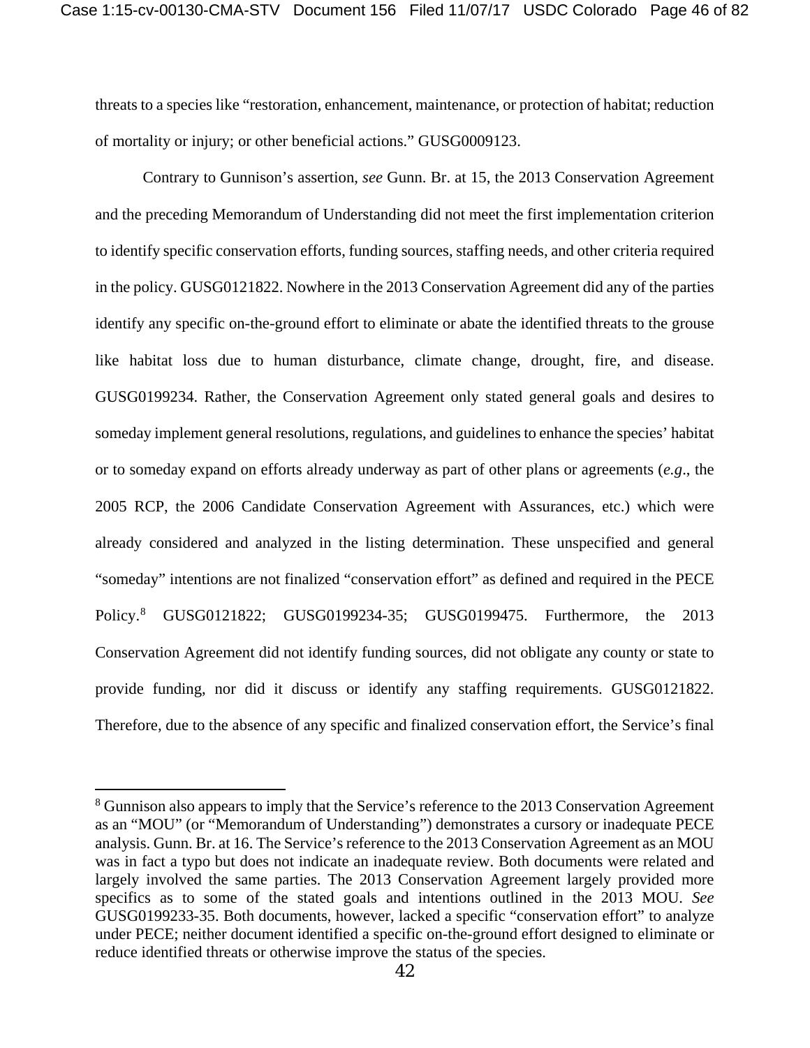threats to a species like "restoration, enhancement, maintenance, or protection of habitat; reduction of mortality or injury; or other beneficial actions." GUSG0009123.

Contrary to Gunnison's assertion, *see* Gunn. Br. at 15, the 2013 Conservation Agreement and the preceding Memorandum of Understanding did not meet the first implementation criterion to identify specific conservation efforts, funding sources, staffing needs, and other criteria required in the policy. GUSG0121822. Nowhere in the 2013 Conservation Agreement did any of the parties identify any specific on-the-ground effort to eliminate or abate the identified threats to the grouse like habitat loss due to human disturbance, climate change, drought, fire, and disease. GUSG0199234. Rather, the Conservation Agreement only stated general goals and desires to someday implement general resolutions, regulations, and guidelines to enhance the species' habitat or to someday expand on efforts already underway as part of other plans or agreements (*e.g*., the 2005 RCP, the 2006 Candidate Conservation Agreement with Assurances, etc.) which were already considered and analyzed in the listing determination. These unspecified and general "someday" intentions are not finalized "conservation effort" as defined and required in the PECE Policy.[8] GUSG0121822; GUSG0199234-35; GUSG0199475. Furthermore, the 2013 Conservation Agreement did not identify funding sources, did not obligate any county or state to provide funding, nor did it discuss or identify any staffing requirements. GUSG0121822. Therefore, due to the absence of any specific and finalized conservation effort, the Service's final

[8] Gunnison also appears to imply that the Service's reference to the 2013 Conservation Agreement as an "MOU" (or "Memorandum of Understanding") demonstrates a cursory or inadequate PECE analysis. Gunn. Br. at 16. The Service's reference to the 2013 Conservation Agreement as an MOU was in fact a typo but does not indicate an inadequate review. Both documents were related and largely involved the same parties. The 2013 Conservation Agreement largely provided more specifics as to some of the stated goals and intentions outlined in the 2013 MOU. *See* GUSG0199233-35. Both documents, however, lacked a specific "conservation effort" to analyze under PECE; neither document identified a specific on-the-ground effort designed to eliminate or reduce identified threats or otherwise improve the status of the species.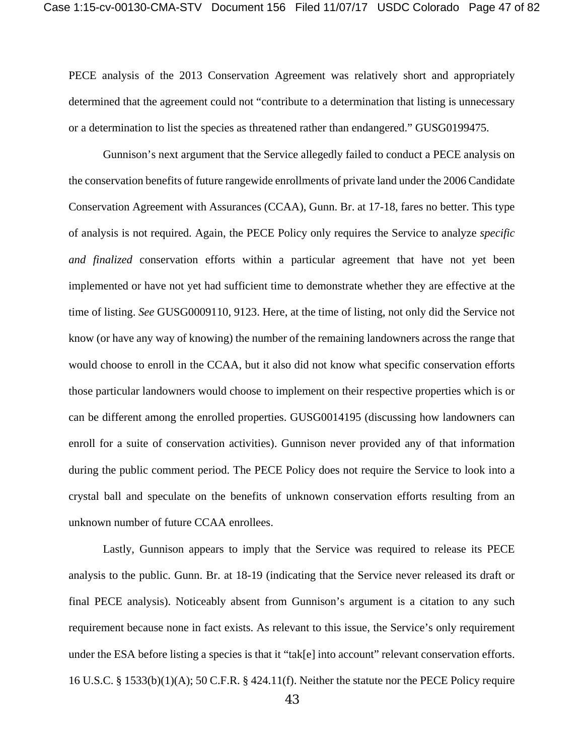PECE analysis of the 2013 Conservation Agreement was relatively short and appropriately determined that the agreement could not "contribute to a determination that listing is unnecessary or a determination to list the species as threatened rather than endangered." GUSG0199475.

Gunnison's next argument that the Service allegedly failed to conduct a PECE analysis on the conservation benefits of future rangewide enrollments of private land under the 2006 Candidate Conservation Agreement with Assurances (CCAA), Gunn. Br. at 17-18, fares no better. This type of analysis is not required. Again, the PECE Policy only requires the Service to analyze *specific and finalized* conservation efforts within a particular agreement that have not yet been implemented or have not yet had sufficient time to demonstrate whether they are effective at the time of listing. *See* GUSG0009110, 9123. Here, at the time of listing, not only did the Service not know (or have any way of knowing) the number of the remaining landowners across the range that would choose to enroll in the CCAA, but it also did not know what specific conservation efforts those particular landowners would choose to implement on their respective properties which is or can be different among the enrolled properties. GUSG0014195 (discussing how landowners can enroll for a suite of conservation activities). Gunnison never provided any of that information during the public comment period. The PECE Policy does not require the Service to look into a crystal ball and speculate on the benefits of unknown conservation efforts resulting from an unknown number of future CCAA enrollees.

Lastly, Gunnison appears to imply that the Service was required to release its PECE analysis to the public. Gunn. Br. at 18-19 (indicating that the Service never released its draft or final PECE analysis). Noticeably absent from Gunnison's argument is a citation to any such requirement because none in fact exists. As relevant to this issue, the Service's only requirement under the ESA before listing a species is that it "tak[e] into account" relevant conservation efforts. 16 U.S.C. § 1533(b)(1)(A); 50 C.F.R. § 424.11(f). Neither the statute nor the PECE Policy require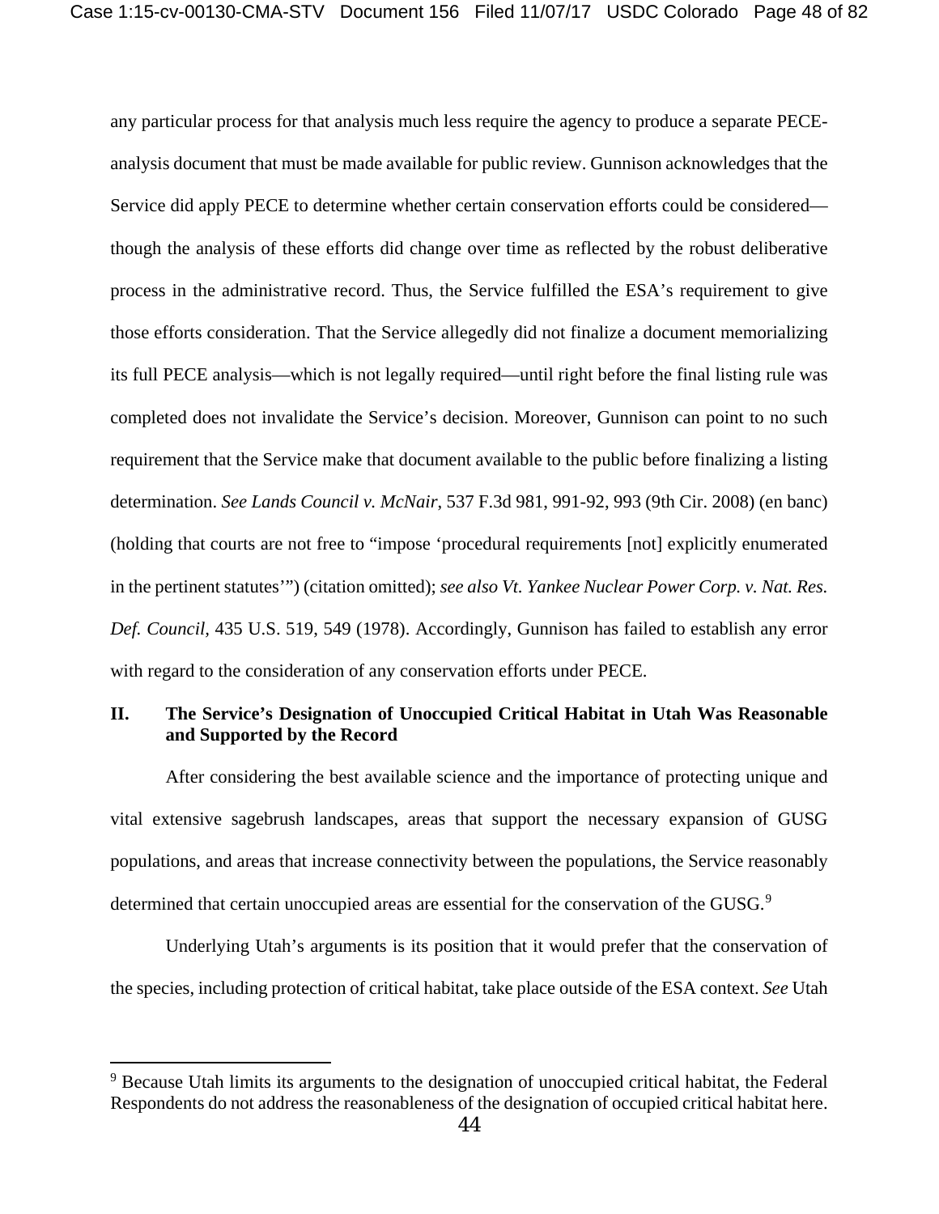any particular process for that analysis much less require the agency to produce a separate PECE-analysis document that must be made available for public review. Gunnison acknowledges that the Service did apply PECE to determine whether certain conservation efforts could be considered—though the analysis of these efforts did change over time as reflected by the robust deliberative process in the administrative record. Thus, the Service fulfilled the ESA's requirement to give those efforts consideration. That the Service allegedly did not finalize a document memorializing its full PECE analysis—which is not legally required—until right before the final listing rule was completed does not invalidate the Service's decision. Moreover, Gunnison can point to no such requirement that the Service make that document available to the public before finalizing a listing determination. *See Lands Council v. McNair*, 537 F.3d 981, 991-92, 993 (9th Cir. 2008) (en banc) (holding that courts are not free to "impose 'procedural requirements [not] explicitly enumerated in the pertinent statutes'") (citation omitted); *see also Vt. Yankee Nuclear Power Corp. v. Nat. Res. Def. Council*, 435 U.S. 519, 549 (1978). Accordingly, Gunnison has failed to establish any error with regard to the consideration of any conservation efforts under PECE.

## II. The Service's Designation of Unoccupied Critical Habitat in Utah Was Reasonable and Supported by the Record

After considering the best available science and the importance of protecting unique and vital extensive sagebrush landscapes, areas that support the necessary expansion of GUSG populations, and areas that increase connectivity between the populations, the Service reasonably determined that certain unoccupied areas are essential for the conservation of the GUSG.[9]

Underlying Utah's arguments is its position that it would prefer that the conservation of the species, including protection of critical habitat, take place outside of the ESA context. *See* Utah

[9] Because Utah limits its arguments to the designation of unoccupied critical habitat, the Federal Respondents do not address the reasonableness of the designation of occupied critical habitat here.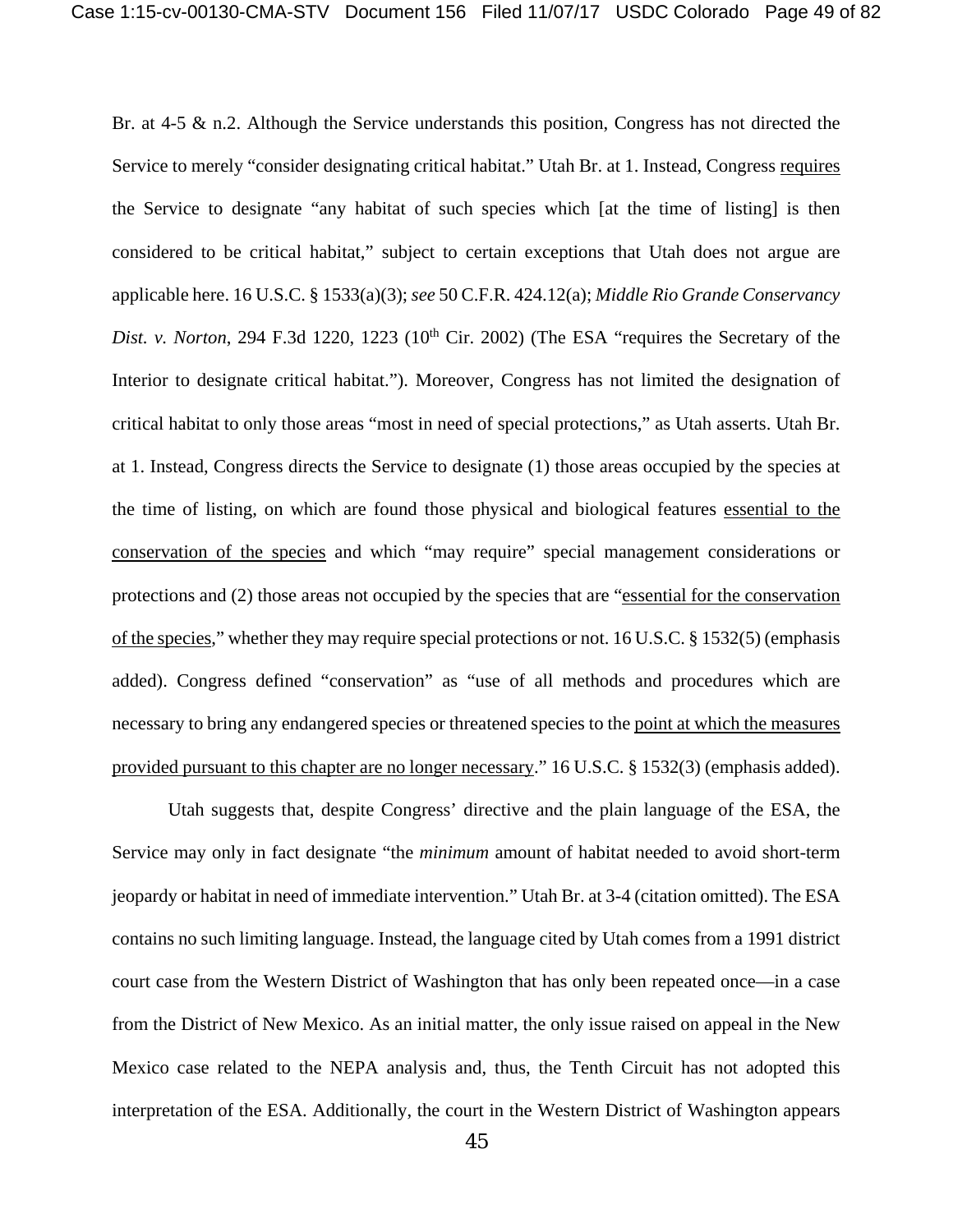Br. at 4-5 & n.2. Although the Service understands this position, Congress has not directed the Service to merely "consider designating critical habitat." Utah Br. at 1. Instead, Congress requires the Service to designate "any habitat of such species which [at the time of listing] is then considered to be critical habitat," subject to certain exceptions that Utah does not argue are applicable here. 16 U.S.C. § 1533(a)(3); *see* 50 C.F.R. 424.12(a); *Middle Rio Grande Conservancy Dist. v. Norton*, 294 F.3d 1220, 1223 (10th Cir. 2002) (The ESA "requires the Secretary of the Interior to designate critical habitat."). Moreover, Congress has not limited the designation of critical habitat to only those areas "most in need of special protections," as Utah asserts. Utah Br. at 1. Instead, Congress directs the Service to designate (1) those areas occupied by the species at the time of listing, on which are found those physical and biological features essential to the conservation of the species and which "may require" special management considerations or protections and (2) those areas not occupied by the species that are "essential for the conservation of the species," whether they may require special protections or not. 16 U.S.C. § 1532(5) (emphasis added). Congress defined "conservation" as "use of all methods and procedures which are necessary to bring any endangered species or threatened species to the point at which the measures provided pursuant to this chapter are no longer necessary." 16 U.S.C. § 1532(3) (emphasis added).

Utah suggests that, despite Congress' directive and the plain language of the ESA, the Service may only in fact designate "the *minimum* amount of habitat needed to avoid short-term jeopardy or habitat in need of immediate intervention." Utah Br. at 3-4 (citation omitted). The ESA contains no such limiting language. Instead, the language cited by Utah comes from a 1991 district court case from the Western District of Washington that has only been repeated once—in a case from the District of New Mexico. As an initial matter, the only issue raised on appeal in the New Mexico case related to the NEPA analysis and, thus, the Tenth Circuit has not adopted this interpretation of the ESA. Additionally, the court in the Western District of Washington appears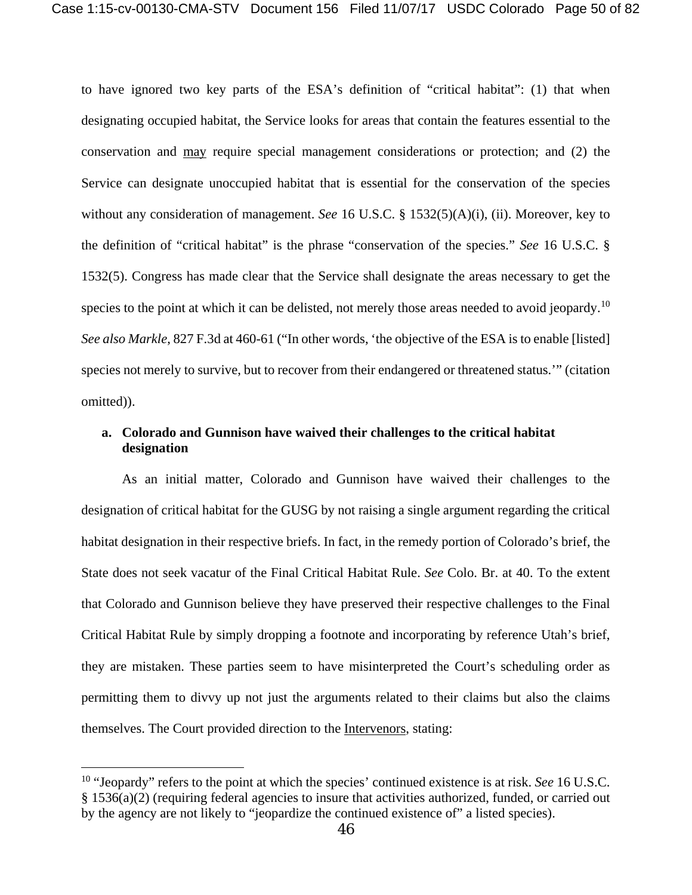to have ignored two key parts of the ESA's definition of "critical habitat": (1) that when designating occupied habitat, the Service looks for areas that contain the features essential to the conservation and may require special management considerations or protection; and (2) the Service can designate unoccupied habitat that is essential for the conservation of the species without any consideration of management. *See* 16 U.S.C. § 1532(5)(A)(i), (ii). Moreover, key to the definition of "critical habitat" is the phrase "conservation of the species." *See* 16 U.S.C. § 1532(5). Congress has made clear that the Service shall designate the areas necessary to get the species to the point at which it can be delisted, not merely those areas needed to avoid jeopardy.[10] *See also Markle*, 827 F.3d at 460-61 ("In other words, 'the objective of the ESA is to enable [listed] species not merely to survive, but to recover from their endangered or threatened status.'" (citation omitted)).

**a. Colorado and Gunnison have waived their challenges to the critical habitat designation**

As an initial matter, Colorado and Gunnison have waived their challenges to the designation of critical habitat for the GUSG by not raising a single argument regarding the critical habitat designation in their respective briefs. In fact, in the remedy portion of Colorado's brief, the State does not seek vacatur of the Final Critical Habitat Rule. *See* Colo. Br. at 40. To the extent that Colorado and Gunnison believe they have preserved their respective challenges to the Final Critical Habitat Rule by simply dropping a footnote and incorporating by reference Utah's brief, they are mistaken. These parties seem to have misinterpreted the Court's scheduling order as permitting them to divvy up not just the arguments related to their claims but also the claims themselves. The Court provided direction to the Intervenors, stating:

[10] "Jeopardy" refers to the point at which the species' continued existence is at risk. *See* 16 U.S.C. § 1536(a)(2) (requiring federal agencies to insure that activities authorized, funded, or carried out by the agency are not likely to "jeopardize the continued existence of" a listed species).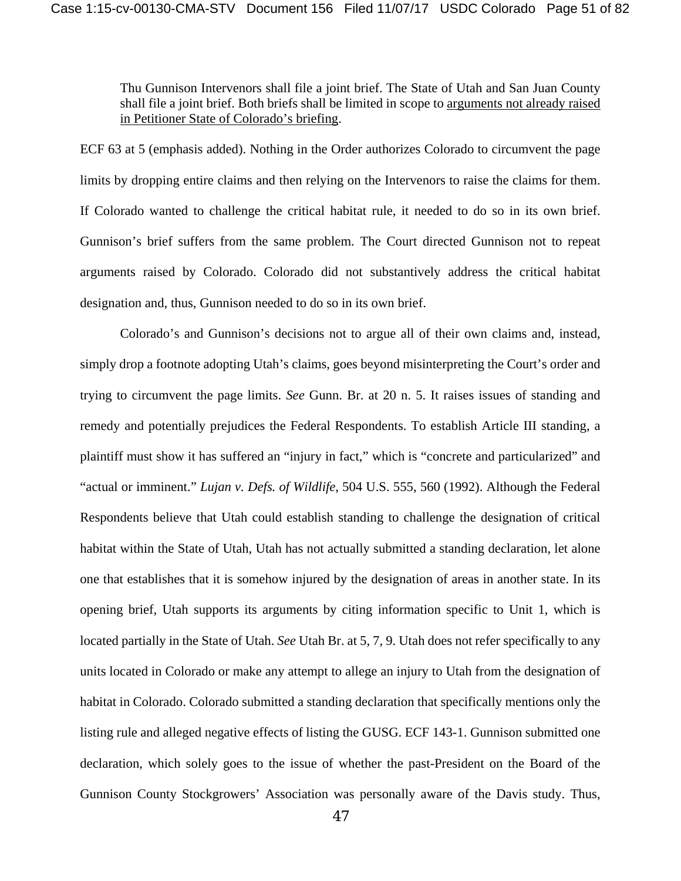> Thu Gunnison Intervenors shall file a joint brief. The State of Utah and San Juan County shall file a joint brief. Both briefs shall be limited in scope to <u>arguments not already raised in Petitioner State of Colorado's briefing</u>.

ECF 63 at 5 (emphasis added). Nothing in the Order authorizes Colorado to circumvent the page limits by dropping entire claims and then relying on the Intervenors to raise the claims for them. If Colorado wanted to challenge the critical habitat rule, it needed to do so in its own brief. Gunnison's brief suffers from the same problem. The Court directed Gunnison not to repeat arguments raised by Colorado. Colorado did not substantively address the critical habitat designation and, thus, Gunnison needed to do so in its own brief.

Colorado's and Gunnison's decisions not to argue all of their own claims and, instead, simply drop a footnote adopting Utah's claims, goes beyond misinterpreting the Court's order and trying to circumvent the page limits. *See* Gunn. Br. at 20 n. 5. It raises issues of standing and remedy and potentially prejudices the Federal Respondents. To establish Article III standing, a plaintiff must show it has suffered an "injury in fact," which is "concrete and particularized" and "actual or imminent." *Lujan v. Defs. of Wildlife*, 504 U.S. 555, 560 (1992). Although the Federal Respondents believe that Utah could establish standing to challenge the designation of critical habitat within the State of Utah, Utah has not actually submitted a standing declaration, let alone one that establishes that it is somehow injured by the designation of areas in another state. In its opening brief, Utah supports its arguments by citing information specific to Unit 1, which is located partially in the State of Utah. *See* Utah Br. at 5, 7, 9. Utah does not refer specifically to any units located in Colorado or make any attempt to allege an injury to Utah from the designation of habitat in Colorado. Colorado submitted a standing declaration that specifically mentions only the listing rule and alleged negative effects of listing the GUSG. ECF 143-1. Gunnison submitted one declaration, which solely goes to the issue of whether the past-President on the Board of the Gunnison County Stockgrowers' Association was personally aware of the Davis study. Thus,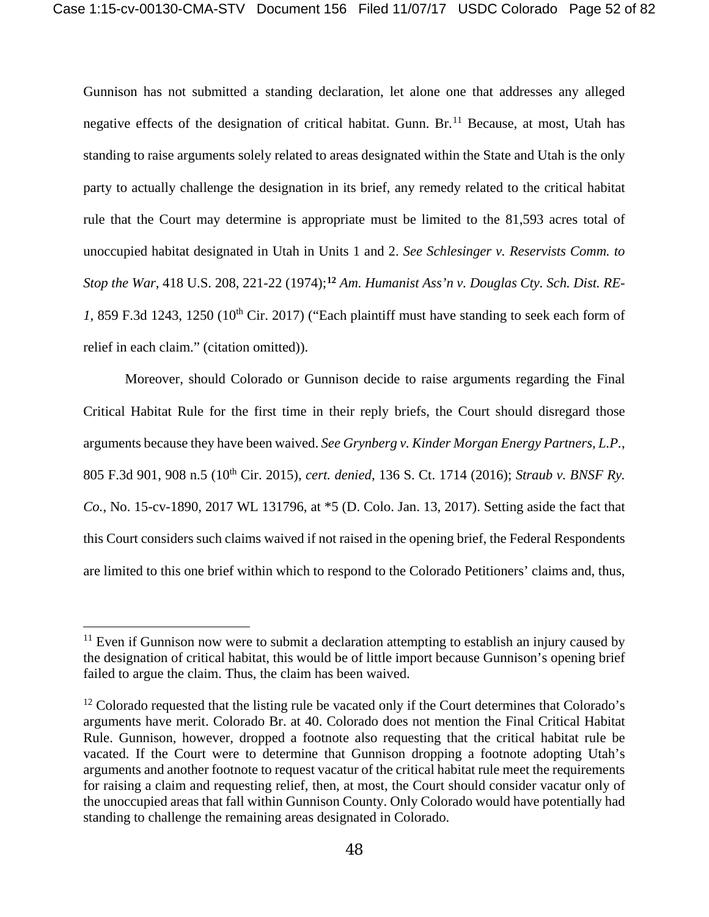Gunnison has not submitted a standing declaration, let alone one that addresses any alleged negative effects of the designation of critical habitat. Gunn. Br.[11] Because, at most, Utah has standing to raise arguments solely related to areas designated within the State and Utah is the only party to actually challenge the designation in its brief, any remedy related to the critical habitat rule that the Court may determine is appropriate must be limited to the 81,593 acres total of unoccupied habitat designated in Utah in Units 1 and 2. *See Schlesinger v. Reservists Comm. to Stop the War*, 418 U.S. 208, 221-22 (1974);[12] *Am. Humanist Ass'n v. Douglas Cty. Sch. Dist. RE-1*, 859 F.3d 1243, 1250 (10th Cir. 2017) ("Each plaintiff must have standing to seek each form of relief in each claim." (citation omitted)).

Moreover, should Colorado or Gunnison decide to raise arguments regarding the Final Critical Habitat Rule for the first time in their reply briefs, the Court should disregard those arguments because they have been waived. *See Grynberg v. Kinder Morgan Energy Partners, L.P.*, 805 F.3d 901, 908 n.5 (10th Cir. 2015), *cert. denied*, 136 S. Ct. 1714 (2016); *Straub v. BNSF Ry. Co.*, No. 15-cv-1890, 2017 WL 131796, at *5 (D. Colo. Jan. 13, 2017). Setting aside the fact that this Court considers such claims waived if not raised in the opening brief, the Federal Respondents are limited to this one brief within which to respond to the Colorado Petitioners' claims and, thus,

---

[11] Even if Gunnison now were to submit a declaration attempting to establish an injury caused by the designation of critical habitat, this would be of little import because Gunnison's opening brief failed to argue the claim. Thus, the claim has been waived.

[12] Colorado requested that the listing rule be vacated only if the Court determines that Colorado's arguments have merit. Colorado Br. at 40. Colorado does not mention the Final Critical Habitat Rule. Gunnison, however, dropped a footnote also requesting that the critical habitat rule be vacated. If the Court were to determine that Gunnison dropping a footnote adopting Utah's arguments and another footnote to request vacatur of the critical habitat rule meet the requirements for raising a claim and requesting relief, then, at most, the Court should consider vacatur only of the unoccupied areas that fall within Gunnison County. Only Colorado would have potentially had standing to challenge the remaining areas designated in Colorado.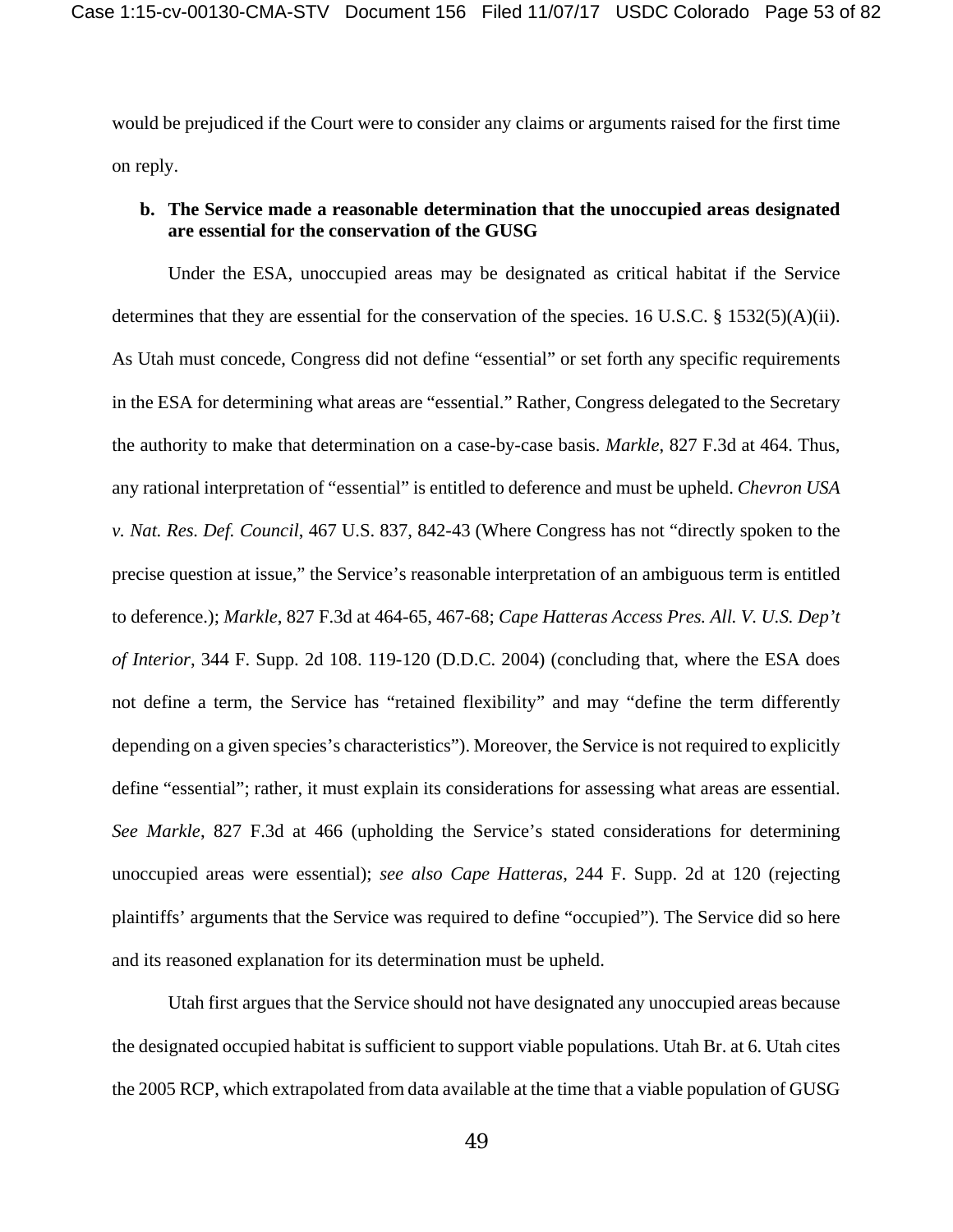would be prejudiced if the Court were to consider any claims or arguments raised for the first time on reply.

**b. The Service made a reasonable determination that the unoccupied areas designated are essential for the conservation of the GUSG**

Under the ESA, unoccupied areas may be designated as critical habitat if the Service determines that they are essential for the conservation of the species. 16 U.S.C. § 1532(5)(A)(ii). As Utah must concede, Congress did not define "essential" or set forth any specific requirements in the ESA for determining what areas are "essential." Rather, Congress delegated to the Secretary the authority to make that determination on a case-by-case basis. *Markle*, 827 F.3d at 464. Thus, any rational interpretation of "essential" is entitled to deference and must be upheld. *Chevron USA v. Nat. Res. Def. Council*, 467 U.S. 837, 842-43 (Where Congress has not "directly spoken to the precise question at issue," the Service's reasonable interpretation of an ambiguous term is entitled to deference.); *Markle*, 827 F.3d at 464-65, 467-68; *Cape Hatteras Access Pres. All. V. U.S. Dep't of Interior*, 344 F. Supp. 2d 108. 119-120 (D.D.C. 2004) (concluding that, where the ESA does not define a term, the Service has "retained flexibility" and may "define the term differently depending on a given species's characteristics"). Moreover, the Service is not required to explicitly define "essential"; rather, it must explain its considerations for assessing what areas are essential. *See Markle*, 827 F.3d at 466 (upholding the Service's stated considerations for determining unoccupied areas were essential); *see also Cape Hatteras*, 244 F. Supp. 2d at 120 (rejecting plaintiffs' arguments that the Service was required to define "occupied"). The Service did so here and its reasoned explanation for its determination must be upheld.

Utah first argues that the Service should not have designated any unoccupied areas because the designated occupied habitat is sufficient to support viable populations. Utah Br. at 6. Utah cites the 2005 RCP, which extrapolated from data available at the time that a viable population of GUSG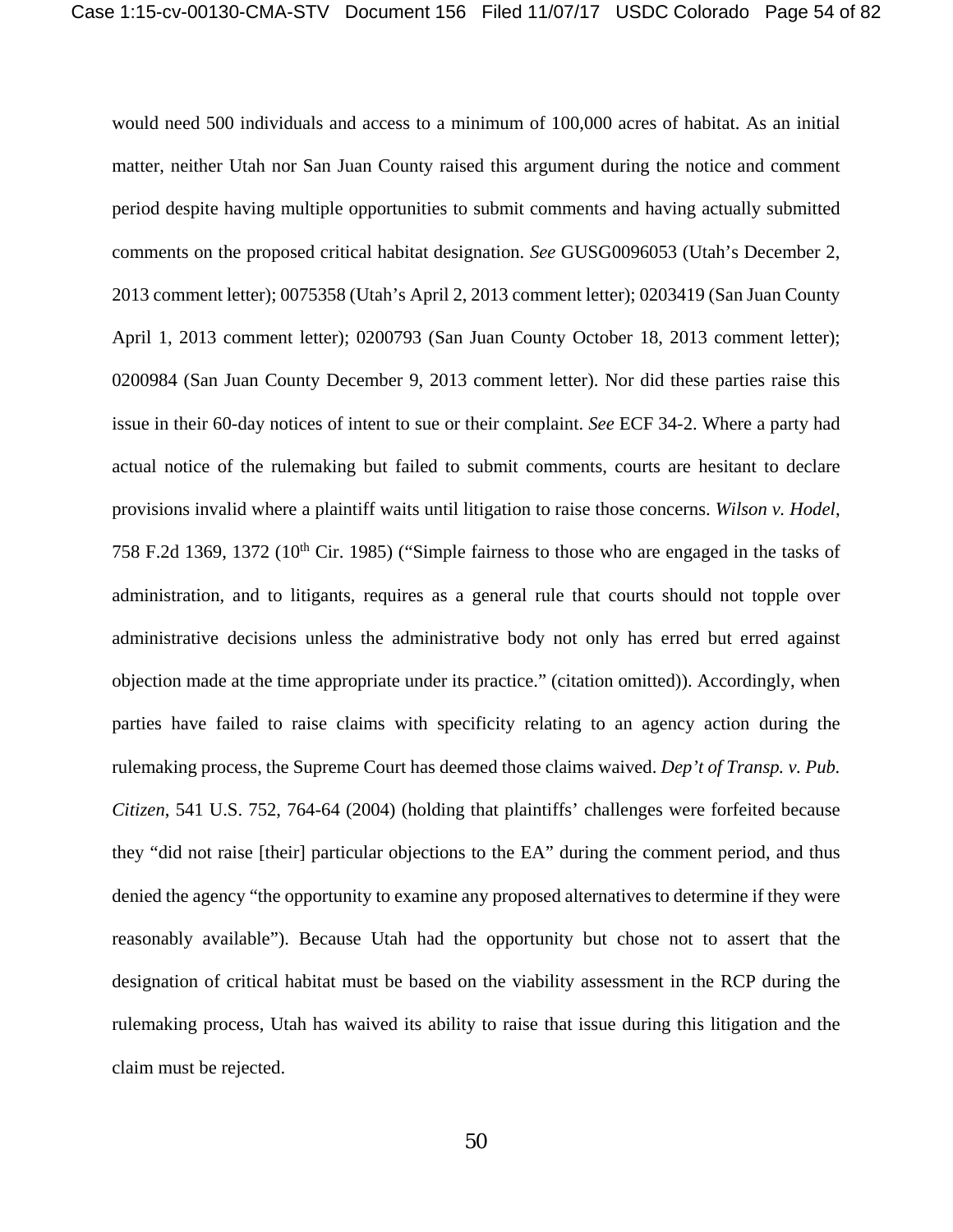would need 500 individuals and access to a minimum of 100,000 acres of habitat. As an initial matter, neither Utah nor San Juan County raised this argument during the notice and comment period despite having multiple opportunities to submit comments and having actually submitted comments on the proposed critical habitat designation. *See* GUSG0096053 (Utah's December 2, 2013 comment letter); 0075358 (Utah's April 2, 2013 comment letter); 0203419 (San Juan County April 1, 2013 comment letter); 0200793 (San Juan County October 18, 2013 comment letter); 0200984 (San Juan County December 9, 2013 comment letter). Nor did these parties raise this issue in their 60-day notices of intent to sue or their complaint. *See* ECF 34-2. Where a party had actual notice of the rulemaking but failed to submit comments, courts are hesitant to declare provisions invalid where a plaintiff waits until litigation to raise those concerns. *Wilson v. Hodel*, 758 F.2d 1369, 1372 (10th Cir. 1985) ("Simple fairness to those who are engaged in the tasks of administration, and to litigants, requires as a general rule that courts should not topple over administrative decisions unless the administrative body not only has erred but erred against objection made at the time appropriate under its practice." (citation omitted)). Accordingly, when parties have failed to raise claims with specificity relating to an agency action during the rulemaking process, the Supreme Court has deemed those claims waived. *Dep't of Transp. v. Pub. Citizen*, 541 U.S. 752, 764-64 (2004) (holding that plaintiffs' challenges were forfeited because they "did not raise [their] particular objections to the EA" during the comment period, and thus denied the agency "the opportunity to examine any proposed alternatives to determine if they were reasonably available"). Because Utah had the opportunity but chose not to assert that the designation of critical habitat must be based on the viability assessment in the RCP during the rulemaking process, Utah has waived its ability to raise that issue during this litigation and the claim must be rejected.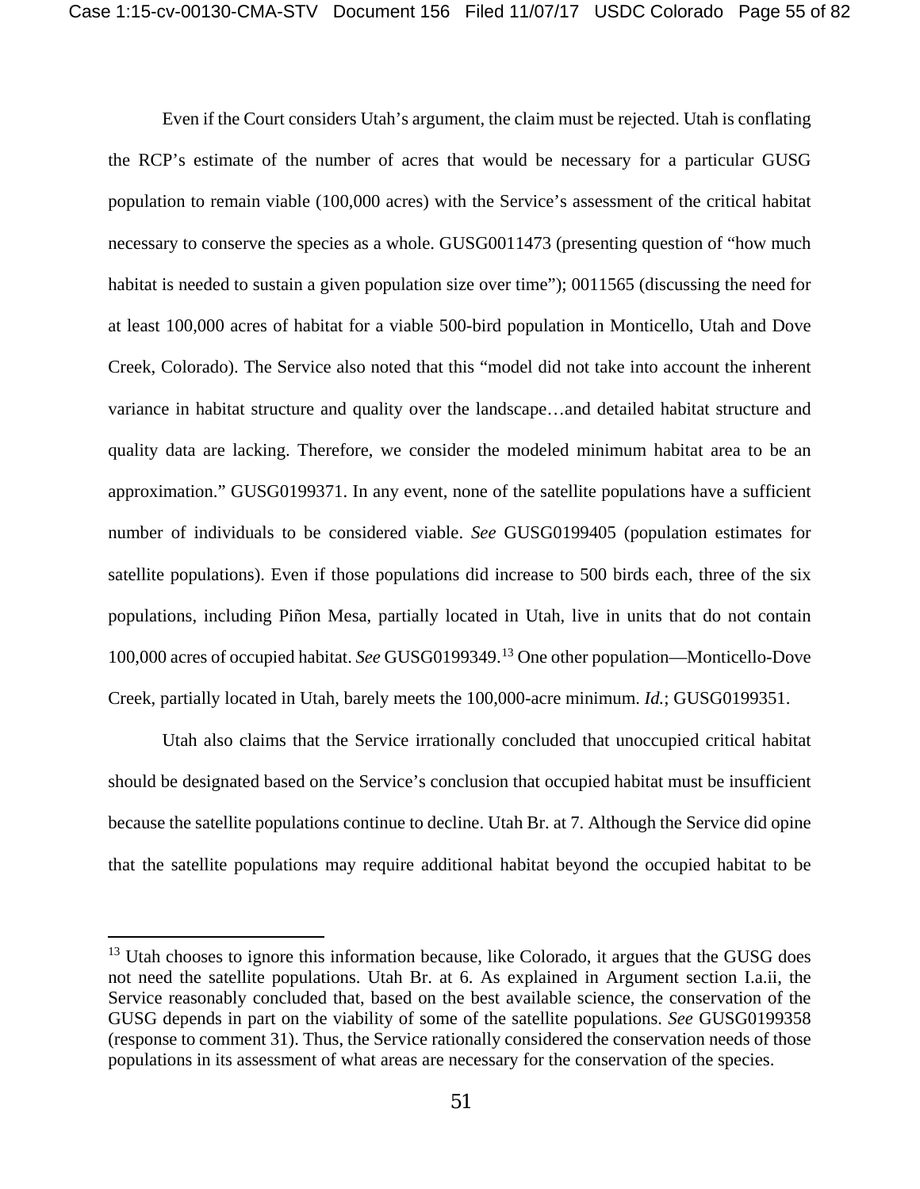Even if the Court considers Utah's argument, the claim must be rejected. Utah is conflating the RCP's estimate of the number of acres that would be necessary for a particular GUSG population to remain viable (100,000 acres) with the Service's assessment of the critical habitat necessary to conserve the species as a whole. GUSG0011473 (presenting question of "how much habitat is needed to sustain a given population size over time"); 0011565 (discussing the need for at least 100,000 acres of habitat for a viable 500-bird population in Monticello, Utah and Dove Creek, Colorado). The Service also noted that this "model did not take into account the inherent variance in habitat structure and quality over the landscape…and detailed habitat structure and quality data are lacking. Therefore, we consider the modeled minimum habitat area to be an approximation." GUSG0199371. In any event, none of the satellite populations have a sufficient number of individuals to be considered viable. *See* GUSG0199405 (population estimates for satellite populations). Even if those populations did increase to 500 birds each, three of the six populations, including Piñon Mesa, partially located in Utah, live in units that do not contain 100,000 acres of occupied habitat. *See* GUSG0199349.[13] One other population—Monticello-Dove Creek, partially located in Utah, barely meets the 100,000-acre minimum. *Id.*; GUSG0199351.

Utah also claims that the Service irrationally concluded that unoccupied critical habitat should be designated based on the Service's conclusion that occupied habitat must be insufficient because the satellite populations continue to decline. Utah Br. at 7. Although the Service did opine that the satellite populations may require additional habitat beyond the occupied habitat to be

[13] Utah chooses to ignore this information because, like Colorado, it argues that the GUSG does not need the satellite populations. Utah Br. at 6. As explained in Argument section I.a.ii, the Service reasonably concluded that, based on the best available science, the conservation of the GUSG depends in part on the viability of some of the satellite populations. *See* GUSG0199358 (response to comment 31). Thus, the Service rationally considered the conservation needs of those populations in its assessment of what areas are necessary for the conservation of the species.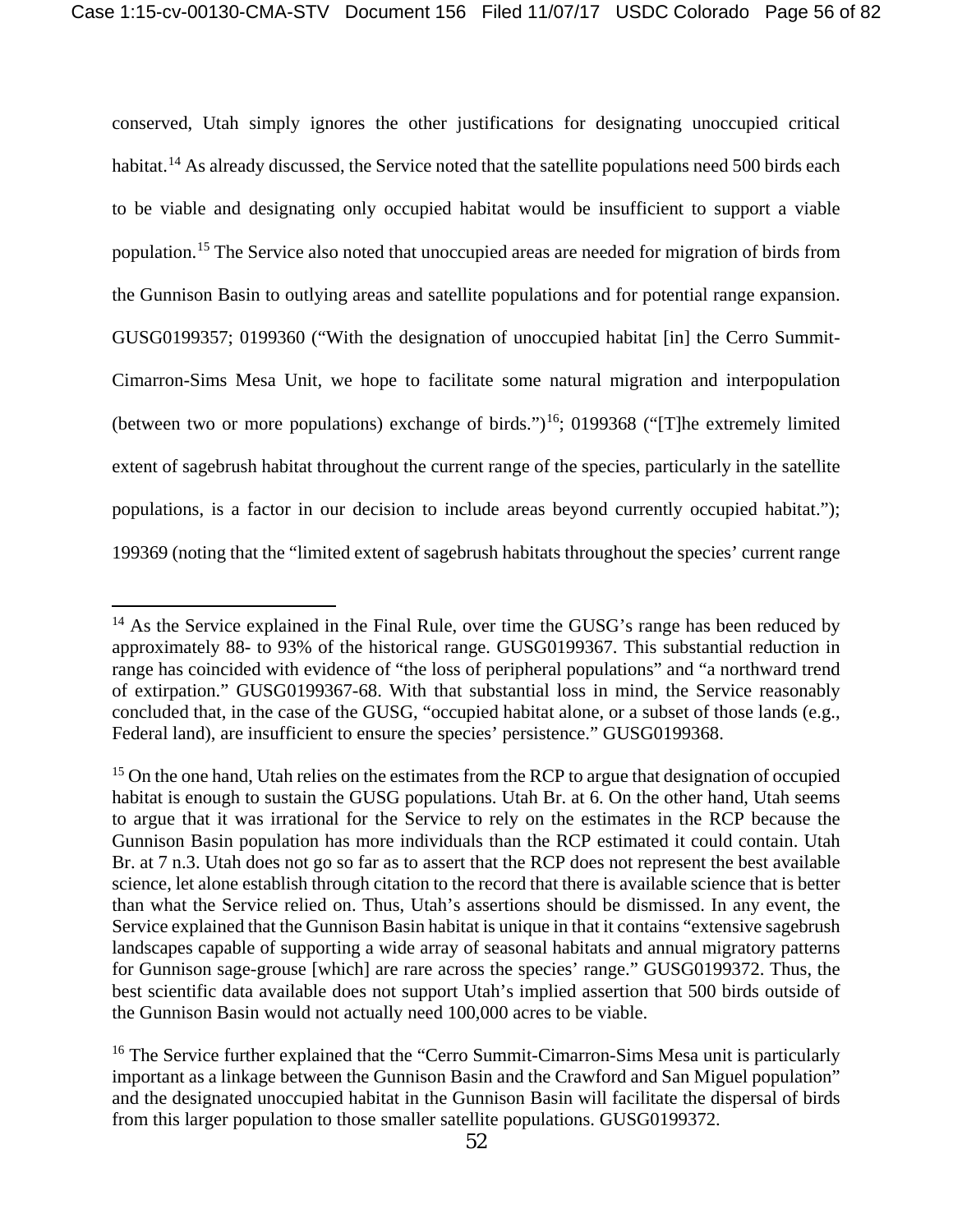conserved, Utah simply ignores the other justifications for designating unoccupied critical habitat.[14] As already discussed, the Service noted that the satellite populations need 500 birds each to be viable and designating only occupied habitat would be insufficient to support a viable population.[15] The Service also noted that unoccupied areas are needed for migration of birds from the Gunnison Basin to outlying areas and satellite populations and for potential range expansion. GUSG0199357; 0199360 ("With the designation of unoccupied habitat [in] the Cerro Summit-Cimarron-Sims Mesa Unit, we hope to facilitate some natural migration and interpopulation (between two or more populations) exchange of birds.")[16]; 0199368 ("[T]he extremely limited extent of sagebrush habitat throughout the current range of the species, particularly in the satellite populations, is a factor in our decision to include areas beyond currently occupied habitat."); 199369 (noting that the "limited extent of sagebrush habitats throughout the species' current range

---

[14] As the Service explained in the Final Rule, over time the GUSG's range has been reduced by approximately 88- to 93% of the historical range. GUSG0199367. This substantial reduction in range has coincided with evidence of "the loss of peripheral populations" and "a northward trend of extirpation." GUSG0199367-68. With that substantial loss in mind, the Service reasonably concluded that, in the case of the GUSG, "occupied habitat alone, or a subset of those lands (e.g., Federal land), are insufficient to ensure the species' persistence." GUSG0199368.

[15] On the one hand, Utah relies on the estimates from the RCP to argue that designation of occupied habitat is enough to sustain the GUSG populations. Utah Br. at 6. On the other hand, Utah seems to argue that it was irrational for the Service to rely on the estimates in the RCP because the Gunnison Basin population has more individuals than the RCP estimated it could contain. Utah Br. at 7 n.3. Utah does not go so far as to assert that the RCP does not represent the best available science, let alone establish through citation to the record that there is available science that is better than what the Service relied on. Thus, Utah's assertions should be dismissed. In any event, the Service explained that the Gunnison Basin habitat is unique in that it contains "extensive sagebrush landscapes capable of supporting a wide array of seasonal habitats and annual migratory patterns for Gunnison sage-grouse [which] are rare across the species' range." GUSG0199372. Thus, the best scientific data available does not support Utah's implied assertion that 500 birds outside of the Gunnison Basin would not actually need 100,000 acres to be viable.

[16] The Service further explained that the "Cerro Summit-Cimarron-Sims Mesa unit is particularly important as a linkage between the Gunnison Basin and the Crawford and San Miguel population" and the designated unoccupied habitat in the Gunnison Basin will facilitate the dispersal of birds from this larger population to those smaller satellite populations. GUSG0199372.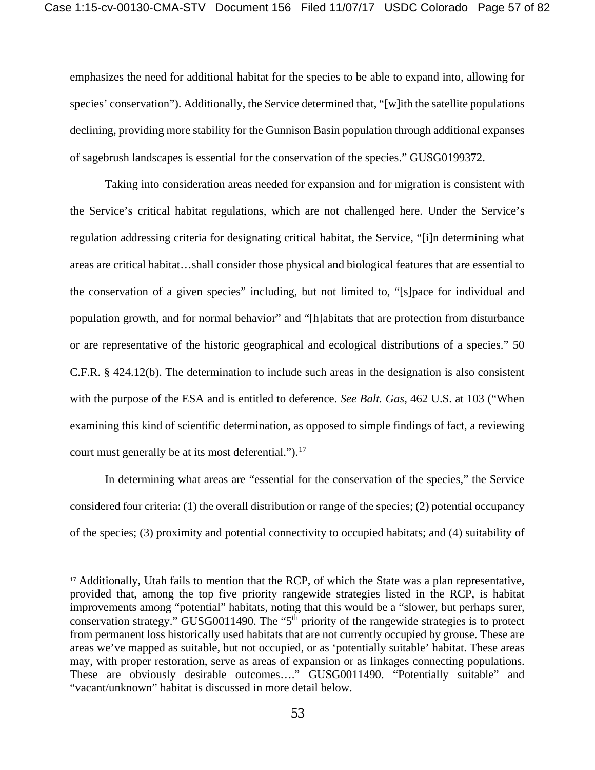emphasizes the need for additional habitat for the species to be able to expand into, allowing for species' conservation"). Additionally, the Service determined that, "[w]ith the satellite populations declining, providing more stability for the Gunnison Basin population through additional expanses of sagebrush landscapes is essential for the conservation of the species." GUSG0199372.

Taking into consideration areas needed for expansion and for migration is consistent with the Service's critical habitat regulations, which are not challenged here. Under the Service's regulation addressing criteria for designating critical habitat, the Service, "[i]n determining what areas are critical habitat…shall consider those physical and biological features that are essential to the conservation of a given species" including, but not limited to, "[s]pace for individual and population growth, and for normal behavior" and "[h]abitats that are protection from disturbance or are representative of the historic geographical and ecological distributions of a species." 50 C.F.R. § 424.12(b). The determination to include such areas in the designation is also consistent with the purpose of the ESA and is entitled to deference. *See Balt. Gas*, 462 U.S. at 103 ("When examining this kind of scientific determination, as opposed to simple findings of fact, a reviewing court must generally be at its most deferential.").[17]

In determining what areas are "essential for the conservation of the species," the Service considered four criteria: (1) the overall distribution or range of the species; (2) potential occupancy of the species; (3) proximity and potential connectivity to occupied habitats; and (4) suitability of

---

[17] Additionally, Utah fails to mention that the RCP, of which the State was a plan representative, provided that, among the top five priority rangewide strategies listed in the RCP, is habitat improvements among "potential" habitats, noting that this would be a "slower, but perhaps surer, conservation strategy." GUSG0011490. The "5th priority of the rangewide strategies is to protect from permanent loss historically used habitats that are not currently occupied by grouse. These are areas we've mapped as suitable, but not occupied, or as 'potentially suitable' habitat. These areas may, with proper restoration, serve as areas of expansion or as linkages connecting populations. These are obviously desirable outcomes…." GUSG0011490. "Potentially suitable" and "vacant/unknown" habitat is discussed in more detail below.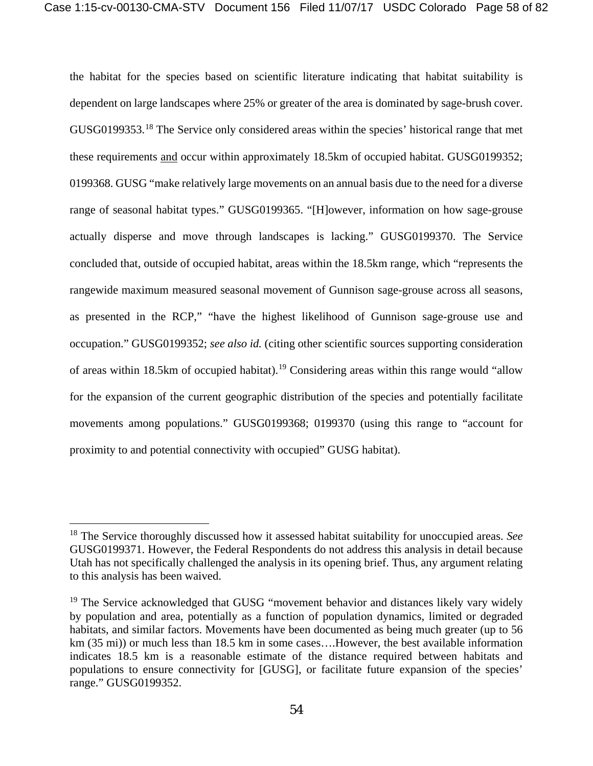the habitat for the species based on scientific literature indicating that habitat suitability is dependent on large landscapes where 25% or greater of the area is dominated by sage-brush cover. GUSG0199353.[18] The Service only considered areas within the species' historical range that met these requirements <u>and</u> occur within approximately 18.5km of occupied habitat. GUSG0199352; 0199368. GUSG "make relatively large movements on an annual basis due to the need for a diverse range of seasonal habitat types." GUSG0199365. "[H]owever, information on how sage-grouse actually disperse and move through landscapes is lacking." GUSG0199370. The Service concluded that, outside of occupied habitat, areas within the 18.5km range, which "represents the rangewide maximum measured seasonal movement of Gunnison sage-grouse across all seasons, as presented in the RCP," "have the highest likelihood of Gunnison sage-grouse use and occupation." GUSG0199352; *see also id.* (citing other scientific sources supporting consideration of areas within 18.5km of occupied habitat).[19] Considering areas within this range would "allow for the expansion of the current geographic distribution of the species and potentially facilitate movements among populations." GUSG0199368; 0199370 (using this range to "account for proximity to and potential connectivity with occupied" GUSG habitat).

---

[18] The Service thoroughly discussed how it assessed habitat suitability for unoccupied areas. *See* GUSG0199371. However, the Federal Respondents do not address this analysis in detail because Utah has not specifically challenged the analysis in its opening brief. Thus, any argument relating to this analysis has been waived.

[19] The Service acknowledged that GUSG "movement behavior and distances likely vary widely by population and area, potentially as a function of population dynamics, limited or degraded habitats, and similar factors. Movements have been documented as being much greater (up to 56 km (35 mi)) or much less than 18.5 km in some cases….However, the best available information indicates 18.5 km is a reasonable estimate of the distance required between habitats and populations to ensure connectivity for [GUSG], or facilitate future expansion of the species' range." GUSG0199352.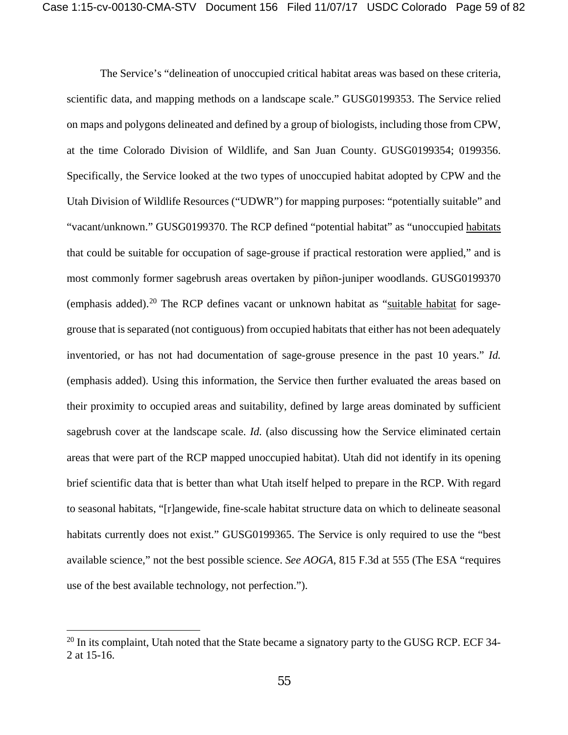The Service's "delineation of unoccupied critical habitat areas was based on these criteria, scientific data, and mapping methods on a landscape scale." GUSG0199353. The Service relied on maps and polygons delineated and defined by a group of biologists, including those from CPW, at the time Colorado Division of Wildlife, and San Juan County. GUSG0199354; 0199356. Specifically, the Service looked at the two types of unoccupied habitat adopted by CPW and the Utah Division of Wildlife Resources ("UDWR") for mapping purposes: "potentially suitable" and "vacant/unknown." GUSG0199370. The RCP defined "potential habitat" as "unoccupied <u>habitats</u> that could be suitable for occupation of sage-grouse if practical restoration were applied," and is most commonly former sagebrush areas overtaken by piñon-juniper woodlands. GUSG0199370 (emphasis added).[20] The RCP defines vacant or unknown habitat as "<u>suitable habitat</u> for sage-grouse that is separated (not contiguous) from occupied habitats that either has not been adequately inventoried, or has not had documentation of sage-grouse presence in the past 10 years." *Id.* (emphasis added). Using this information, the Service then further evaluated the areas based on their proximity to occupied areas and suitability, defined by large areas dominated by sufficient sagebrush cover at the landscape scale. *Id.* (also discussing how the Service eliminated certain areas that were part of the RCP mapped unoccupied habitat). Utah did not identify in its opening brief scientific data that is better than what Utah itself helped to prepare in the RCP. With regard to seasonal habitats, "[r]angewide, fine-scale habitat structure data on which to delineate seasonal habitats currently does not exist." GUSG0199365. The Service is only required to use the "best available science," not the best possible science. *See AOGA*, 815 F.3d at 555 (The ESA "requires use of the best available technology, not perfection.").

---

[20] In its complaint, Utah noted that the State became a signatory party to the GUSG RCP. ECF 34-2 at 15-16.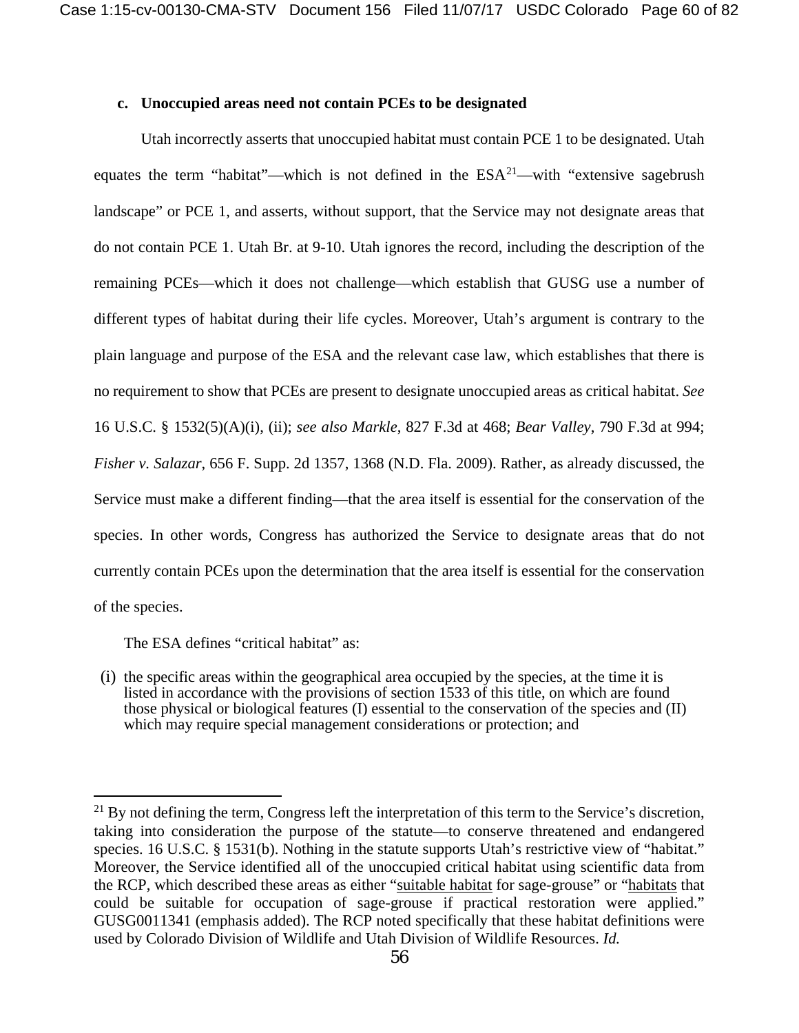**c. Unoccupied areas need not contain PCEs to be designated**

Utah incorrectly asserts that unoccupied habitat must contain PCE 1 to be designated. Utah equates the term "habitat"—which is not defined in the ESA[21]—with "extensive sagebrush landscape" or PCE 1, and asserts, without support, that the Service may not designate areas that do not contain PCE 1. Utah Br. at 9-10. Utah ignores the record, including the description of the remaining PCEs—which it does not challenge—which establish that GUSG use a number of different types of habitat during their life cycles. Moreover, Utah's argument is contrary to the plain language and purpose of the ESA and the relevant case law, which establishes that there is no requirement to show that PCEs are present to designate unoccupied areas as critical habitat. *See* 16 U.S.C. § 1532(5)(A)(i), (ii); *see also Markle*, 827 F.3d at 468; *Bear Valley*, 790 F.3d at 994; *Fisher v. Salazar*, 656 F. Supp. 2d 1357, 1368 (N.D. Fla. 2009). Rather, as already discussed, the Service must make a different finding—that the area itself is essential for the conservation of the species. In other words, Congress has authorized the Service to designate areas that do not currently contain PCEs upon the determination that the area itself is essential for the conservation of the species.

The ESA defines "critical habitat" as:

> (i) the specific areas within the geographical area occupied by the species, at the time it is listed in accordance with the provisions of section 1533 of this title, on which are found those physical or biological features (I) essential to the conservation of the species and (II) which may require special management considerations or protection; and

---

[21] By not defining the term, Congress left the interpretation of this term to the Service's discretion, taking into consideration the purpose of the statute—to conserve threatened and endangered species. 16 U.S.C. § 1531(b). Nothing in the statute supports Utah's restrictive view of "habitat." Moreover, the Service identified all of the unoccupied critical habitat using scientific data from the RCP, which described these areas as either "suitable habitat for sage-grouse" or "habitats that could be suitable for occupation of sage-grouse if practical restoration were applied." GUSG0011341 (emphasis added). The RCP noted specifically that these habitat definitions were used by Colorado Division of Wildlife and Utah Division of Wildlife Resources. *Id.*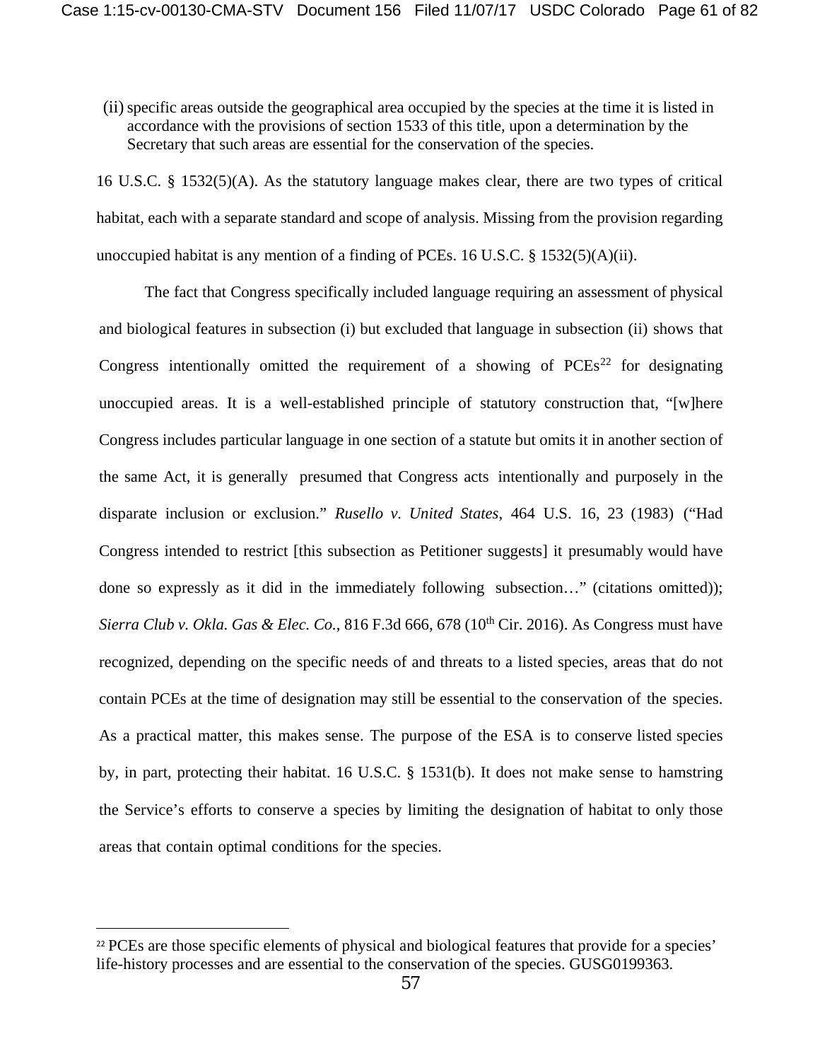(ii) specific areas outside the geographical area occupied by the species at the time it is listed in accordance with the provisions of section 1533 of this title, upon a determination by the Secretary that such areas are essential for the conservation of the species.

16 U.S.C. § 1532(5)(A). As the statutory language makes clear, there are two types of critical habitat, each with a separate standard and scope of analysis. Missing from the provision regarding unoccupied habitat is any mention of a finding of PCEs. 16 U.S.C. § 1532(5)(A)(ii).

The fact that Congress specifically included language requiring an assessment of physical and biological features in subsection (i) but excluded that language in subsection (ii) shows that Congress intentionally omitted the requirement of a showing of PCEs[22] for designating unoccupied areas. It is a well-established principle of statutory construction that, "[w]here Congress includes particular language in one section of a statute but omits it in another section of the same Act, it is generally presumed that Congress acts intentionally and purposely in the disparate inclusion or exclusion." *Rusello v. United States*, 464 U.S. 16, 23 (1983) ("Had Congress intended to restrict [this subsection as Petitioner suggests] it presumably would have done so expressly as it did in the immediately following subsection…" (citations omitted)); *Sierra Club v. Okla. Gas & Elec. Co.*, 816 F.3d 666, 678 (10th Cir. 2016). As Congress must have recognized, depending on the specific needs of and threats to a listed species, areas that do not contain PCEs at the time of designation may still be essential to the conservation of the species. As a practical matter, this makes sense. The purpose of the ESA is to conserve listed species by, in part, protecting their habitat. 16 U.S.C. § 1531(b). It does not make sense to hamstring the Service's efforts to conserve a species by limiting the designation of habitat to only those areas that contain optimal conditions for the species.

---

[22] PCEs are those specific elements of physical and biological features that provide for a species' life-history processes and are essential to the conservation of the species. GUSG0199363.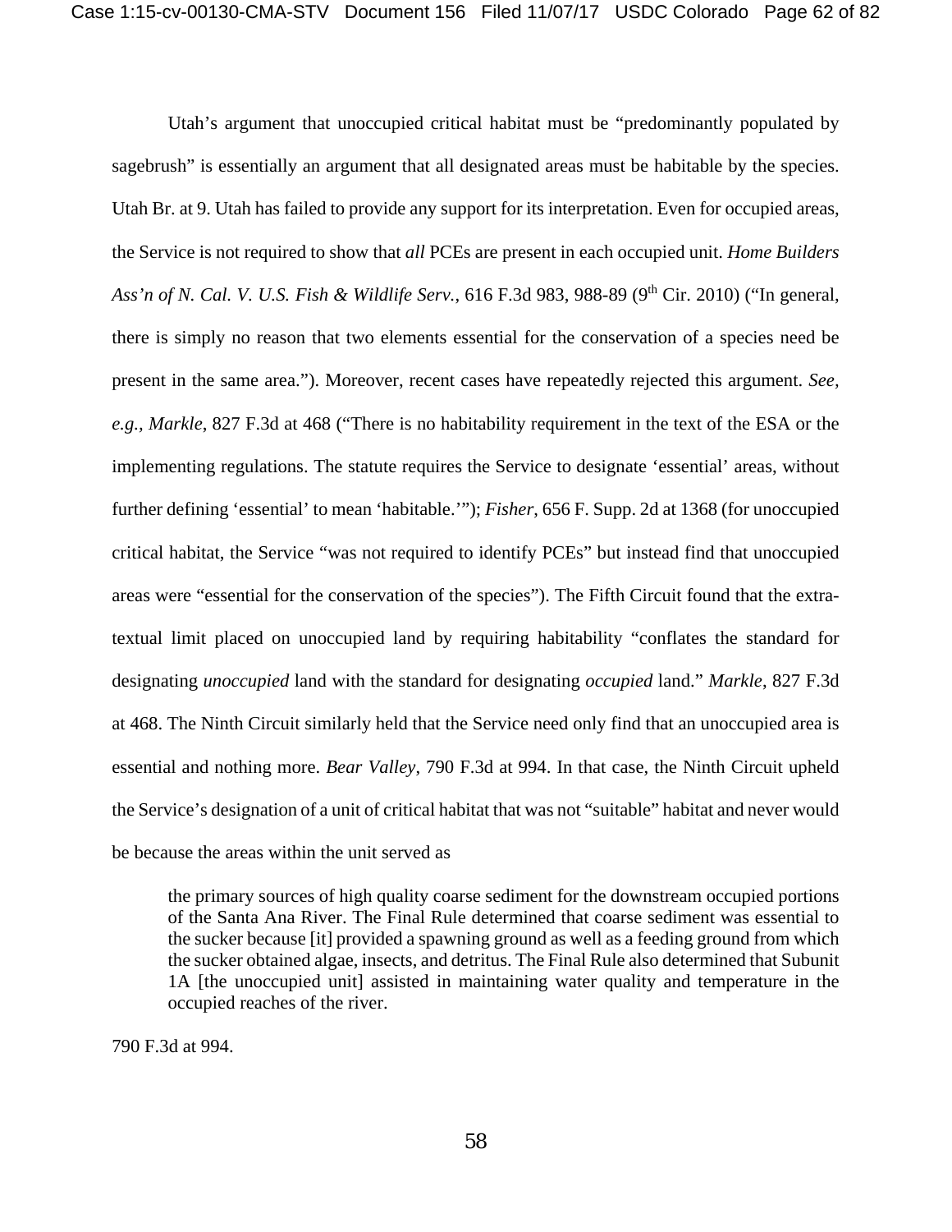Utah's argument that unoccupied critical habitat must be "predominantly populated by sagebrush" is essentially an argument that all designated areas must be habitable by the species. Utah Br. at 9. Utah has failed to provide any support for its interpretation. Even for occupied areas, the Service is not required to show that *all* PCEs are present in each occupied unit. *Home Builders Ass'n of N. Cal. V. U.S. Fish & Wildlife Serv.*, 616 F.3d 983, 988-89 (9th Cir. 2010) ("In general, there is simply no reason that two elements essential for the conservation of a species need be present in the same area."). Moreover, recent cases have repeatedly rejected this argument. *See, e.g., Markle*, 827 F.3d at 468 ("There is no habitability requirement in the text of the ESA or the implementing regulations. The statute requires the Service to designate 'essential' areas, without further defining 'essential' to mean 'habitable.'"); *Fisher*, 656 F. Supp. 2d at 1368 (for unoccupied critical habitat, the Service "was not required to identify PCEs" but instead find that unoccupied areas were "essential for the conservation of the species"). The Fifth Circuit found that the extra-textual limit placed on unoccupied land by requiring habitability "conflates the standard for designating *unoccupied* land with the standard for designating *occupied* land." *Markle*, 827 F.3d at 468. The Ninth Circuit similarly held that the Service need only find that an unoccupied area is essential and nothing more. *Bear Valley*, 790 F.3d at 994. In that case, the Ninth Circuit upheld the Service's designation of a unit of critical habitat that was not "suitable" habitat and never would be because the areas within the unit served as

> the primary sources of high quality coarse sediment for the downstream occupied portions of the Santa Ana River. The Final Rule determined that coarse sediment was essential to the sucker because [it] provided a spawning ground as well as a feeding ground from which the sucker obtained algae, insects, and detritus. The Final Rule also determined that Subunit 1A [the unoccupied unit] assisted in maintaining water quality and temperature in the occupied reaches of the river.

790 F.3d at 994.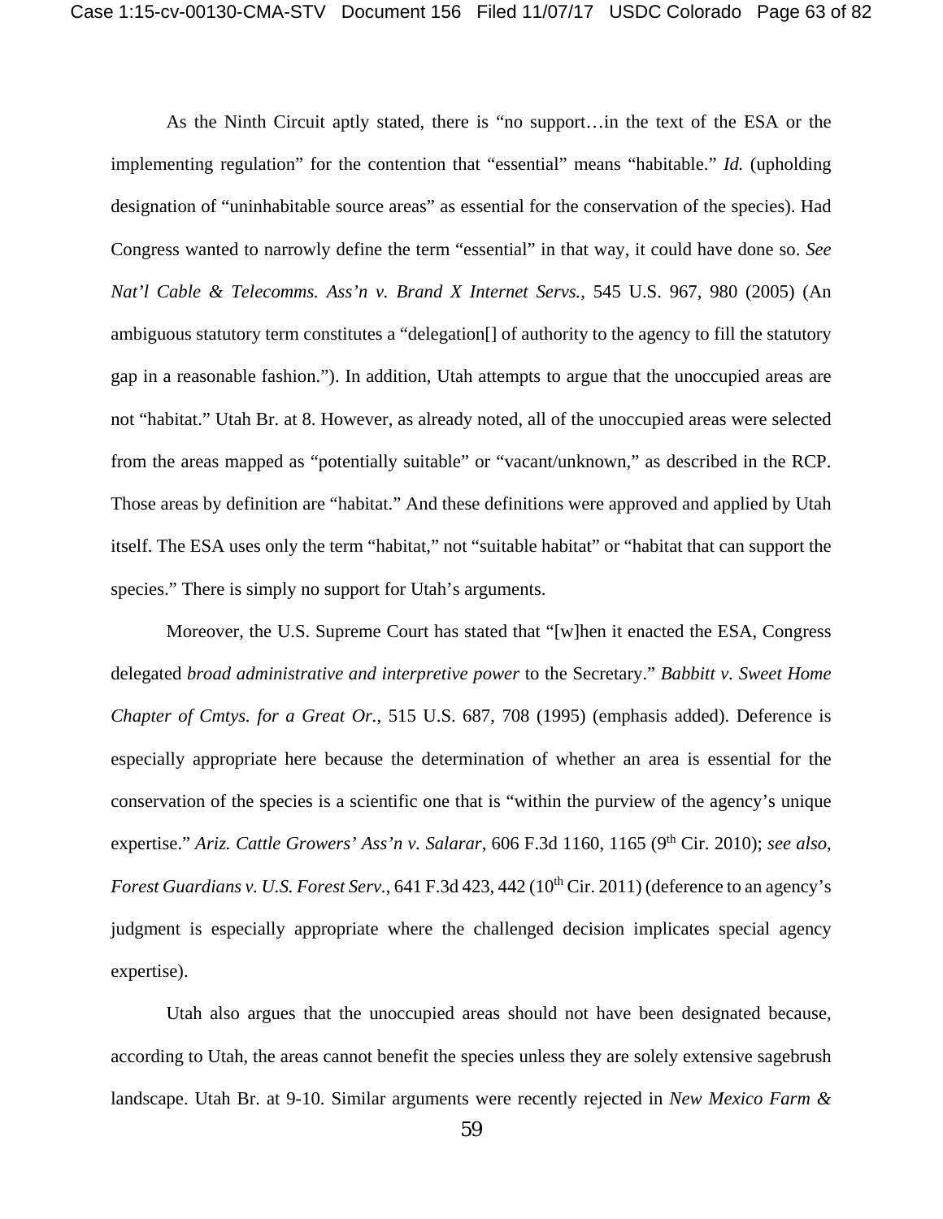As the Ninth Circuit aptly stated, there is "no support…in the text of the ESA or the implementing regulation" for the contention that "essential" means "habitable." *Id.* (upholding designation of "uninhabitable source areas" as essential for the conservation of the species). Had Congress wanted to narrowly define the term "essential" in that way, it could have done so. *See Nat'l Cable & Telecomms. Ass'n v. Brand X Internet Servs.*, 545 U.S. 967, 980 (2005) (An ambiguous statutory term constitutes a "delegation[] of authority to the agency to fill the statutory gap in a reasonable fashion."). In addition, Utah attempts to argue that the unoccupied areas are not "habitat." Utah Br. at 8. However, as already noted, all of the unoccupied areas were selected from the areas mapped as "potentially suitable" or "vacant/unknown," as described in the RCP. Those areas by definition are "habitat." And these definitions were approved and applied by Utah itself. The ESA uses only the term "habitat," not "suitable habitat" or "habitat that can support the species." There is simply no support for Utah's arguments.

Moreover, the U.S. Supreme Court has stated that "[w]hen it enacted the ESA, Congress delegated *broad administrative and interpretive power* to the Secretary." *Babbitt v. Sweet Home Chapter of Cmtys. for a Great Or.*, 515 U.S. 687, 708 (1995) (emphasis added). Deference is especially appropriate here because the determination of whether an area is essential for the conservation of the species is a scientific one that is "within the purview of the agency's unique expertise." *Ariz. Cattle Growers' Ass'n v. Salarar*, 606 F.3d 1160, 1165 (9th Cir. 2010); *see also, Forest Guardians v. U.S. Forest Serv.*, 641 F.3d 423, 442 (10th Cir. 2011) (deference to an agency's judgment is especially appropriate where the challenged decision implicates special agency expertise).

Utah also argues that the unoccupied areas should not have been designated because, according to Utah, the areas cannot benefit the species unless they are solely extensive sagebrush landscape. Utah Br. at 9-10. Similar arguments were recently rejected in *New Mexico Farm &*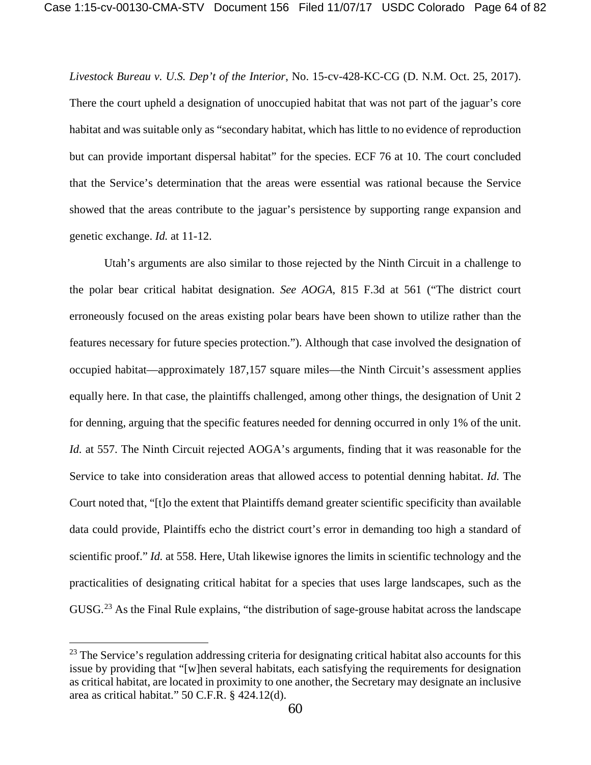*Livestock Bureau v. U.S. Dep't of the Interior*, No. 15-cv-428-KC-CG (D. N.M. Oct. 25, 2017). There the court upheld a designation of unoccupied habitat that was not part of the jaguar's core habitat and was suitable only as "secondary habitat, which has little to no evidence of reproduction but can provide important dispersal habitat" for the species. ECF 76 at 10. The court concluded that the Service's determination that the areas were essential was rational because the Service showed that the areas contribute to the jaguar's persistence by supporting range expansion and genetic exchange. *Id.* at 11-12.

Utah's arguments are also similar to those rejected by the Ninth Circuit in a challenge to the polar bear critical habitat designation. *See AOGA*, 815 F.3d at 561 ("The district court erroneously focused on the areas existing polar bears have been shown to utilize rather than the features necessary for future species protection."). Although that case involved the designation of occupied habitat—approximately 187,157 square miles—the Ninth Circuit's assessment applies equally here. In that case, the plaintiffs challenged, among other things, the designation of Unit 2 for denning, arguing that the specific features needed for denning occurred in only 1% of the unit. *Id.* at 557. The Ninth Circuit rejected AOGA's arguments, finding that it was reasonable for the Service to take into consideration areas that allowed access to potential denning habitat. *Id.* The Court noted that, "[t]o the extent that Plaintiffs demand greater scientific specificity than available data could provide, Plaintiffs echo the district court's error in demanding too high a standard of scientific proof." *Id.* at 558. Here, Utah likewise ignores the limits in scientific technology and the practicalities of designating critical habitat for a species that uses large landscapes, such as the GUSG.[23] As the Final Rule explains, "the distribution of sage-grouse habitat across the landscape

---

[23] The Service's regulation addressing criteria for designating critical habitat also accounts for this issue by providing that "[w]hen several habitats, each satisfying the requirements for designation as critical habitat, are located in proximity to one another, the Secretary may designate an inclusive area as critical habitat." 50 C.F.R. § 424.12(d).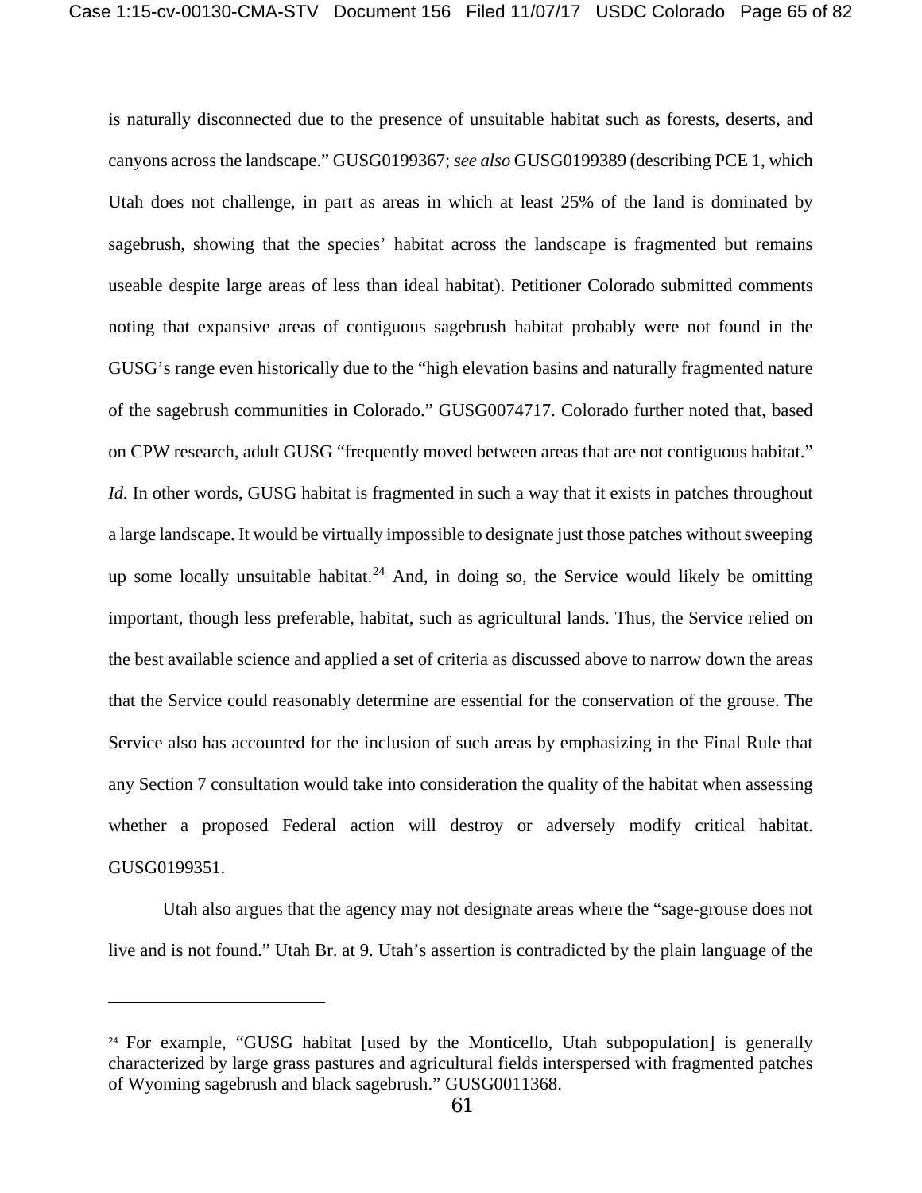is naturally disconnected due to the presence of unsuitable habitat such as forests, deserts, and canyons across the landscape." GUSG0199367; *see also* GUSG0199389 (describing PCE 1, which Utah does not challenge, in part as areas in which at least 25% of the land is dominated by sagebrush, showing that the species' habitat across the landscape is fragmented but remains useable despite large areas of less than ideal habitat). Petitioner Colorado submitted comments noting that expansive areas of contiguous sagebrush habitat probably were not found in the GUSG's range even historically due to the "high elevation basins and naturally fragmented nature of the sagebrush communities in Colorado." GUSG0074717. Colorado further noted that, based on CPW research, adult GUSG "frequently moved between areas that are not contiguous habitat." *Id.* In other words, GUSG habitat is fragmented in such a way that it exists in patches throughout a large landscape. It would be virtually impossible to designate just those patches without sweeping up some locally unsuitable habitat.[24] And, in doing so, the Service would likely be omitting important, though less preferable, habitat, such as agricultural lands. Thus, the Service relied on the best available science and applied a set of criteria as discussed above to narrow down the areas that the Service could reasonably determine are essential for the conservation of the grouse. The Service also has accounted for the inclusion of such areas by emphasizing in the Final Rule that any Section 7 consultation would take into consideration the quality of the habitat when assessing whether a proposed Federal action will destroy or adversely modify critical habitat. GUSG0199351.

Utah also argues that the agency may not designate areas where the "sage-grouse does not live and is not found." Utah Br. at 9. Utah's assertion is contradicted by the plain language of the

[24] For example, "GUSG habitat [used by the Monticello, Utah subpopulation] is generally characterized by large grass pastures and agricultural fields interspersed with fragmented patches of Wyoming sagebrush and black sagebrush." GUSG0011368.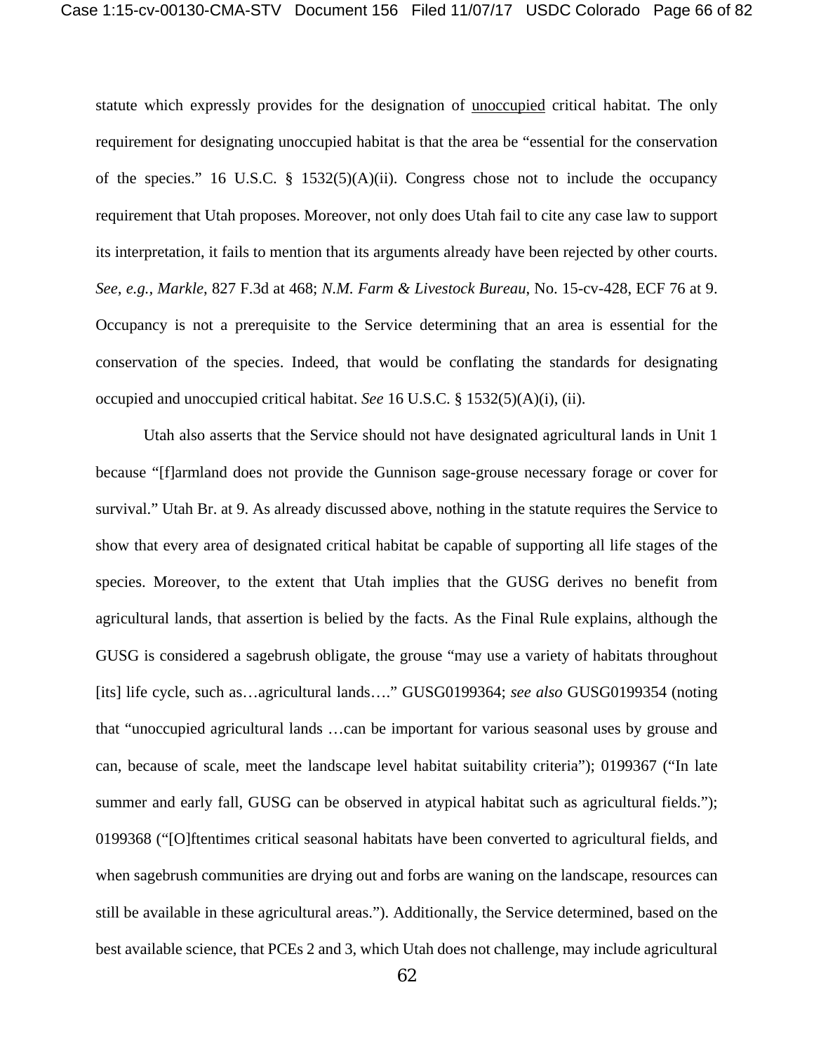statute which expressly provides for the designation of <u>unoccupied</u> critical habitat. The only requirement for designating unoccupied habitat is that the area be "essential for the conservation of the species." 16 U.S.C. § 1532(5)(A)(ii). Congress chose not to include the occupancy requirement that Utah proposes. Moreover, not only does Utah fail to cite any case law to support its interpretation, it fails to mention that its arguments already have been rejected by other courts. *See, e.g.*, *Markle*, 827 F.3d at 468; *N.M. Farm & Livestock Bureau*, No. 15-cv-428, ECF 76 at 9. Occupancy is not a prerequisite to the Service determining that an area is essential for the conservation of the species. Indeed, that would be conflating the standards for designating occupied and unoccupied critical habitat. *See* 16 U.S.C. § 1532(5)(A)(i), (ii).

Utah also asserts that the Service should not have designated agricultural lands in Unit 1 because "[f]armland does not provide the Gunnison sage-grouse necessary forage or cover for survival." Utah Br. at 9. As already discussed above, nothing in the statute requires the Service to show that every area of designated critical habitat be capable of supporting all life stages of the species. Moreover, to the extent that Utah implies that the GUSG derives no benefit from agricultural lands, that assertion is belied by the facts. As the Final Rule explains, although the GUSG is considered a sagebrush obligate, the grouse "may use a variety of habitats throughout [its] life cycle, such as…agricultural lands…." GUSG0199364; *see also* GUSG0199354 (noting that "unoccupied agricultural lands …can be important for various seasonal uses by grouse and can, because of scale, meet the landscape level habitat suitability criteria"); 0199367 ("In late summer and early fall, GUSG can be observed in atypical habitat such as agricultural fields."); 0199368 ("[O]ftentimes critical seasonal habitats have been converted to agricultural fields, and when sagebrush communities are drying out and forbs are waning on the landscape, resources can still be available in these agricultural areas."). Additionally, the Service determined, based on the best available science, that PCEs 2 and 3, which Utah does not challenge, may include agricultural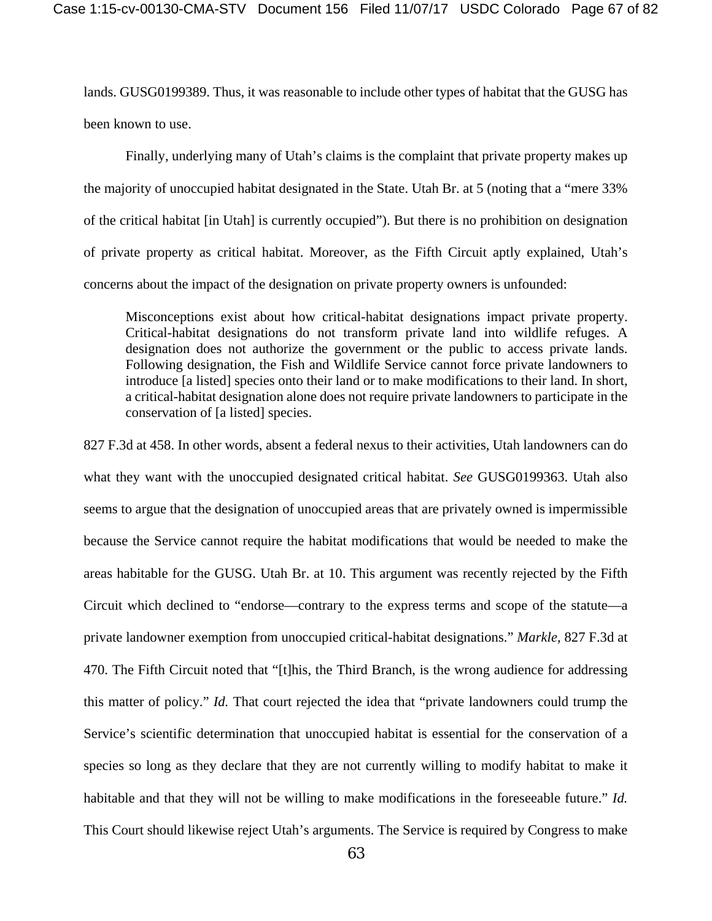lands. GUSG0199389. Thus, it was reasonable to include other types of habitat that the GUSG has been known to use.

Finally, underlying many of Utah's claims is the complaint that private property makes up the majority of unoccupied habitat designated in the State. Utah Br. at 5 (noting that a "mere 33% of the critical habitat [in Utah] is currently occupied"). But there is no prohibition on designation of private property as critical habitat. Moreover, as the Fifth Circuit aptly explained, Utah's concerns about the impact of the designation on private property owners is unfounded:

> Misconceptions exist about how critical-habitat designations impact private property. Critical-habitat designations do not transform private land into wildlife refuges. A designation does not authorize the government or the public to access private lands. Following designation, the Fish and Wildlife Service cannot force private landowners to introduce [a listed] species onto their land or to make modifications to their land. In short, a critical-habitat designation alone does not require private landowners to participate in the conservation of [a listed] species.

827 F.3d at 458. In other words, absent a federal nexus to their activities, Utah landowners can do what they want with the unoccupied designated critical habitat. *See* GUSG0199363. Utah also seems to argue that the designation of unoccupied areas that are privately owned is impermissible because the Service cannot require the habitat modifications that would be needed to make the areas habitable for the GUSG. Utah Br. at 10. This argument was recently rejected by the Fifth Circuit which declined to "endorse—contrary to the express terms and scope of the statute—a private landowner exemption from unoccupied critical-habitat designations." *Markle*, 827 F.3d at 470. The Fifth Circuit noted that "[t]his, the Third Branch, is the wrong audience for addressing this matter of policy." *Id.* That court rejected the idea that "private landowners could trump the Service's scientific determination that unoccupied habitat is essential for the conservation of a species so long as they declare that they are not currently willing to modify habitat to make it habitable and that they will not be willing to make modifications in the foreseeable future." *Id.* This Court should likewise reject Utah's arguments. The Service is required by Congress to make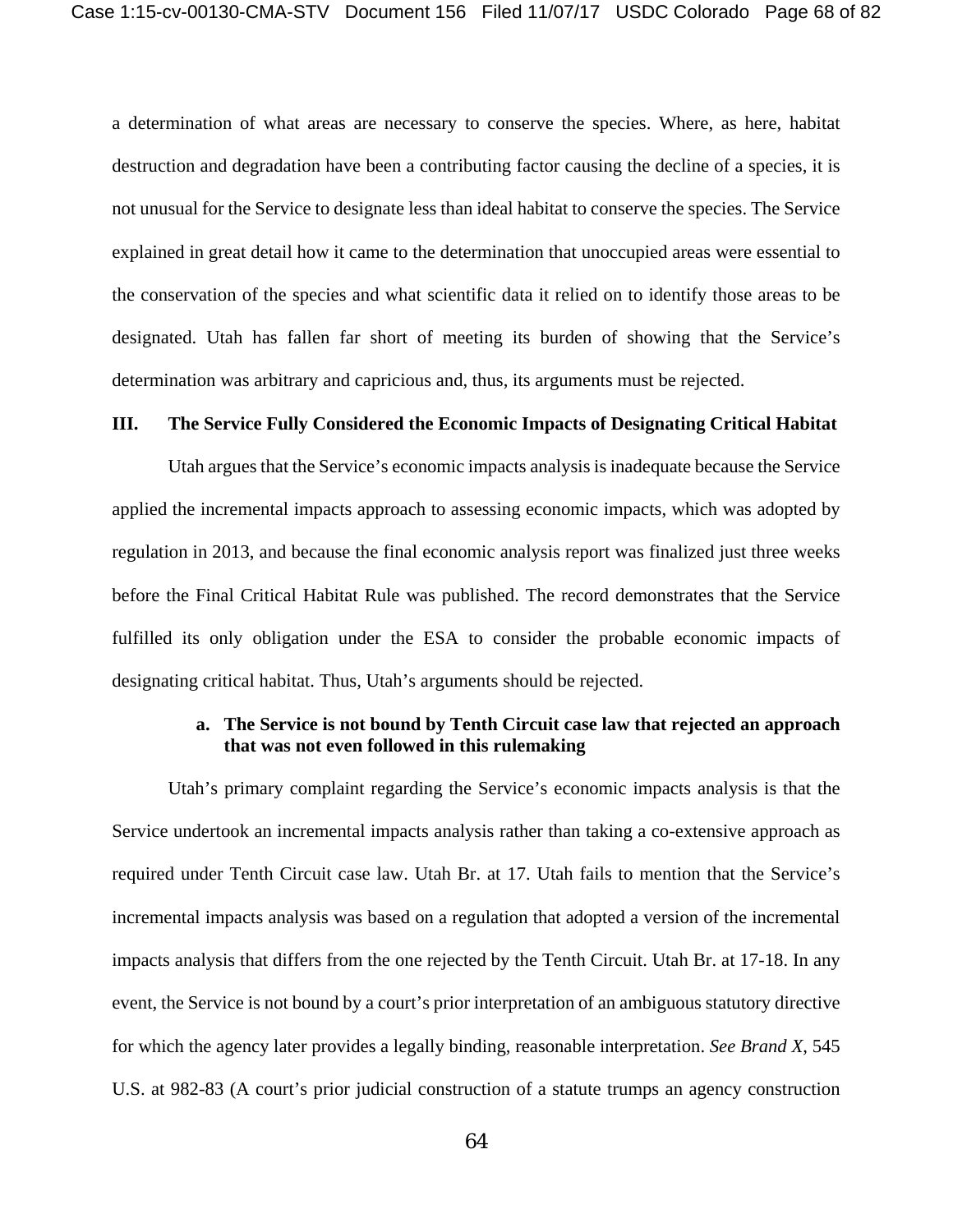a determination of what areas are necessary to conserve the species. Where, as here, habitat destruction and degradation have been a contributing factor causing the decline of a species, it is not unusual for the Service to designate less than ideal habitat to conserve the species. The Service explained in great detail how it came to the determination that unoccupied areas were essential to the conservation of the species and what scientific data it relied on to identify those areas to be designated. Utah has fallen far short of meeting its burden of showing that the Service's determination was arbitrary and capricious and, thus, its arguments must be rejected.

## III. The Service Fully Considered the Economic Impacts of Designating Critical Habitat

Utah argues that the Service's economic impacts analysis is inadequate because the Service applied the incremental impacts approach to assessing economic impacts, which was adopted by regulation in 2013, and because the final economic analysis report was finalized just three weeks before the Final Critical Habitat Rule was published. The record demonstrates that the Service fulfilled its only obligation under the ESA to consider the probable economic impacts of designating critical habitat. Thus, Utah's arguments should be rejected.

### a. The Service is not bound by Tenth Circuit case law that rejected an approach that was not even followed in this rulemaking

Utah's primary complaint regarding the Service's economic impacts analysis is that the Service undertook an incremental impacts analysis rather than taking a co-extensive approach as required under Tenth Circuit case law. Utah Br. at 17. Utah fails to mention that the Service's incremental impacts analysis was based on a regulation that adopted a version of the incremental impacts analysis that differs from the one rejected by the Tenth Circuit. Utah Br. at 17-18. In any event, the Service is not bound by a court's prior interpretation of an ambiguous statutory directive for which the agency later provides a legally binding, reasonable interpretation. *See Brand X*, 545 U.S. at 982-83 (A court's prior judicial construction of a statute trumps an agency construction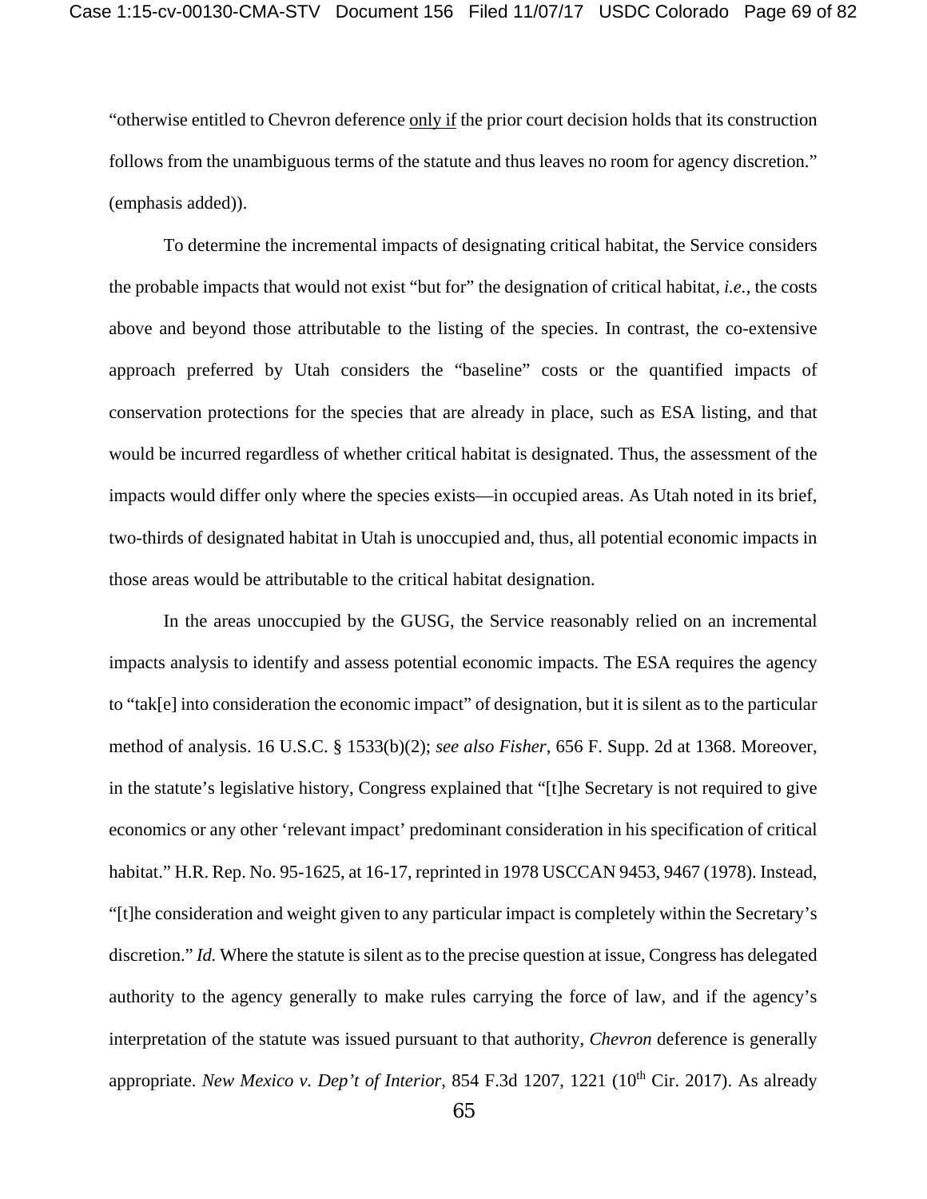"otherwise entitled to Chevron deference <u>only if</u> the prior court decision holds that its construction follows from the unambiguous terms of the statute and thus leaves no room for agency discretion." (emphasis added)).

To determine the incremental impacts of designating critical habitat, the Service considers the probable impacts that would not exist "but for" the designation of critical habitat, *i.e.*, the costs above and beyond those attributable to the listing of the species. In contrast, the co-extensive approach preferred by Utah considers the "baseline" costs or the quantified impacts of conservation protections for the species that are already in place, such as ESA listing, and that would be incurred regardless of whether critical habitat is designated. Thus, the assessment of the impacts would differ only where the species exists—in occupied areas. As Utah noted in its brief, two-thirds of designated habitat in Utah is unoccupied and, thus, all potential economic impacts in those areas would be attributable to the critical habitat designation.

In the areas unoccupied by the GUSG, the Service reasonably relied on an incremental impacts analysis to identify and assess potential economic impacts. The ESA requires the agency to "tak[e] into consideration the economic impact" of designation, but it is silent as to the particular method of analysis. 16 U.S.C. § 1533(b)(2); *see also Fisher*, 656 F. Supp. 2d at 1368. Moreover, in the statute's legislative history, Congress explained that "[t]he Secretary is not required to give economics or any other 'relevant impact' predominant consideration in his specification of critical habitat." H.R. Rep. No. 95-1625, at 16-17, reprinted in 1978 USCCAN 9453, 9467 (1978). Instead, "[t]he consideration and weight given to any particular impact is completely within the Secretary's discretion." *Id.* Where the statute is silent as to the precise question at issue, Congress has delegated authority to the agency generally to make rules carrying the force of law, and if the agency's interpretation of the statute was issued pursuant to that authority, *Chevron* deference is generally appropriate. *New Mexico v. Dep't of Interior*, 854 F.3d 1207, 1221 (10th Cir. 2017). As already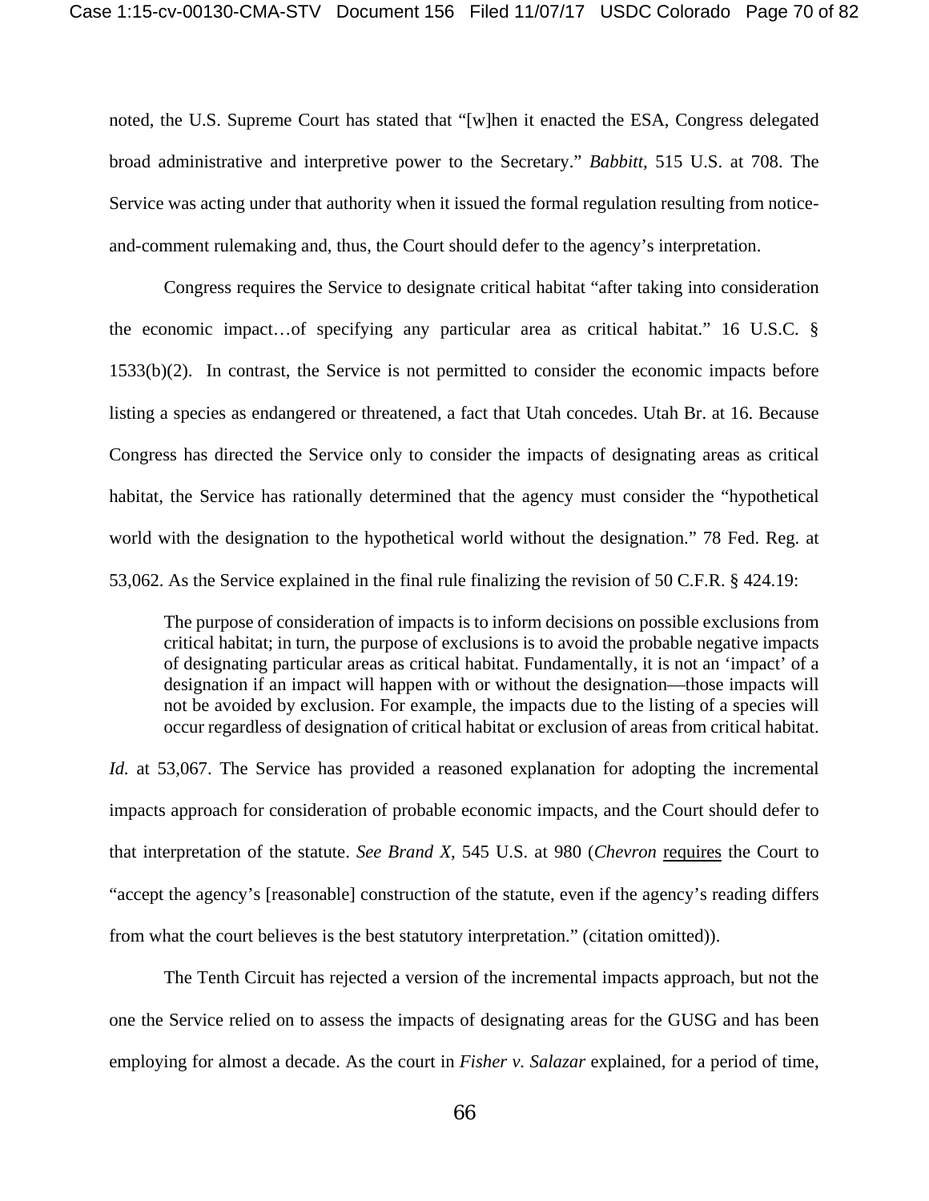noted, the U.S. Supreme Court has stated that "[w]hen it enacted the ESA, Congress delegated broad administrative and interpretive power to the Secretary." *Babbitt*, 515 U.S. at 708. The Service was acting under that authority when it issued the formal regulation resulting from notice-and-comment rulemaking and, thus, the Court should defer to the agency's interpretation.

Congress requires the Service to designate critical habitat "after taking into consideration the economic impact…of specifying any particular area as critical habitat." 16 U.S.C. § 1533(b)(2). In contrast, the Service is not permitted to consider the economic impacts before listing a species as endangered or threatened, a fact that Utah concedes. Utah Br. at 16. Because Congress has directed the Service only to consider the impacts of designating areas as critical habitat, the Service has rationally determined that the agency must consider the "hypothetical world with the designation to the hypothetical world without the designation." 78 Fed. Reg. at 53,062. As the Service explained in the final rule finalizing the revision of 50 C.F.R. § 424.19:

> The purpose of consideration of impacts is to inform decisions on possible exclusions from critical habitat; in turn, the purpose of exclusions is to avoid the probable negative impacts of designating particular areas as critical habitat. Fundamentally, it is not an 'impact' of a designation if an impact will happen with or without the designation—those impacts will not be avoided by exclusion. For example, the impacts due to the listing of a species will occur regardless of designation of critical habitat or exclusion of areas from critical habitat.

*Id.* at 53,067. The Service has provided a reasoned explanation for adopting the incremental impacts approach for consideration of probable economic impacts, and the Court should defer to that interpretation of the statute. *See Brand X*, 545 U.S. at 980 (*Chevron* requires the Court to "accept the agency's [reasonable] construction of the statute, even if the agency's reading differs from what the court believes is the best statutory interpretation." (citation omitted)).

The Tenth Circuit has rejected a version of the incremental impacts approach, but not the one the Service relied on to assess the impacts of designating areas for the GUSG and has been employing for almost a decade. As the court in *Fisher v. Salazar* explained, for a period of time,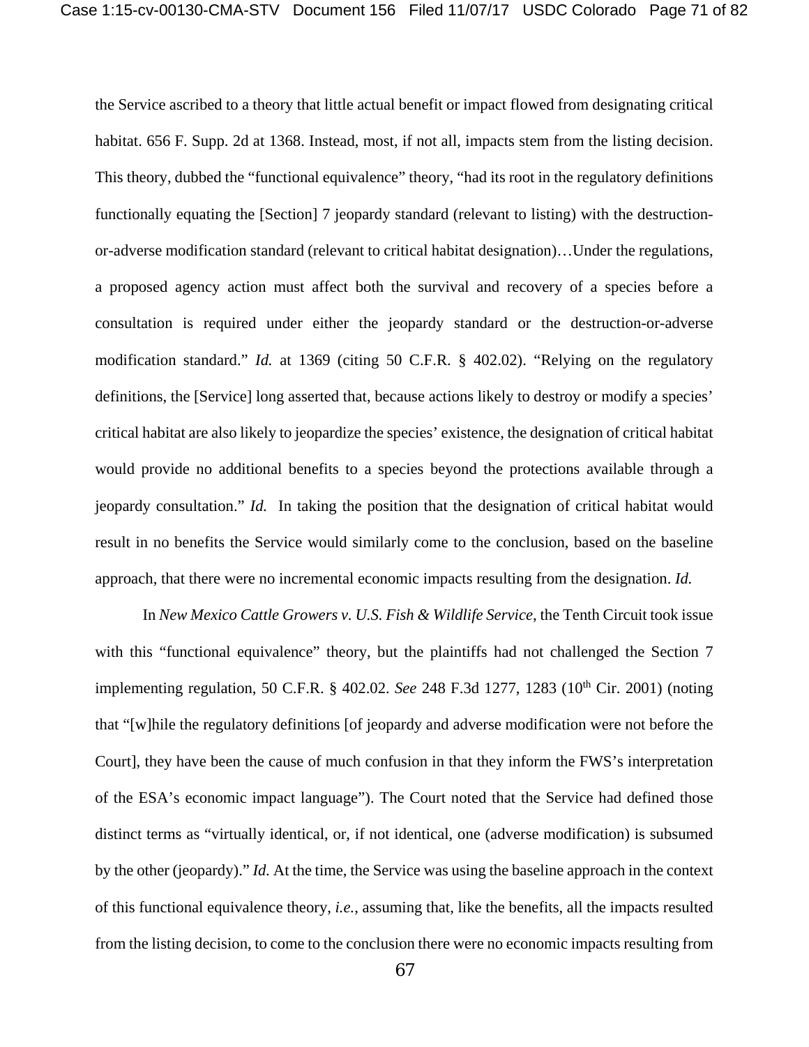the Service ascribed to a theory that little actual benefit or impact flowed from designating critical habitat. 656 F. Supp. 2d at 1368. Instead, most, if not all, impacts stem from the listing decision. This theory, dubbed the "functional equivalence" theory, "had its root in the regulatory definitions functionally equating the [Section] 7 jeopardy standard (relevant to listing) with the destruction-or-adverse modification standard (relevant to critical habitat designation)…Under the regulations, a proposed agency action must affect both the survival and recovery of a species before a consultation is required under either the jeopardy standard or the destruction-or-adverse modification standard." *Id.* at 1369 (citing 50 C.F.R. § 402.02). "Relying on the regulatory definitions, the [Service] long asserted that, because actions likely to destroy or modify a species' critical habitat are also likely to jeopardize the species' existence, the designation of critical habitat would provide no additional benefits to a species beyond the protections available through a jeopardy consultation." *Id.* In taking the position that the designation of critical habitat would result in no benefits the Service would similarly come to the conclusion, based on the baseline approach, that there were no incremental economic impacts resulting from the designation. *Id.*

In *New Mexico Cattle Growers v. U.S. Fish & Wildlife Service*, the Tenth Circuit took issue with this "functional equivalence" theory, but the plaintiffs had not challenged the Section 7 implementing regulation, 50 C.F.R. § 402.02. *See* 248 F.3d 1277, 1283 (10th Cir. 2001) (noting that "[w]hile the regulatory definitions [of jeopardy and adverse modification were not before the Court], they have been the cause of much confusion in that they inform the FWS's interpretation of the ESA's economic impact language"). The Court noted that the Service had defined those distinct terms as "virtually identical, or, if not identical, one (adverse modification) is subsumed by the other (jeopardy)." *Id.* At the time, the Service was using the baseline approach in the context of this functional equivalence theory, *i.e.*, assuming that, like the benefits, all the impacts resulted from the listing decision, to come to the conclusion there were no economic impacts resulting from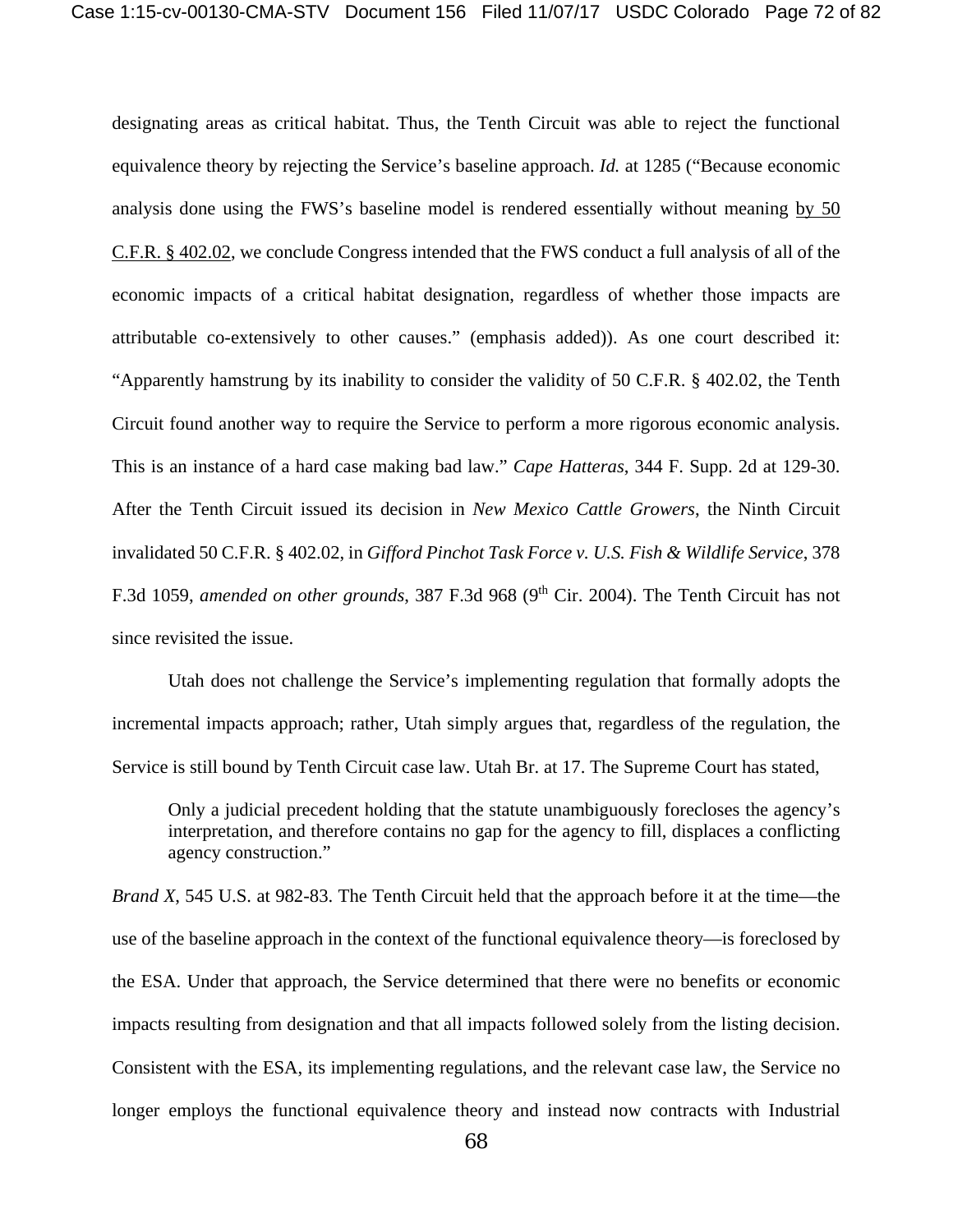designating areas as critical habitat. Thus, the Tenth Circuit was able to reject the functional equivalence theory by rejecting the Service's baseline approach. *Id.* at 1285 ("Because economic analysis done using the FWS's baseline model is rendered essentially without meaning by 50 C.F.R. § 402.02, we conclude Congress intended that the FWS conduct a full analysis of all of the economic impacts of a critical habitat designation, regardless of whether those impacts are attributable co-extensively to other causes." (emphasis added)). As one court described it: "Apparently hamstrung by its inability to consider the validity of 50 C.F.R. § 402.02, the Tenth Circuit found another way to require the Service to perform a more rigorous economic analysis. This is an instance of a hard case making bad law." *Cape Hatteras*, 344 F. Supp. 2d at 129-30. After the Tenth Circuit issued its decision in *New Mexico Cattle Growers*, the Ninth Circuit invalidated 50 C.F.R. § 402.02, in *Gifford Pinchot Task Force v. U.S. Fish & Wildlife Service*, 378 F.3d 1059, *amended on other grounds*, 387 F.3d 968 (9th Cir. 2004). The Tenth Circuit has not since revisited the issue.

Utah does not challenge the Service's implementing regulation that formally adopts the incremental impacts approach; rather, Utah simply argues that, regardless of the regulation, the Service is still bound by Tenth Circuit case law. Utah Br. at 17. The Supreme Court has stated,

> Only a judicial precedent holding that the statute unambiguously forecloses the agency's interpretation, and therefore contains no gap for the agency to fill, displaces a conflicting agency construction."

*Brand X*, 545 U.S. at 982-83. The Tenth Circuit held that the approach before it at the time—the use of the baseline approach in the context of the functional equivalence theory—is foreclosed by the ESA. Under that approach, the Service determined that there were no benefits or economic impacts resulting from designation and that all impacts followed solely from the listing decision. Consistent with the ESA, its implementing regulations, and the relevant case law, the Service no longer employs the functional equivalence theory and instead now contracts with Industrial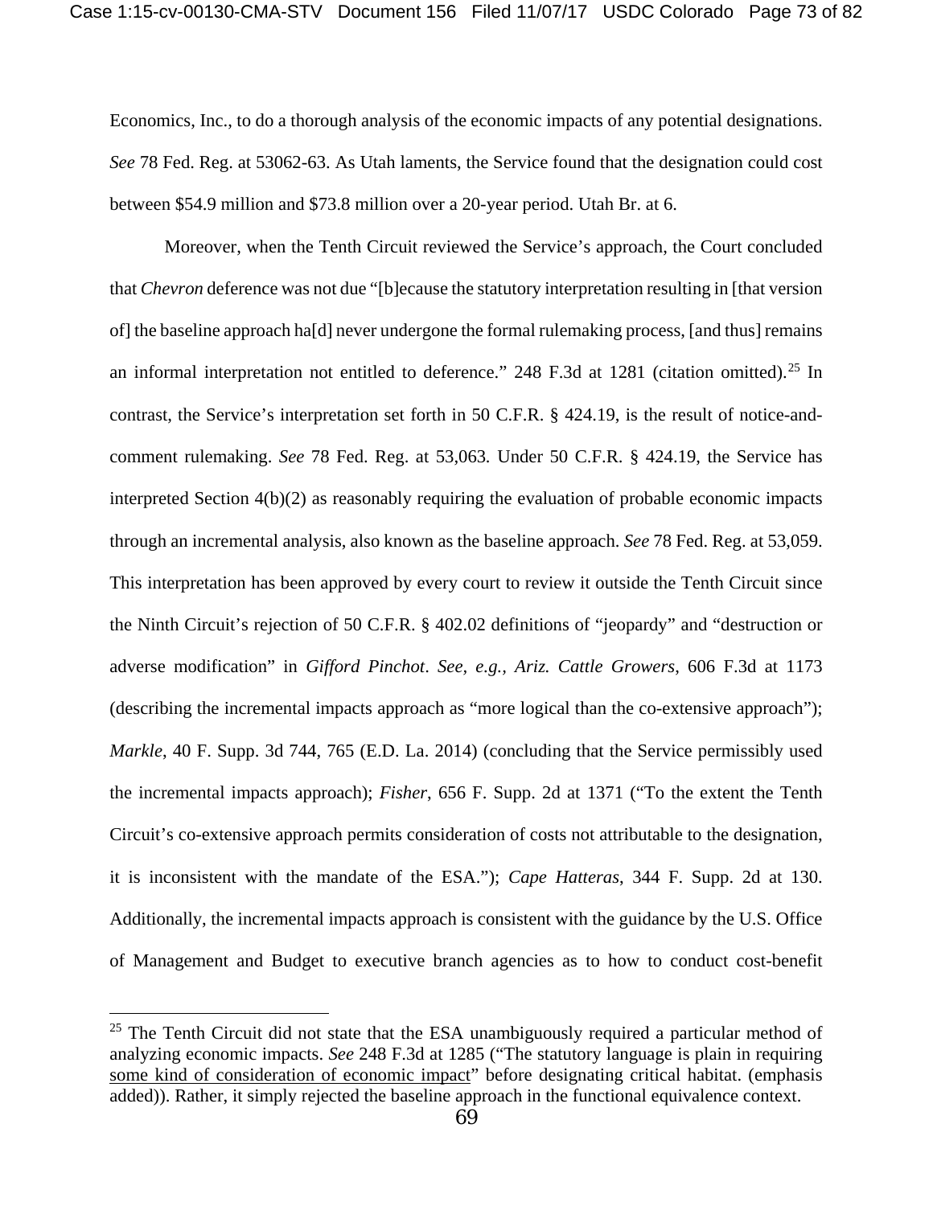Economics, Inc., to do a thorough analysis of the economic impacts of any potential designations. *See* 78 Fed. Reg. at 53062-63. As Utah laments, the Service found that the designation could cost between \$54.9 million and \$73.8 million over a 20-year period. Utah Br. at 6.

Moreover, when the Tenth Circuit reviewed the Service's approach, the Court concluded that *Chevron* deference was not due "[b]ecause the statutory interpretation resulting in [that version of] the baseline approach ha[d] never undergone the formal rulemaking process, [and thus] remains an informal interpretation not entitled to deference." 248 F.3d at 1281 (citation omitted).[25] In contrast, the Service's interpretation set forth in 50 C.F.R. § 424.19, is the result of notice-and-comment rulemaking. *See* 78 Fed. Reg. at 53,063. Under 50 C.F.R. § 424.19, the Service has interpreted Section 4(b)(2) as reasonably requiring the evaluation of probable economic impacts through an incremental analysis, also known as the baseline approach. *See* 78 Fed. Reg. at 53,059. This interpretation has been approved by every court to review it outside the Tenth Circuit since the Ninth Circuit's rejection of 50 C.F.R. § 402.02 definitions of "jeopardy" and "destruction or adverse modification" in *Gifford Pinchot*. *See, e.g.*, *Ariz. Cattle Growers*, 606 F.3d at 1173 (describing the incremental impacts approach as "more logical than the co-extensive approach"); *Markle*, 40 F. Supp. 3d 744, 765 (E.D. La. 2014) (concluding that the Service permissibly used the incremental impacts approach); *Fisher*, 656 F. Supp. 2d at 1371 ("To the extent the Tenth Circuit's co-extensive approach permits consideration of costs not attributable to the designation, it is inconsistent with the mandate of the ESA."); *Cape Hatteras*, 344 F. Supp. 2d at 130. Additionally, the incremental impacts approach is consistent with the guidance by the U.S. Office of Management and Budget to executive branch agencies as to how to conduct cost-benefit

---

[25] The Tenth Circuit did not state that the ESA unambiguously required a particular method of analyzing economic impacts. *See* 248 F.3d at 1285 ("The statutory language is plain in requiring <u>some kind of consideration of economic impact</u>" before designating critical habitat. (emphasis added)). Rather, it simply rejected the baseline approach in the functional equivalence context.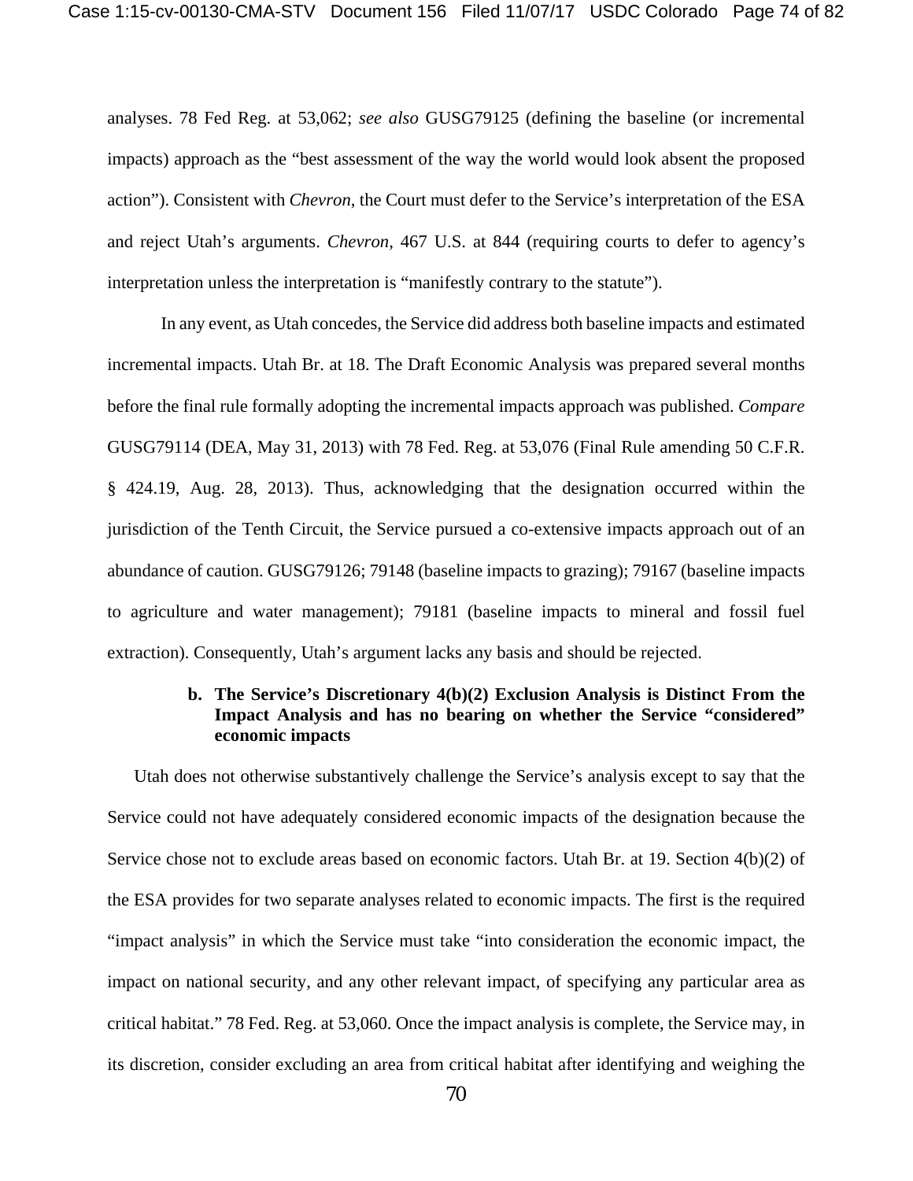analyses. 78 Fed Reg. at 53,062; *see also* GUSG79125 (defining the baseline (or incremental impacts) approach as the "best assessment of the way the world would look absent the proposed action"). Consistent with *Chevron*, the Court must defer to the Service's interpretation of the ESA and reject Utah's arguments. *Chevron*, 467 U.S. at 844 (requiring courts to defer to agency's interpretation unless the interpretation is "manifestly contrary to the statute").

In any event, as Utah concedes, the Service did address both baseline impacts and estimated incremental impacts. Utah Br. at 18. The Draft Economic Analysis was prepared several months before the final rule formally adopting the incremental impacts approach was published. *Compare* GUSG79114 (DEA, May 31, 2013) with 78 Fed. Reg. at 53,076 (Final Rule amending 50 C.F.R. § 424.19, Aug. 28, 2013). Thus, acknowledging that the designation occurred within the jurisdiction of the Tenth Circuit, the Service pursued a co-extensive impacts approach out of an abundance of caution. GUSG79126; 79148 (baseline impacts to grazing); 79167 (baseline impacts to agriculture and water management); 79181 (baseline impacts to mineral and fossil fuel extraction). Consequently, Utah's argument lacks any basis and should be rejected.

**b. The Service's Discretionary 4(b)(2) Exclusion Analysis is Distinct From the Impact Analysis and has no bearing on whether the Service "considered" economic impacts**

Utah does not otherwise substantively challenge the Service's analysis except to say that the Service could not have adequately considered economic impacts of the designation because the Service chose not to exclude areas based on economic factors. Utah Br. at 19. Section 4(b)(2) of the ESA provides for two separate analyses related to economic impacts. The first is the required "impact analysis" in which the Service must take "into consideration the economic impact, the impact on national security, and any other relevant impact, of specifying any particular area as critical habitat." 78 Fed. Reg. at 53,060. Once the impact analysis is complete, the Service may, in its discretion, consider excluding an area from critical habitat after identifying and weighing the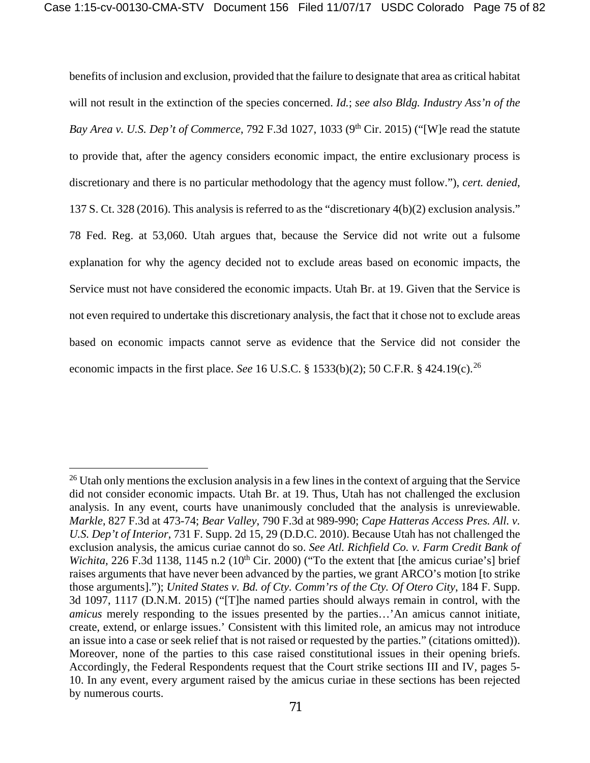benefits of inclusion and exclusion, provided that the failure to designate that area as critical habitat will not result in the extinction of the species concerned. *Id.*; *see also Bldg. Industry Ass'n of the Bay Area v. U.S. Dep't of Commerce*, 792 F.3d 1027, 1033 (9th Cir. 2015) ("[W]e read the statute to provide that, after the agency considers economic impact, the entire exclusionary process is discretionary and there is no particular methodology that the agency must follow."), *cert. denied*, 137 S. Ct. 328 (2016). This analysis is referred to as the "discretionary 4(b)(2) exclusion analysis." 78 Fed. Reg. at 53,060. Utah argues that, because the Service did not write out a fulsome explanation for why the agency decided not to exclude areas based on economic impacts, the Service must not have considered the economic impacts. Utah Br. at 19. Given that the Service is not even required to undertake this discretionary analysis, the fact that it chose not to exclude areas based on economic impacts cannot serve as evidence that the Service did not consider the economic impacts in the first place. *See* 16 U.S.C. § 1533(b)(2); 50 C.F.R. § 424.19(c).[26]

---

[26] Utah only mentions the exclusion analysis in a few lines in the context of arguing that the Service did not consider economic impacts. Utah Br. at 19. Thus, Utah has not challenged the exclusion analysis. In any event, courts have unanimously concluded that the analysis is unreviewable. *Markle*, 827 F.3d at 473-74; *Bear Valley*, 790 F.3d at 989-990; *Cape Hatteras Access Pres. All. v. U.S. Dep't of Interior*, 731 F. Supp. 2d 15, 29 (D.D.C. 2010). Because Utah has not challenged the exclusion analysis, the amicus curiae cannot do so. *See Atl. Richfield Co. v. Farm Credit Bank of Wichita*, 226 F.3d 1138, 1145 n.2 (10th Cir. 2000) ("To the extent that [the amicus curiae's] brief raises arguments that have never been advanced by the parties, we grant ARCO's motion [to strike those arguments]."); *United States v. Bd. of Cty. Comm'rs of the Cty. Of Otero City*, 184 F. Supp. 3d 1097, 1117 (D.N.M. 2015) ("[T]he named parties should always remain in control, with the *amicus* merely responding to the issues presented by the parties…'An amicus cannot initiate, create, extend, or enlarge issues.' Consistent with this limited role, an amicus may not introduce an issue into a case or seek relief that is not raised or requested by the parties." (citations omitted)). Moreover, none of the parties to this case raised constitutional issues in their opening briefs. Accordingly, the Federal Respondents request that the Court strike sections III and IV, pages 5-10. In any event, every argument raised by the amicus curiae in these sections has been rejected by numerous courts.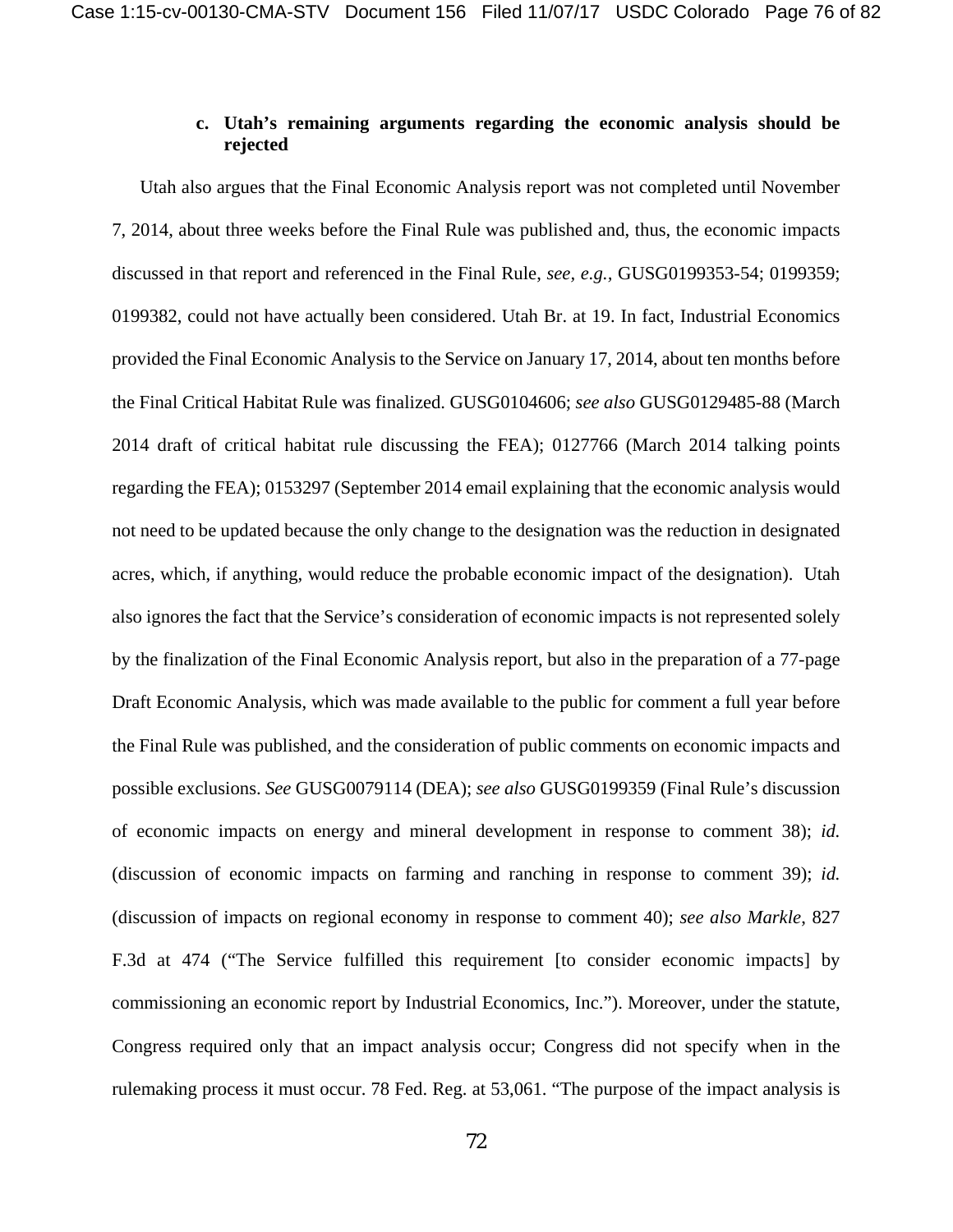#### c. Utah's remaining arguments regarding the economic analysis should be rejected

Utah also argues that the Final Economic Analysis report was not completed until November 7, 2014, about three weeks before the Final Rule was published and, thus, the economic impacts discussed in that report and referenced in the Final Rule, *see, e.g.,* GUSG0199353-54; 0199359; 0199382, could not have actually been considered. Utah Br. at 19. In fact, Industrial Economics provided the Final Economic Analysis to the Service on January 17, 2014, about ten months before the Final Critical Habitat Rule was finalized. GUSG0104606; *see also* GUSG0129485-88 (March 2014 draft of critical habitat rule discussing the FEA); 0127766 (March 2014 talking points regarding the FEA); 0153297 (September 2014 email explaining that the economic analysis would not need to be updated because the only change to the designation was the reduction in designated acres, which, if anything, would reduce the probable economic impact of the designation). Utah also ignores the fact that the Service's consideration of economic impacts is not represented solely by the finalization of the Final Economic Analysis report, but also in the preparation of a 77-page Draft Economic Analysis, which was made available to the public for comment a full year before the Final Rule was published, and the consideration of public comments on economic impacts and possible exclusions. *See* GUSG0079114 (DEA); *see also* GUSG0199359 (Final Rule's discussion of economic impacts on energy and mineral development in response to comment 38); *id.* (discussion of economic impacts on farming and ranching in response to comment 39); *id.* (discussion of impacts on regional economy in response to comment 40); *see also Markle*, 827 F.3d at 474 ("The Service fulfilled this requirement [to consider economic impacts] by commissioning an economic report by Industrial Economics, Inc."). Moreover, under the statute, Congress required only that an impact analysis occur; Congress did not specify when in the rulemaking process it must occur. 78 Fed. Reg. at 53,061. "The purpose of the impact analysis is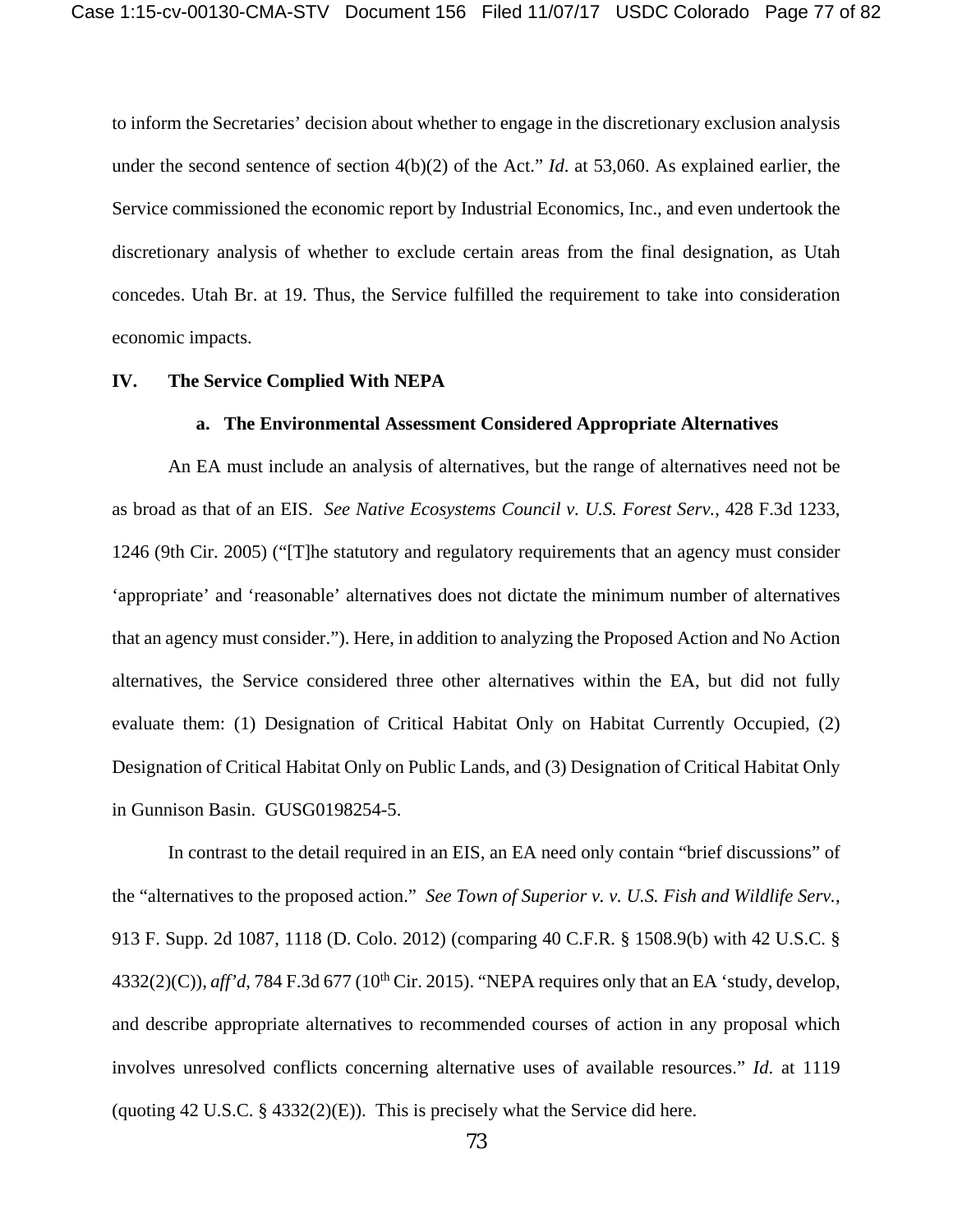to inform the Secretaries' decision about whether to engage in the discretionary exclusion analysis under the second sentence of section 4(b)(2) of the Act." *Id.* at 53,060. As explained earlier, the Service commissioned the economic report by Industrial Economics, Inc., and even undertook the discretionary analysis of whether to exclude certain areas from the final designation, as Utah concedes. Utah Br. at 19. Thus, the Service fulfilled the requirement to take into consideration economic impacts.

## IV. The Service Complied With NEPA

### a. The Environmental Assessment Considered Appropriate Alternatives

An EA must include an analysis of alternatives, but the range of alternatives need not be as broad as that of an EIS. *See Native Ecosystems Council v. U.S. Forest Serv.*, 428 F.3d 1233, 1246 (9th Cir. 2005) ("[T]he statutory and regulatory requirements that an agency must consider 'appropriate' and 'reasonable' alternatives does not dictate the minimum number of alternatives that an agency must consider."). Here, in addition to analyzing the Proposed Action and No Action alternatives, the Service considered three other alternatives within the EA, but did not fully evaluate them: (1) Designation of Critical Habitat Only on Habitat Currently Occupied, (2) Designation of Critical Habitat Only on Public Lands, and (3) Designation of Critical Habitat Only in Gunnison Basin. GUSG0198254-5.

In contrast to the detail required in an EIS, an EA need only contain "brief discussions" of the "alternatives to the proposed action." *See Town of Superior v. U.S. Fish and Wildlife Serv.*, 913 F. Supp. 2d 1087, 1118 (D. Colo. 2012) (comparing 40 C.F.R. § 1508.9(b) with 42 U.S.C. § 4332(2)(C)), *aff'd*, 784 F.3d 677 (10th Cir. 2015). "NEPA requires only that an EA 'study, develop, and describe appropriate alternatives to recommended courses of action in any proposal which involves unresolved conflicts concerning alternative uses of available resources." *Id.* at 1119 (quoting 42 U.S.C. § 4332(2)(E)). This is precisely what the Service did here.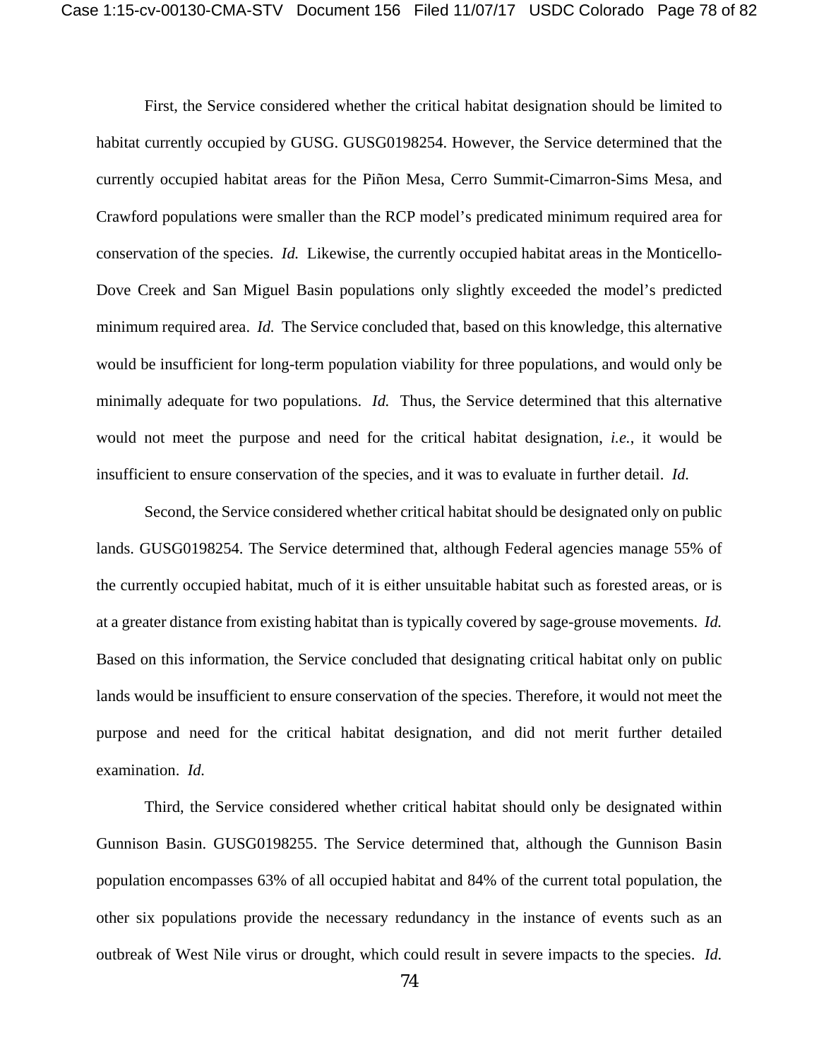First, the Service considered whether the critical habitat designation should be limited to habitat currently occupied by GUSG. GUSG0198254. However, the Service determined that the currently occupied habitat areas for the Piñon Mesa, Cerro Summit-Cimarron-Sims Mesa, and Crawford populations were smaller than the RCP model's predicated minimum required area for conservation of the species. *Id.* Likewise, the currently occupied habitat areas in the Monticello-Dove Creek and San Miguel Basin populations only slightly exceeded the model's predicted minimum required area. *Id.* The Service concluded that, based on this knowledge, this alternative would be insufficient for long-term population viability for three populations, and would only be minimally adequate for two populations. *Id.* Thus, the Service determined that this alternative would not meet the purpose and need for the critical habitat designation, *i.e.*, it would be insufficient to ensure conservation of the species, and it was to evaluate in further detail. *Id.*

Second, the Service considered whether critical habitat should be designated only on public lands. GUSG0198254. The Service determined that, although Federal agencies manage 55% of the currently occupied habitat, much of it is either unsuitable habitat such as forested areas, or is at a greater distance from existing habitat than is typically covered by sage-grouse movements. *Id.* Based on this information, the Service concluded that designating critical habitat only on public lands would be insufficient to ensure conservation of the species. Therefore, it would not meet the purpose and need for the critical habitat designation, and did not merit further detailed examination. *Id.*

Third, the Service considered whether critical habitat should only be designated within Gunnison Basin. GUSG0198255. The Service determined that, although the Gunnison Basin population encompasses 63% of all occupied habitat and 84% of the current total population, the other six populations provide the necessary redundancy in the instance of events such as an outbreak of West Nile virus or drought, which could result in severe impacts to the species. *Id.*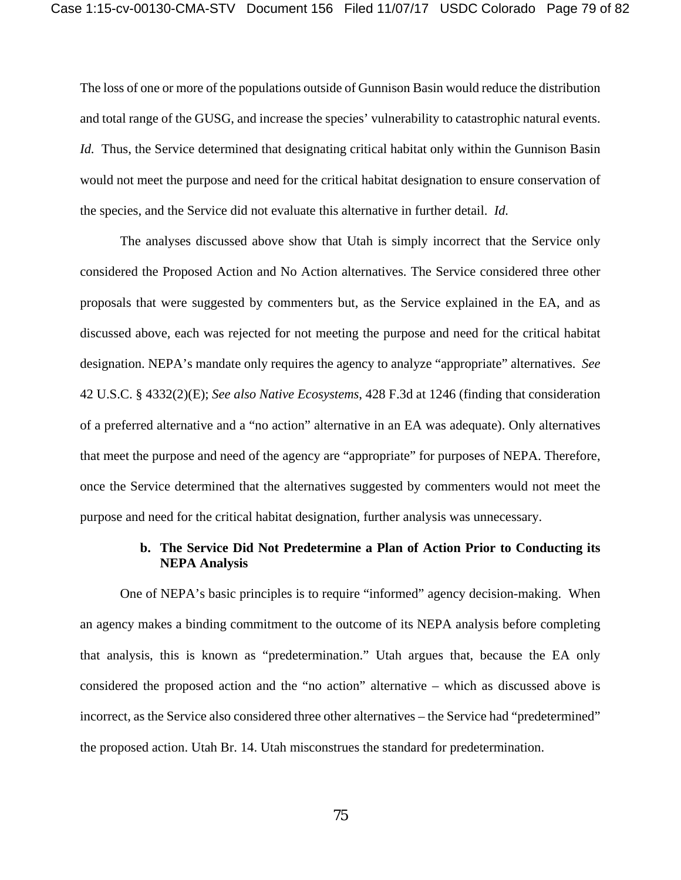The loss of one or more of the populations outside of Gunnison Basin would reduce the distribution and total range of the GUSG, and increase the species' vulnerability to catastrophic natural events. *Id.* Thus, the Service determined that designating critical habitat only within the Gunnison Basin would not meet the purpose and need for the critical habitat designation to ensure conservation of the species, and the Service did not evaluate this alternative in further detail. *Id.*

The analyses discussed above show that Utah is simply incorrect that the Service only considered the Proposed Action and No Action alternatives. The Service considered three other proposals that were suggested by commenters but, as the Service explained in the EA, and as discussed above, each was rejected for not meeting the purpose and need for the critical habitat designation. NEPA's mandate only requires the agency to analyze "appropriate" alternatives. *See* 42 U.S.C. § 4332(2)(E); *See also Native Ecosystems*, 428 F.3d at 1246 (finding that consideration of a preferred alternative and a "no action" alternative in an EA was adequate). Only alternatives that meet the purpose and need of the agency are "appropriate" for purposes of NEPA. Therefore, once the Service determined that the alternatives suggested by commenters would not meet the purpose and need for the critical habitat designation, further analysis was unnecessary.

**b. The Service Did Not Predetermine a Plan of Action Prior to Conducting its NEPA Analysis**

One of NEPA's basic principles is to require "informed" agency decision-making. When an agency makes a binding commitment to the outcome of its NEPA analysis before completing that analysis, this is known as "predetermination." Utah argues that, because the EA only considered the proposed action and the "no action" alternative – which as discussed above is incorrect, as the Service also considered three other alternatives – the Service had "predetermined" the proposed action. Utah Br. 14. Utah misconstrues the standard for predetermination.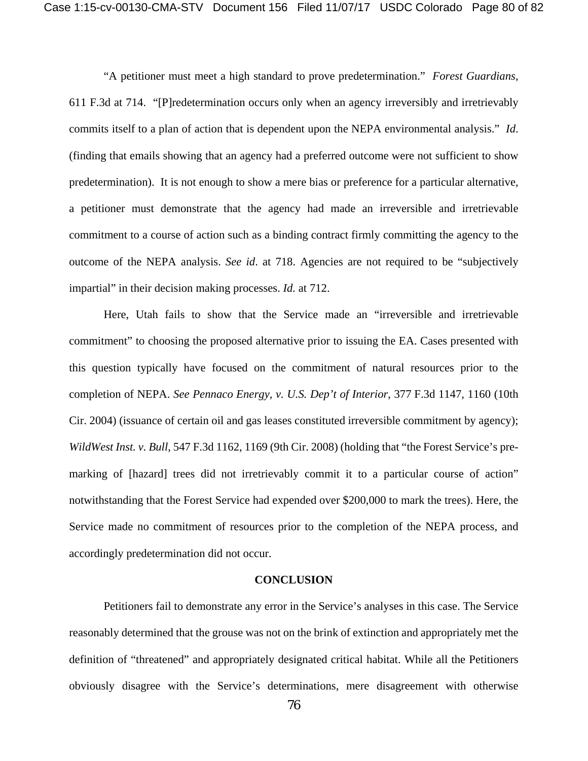"A petitioner must meet a high standard to prove predetermination." *Forest Guardians*, 611 F.3d at 714. "[P]redetermination occurs only when an agency irreversibly and irretrievably commits itself to a plan of action that is dependent upon the NEPA environmental analysis." *Id*. (finding that emails showing that an agency had a preferred outcome were not sufficient to show predetermination). It is not enough to show a mere bias or preference for a particular alternative, a petitioner must demonstrate that the agency had made an irreversible and irretrievable commitment to a course of action such as a binding contract firmly committing the agency to the outcome of the NEPA analysis. *See id*. at 718. Agencies are not required to be "subjectively impartial" in their decision making processes. *Id.* at 712.

Here, Utah fails to show that the Service made an "irreversible and irretrievable commitment" to choosing the proposed alternative prior to issuing the EA. Cases presented with this question typically have focused on the commitment of natural resources prior to the completion of NEPA. *See Pennaco Energy, v. U.S. Dep't of Interior*, 377 F.3d 1147, 1160 (10th Cir. 2004) (issuance of certain oil and gas leases constituted irreversible commitment by agency); *WildWest Inst. v. Bull*, 547 F.3d 1162, 1169 (9th Cir. 2008) (holding that "the Forest Service's pre-marking of [hazard] trees did not irretrievably commit it to a particular course of action" notwithstanding that the Forest Service had expended over $200,000 to mark the trees). Here, the Service made no commitment of resources prior to the completion of the NEPA process, and accordingly predetermination did not occur.

## CONCLUSION

Petitioners fail to demonstrate any error in the Service's analyses in this case. The Service reasonably determined that the grouse was not on the brink of extinction and appropriately met the definition of "threatened" and appropriately designated critical habitat. While all the Petitioners obviously disagree with the Service's determinations, mere disagreement with otherwise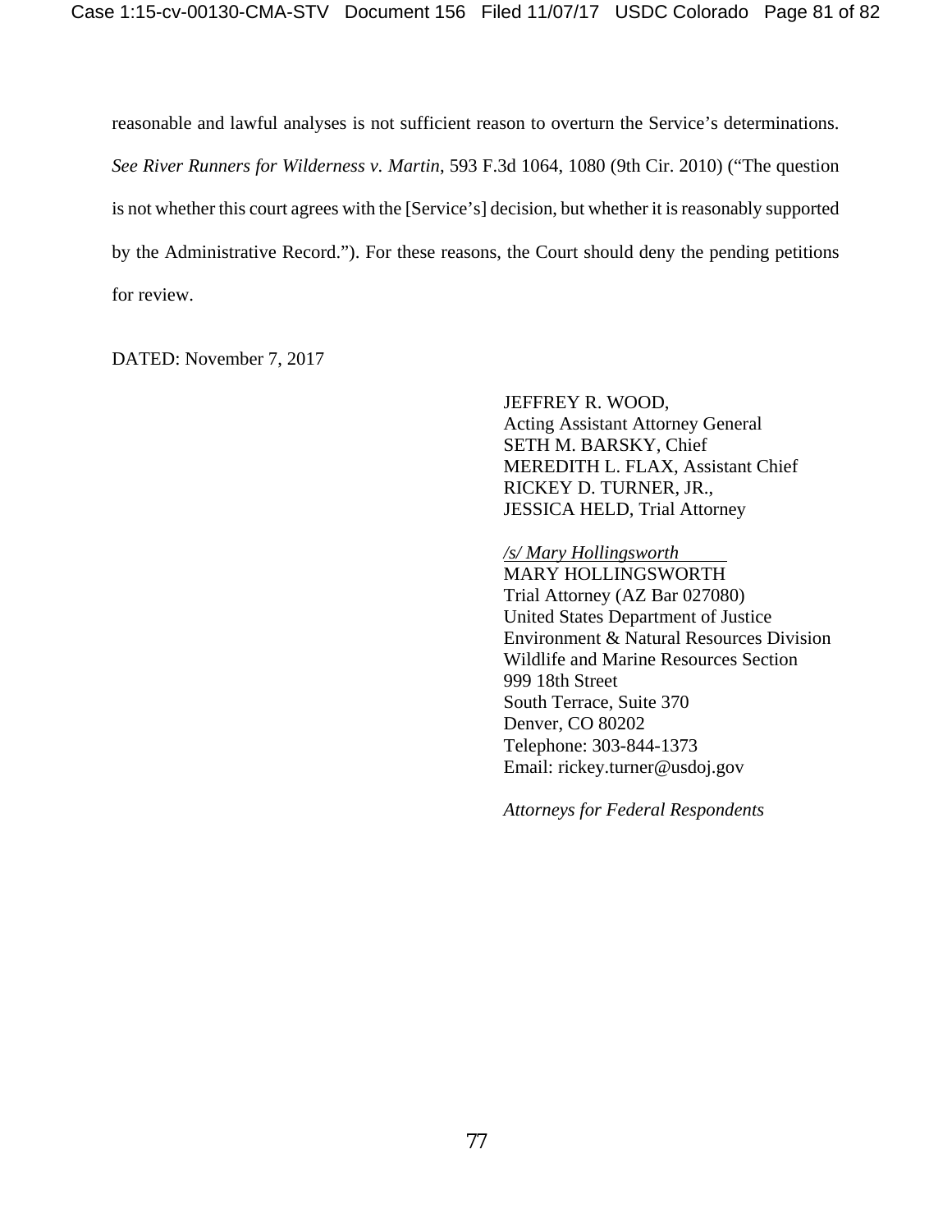reasonable and lawful analyses is not sufficient reason to overturn the Service's determinations. *See River Runners for Wilderness v. Martin*, 593 F.3d 1064, 1080 (9th Cir. 2010) ("The question is not whether this court agrees with the [Service's] decision, but whether it is reasonably supported by the Administrative Record."). For these reasons, the Court should deny the pending petitions for review.

DATED: November 7, 2017

JEFFREY R. WOOD,
Acting Assistant Attorney General
SETH M. BARSKY, Chief
MEREDITH L. FLAX, Assistant Chief
RICKEY D. TURNER, JR.,
JESSICA HELD, Trial Attorney

*/s/ Mary Hollingsworth*
MARY HOLLINGSWORTH
Trial Attorney (AZ Bar 027080)
United States Department of Justice
Environment & Natural Resources Division
Wildlife and Marine Resources Section
999 18th Street
South Terrace, Suite 370
Denver, CO 80202
Telephone: 303-844-1373
Email: rickey.turner@usdoj.gov

*Attorneys for Federal Respondents*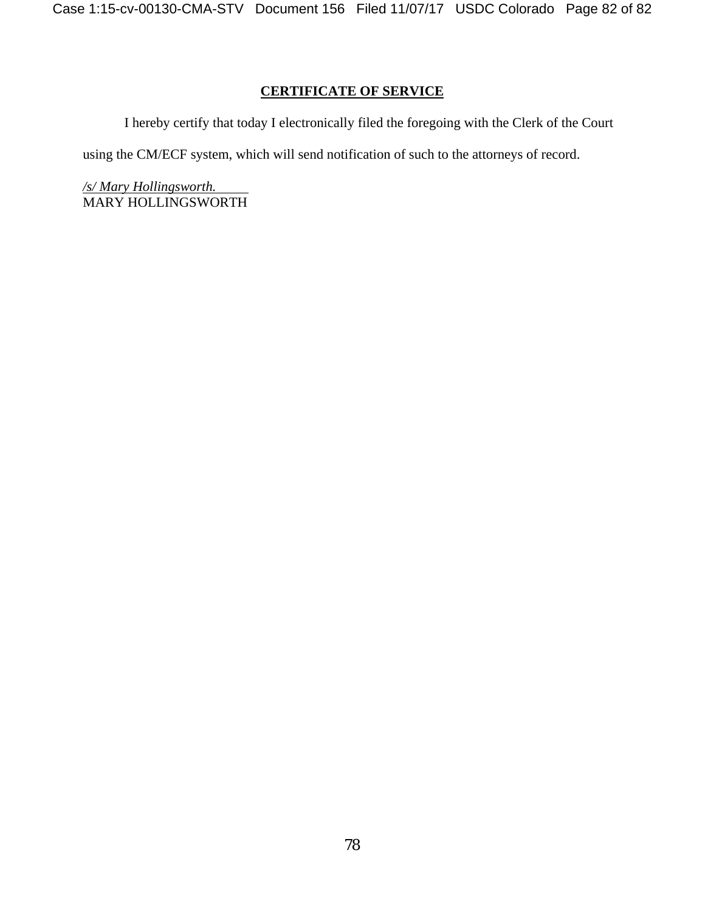**CERTIFICATE OF SERVICE**

I hereby certify that today I electronically filed the foregoing with the Clerk of the Court using the CM/ECF system, which will send notification of such to the attorneys of record.

*/s/ Mary Hollingsworth.*
MARY HOLLINGSWORTH